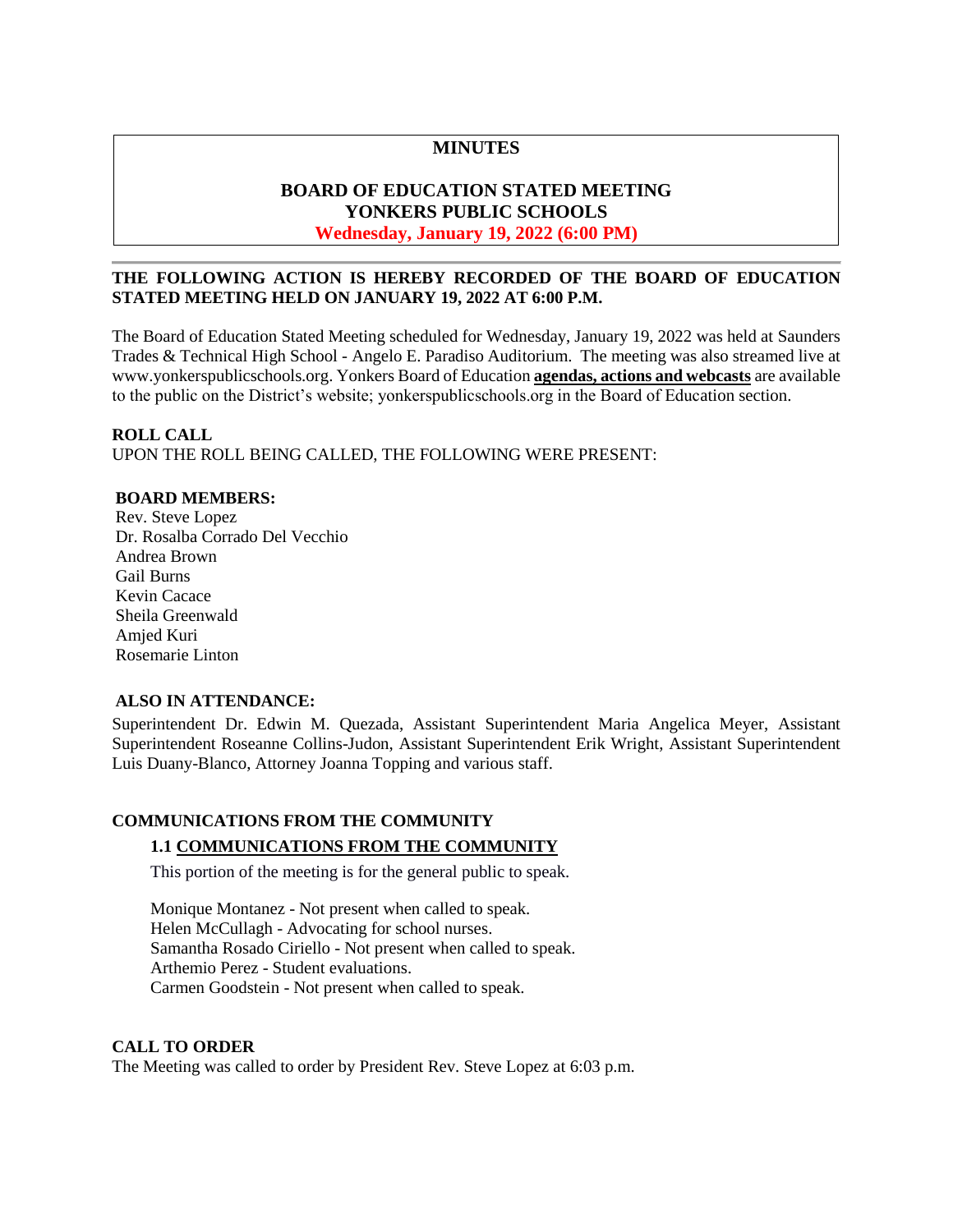# MINUTES

## BOARD OF EDUCATION STATED MEETING
## YONKERS PUBLIC SCHOOLS
**Wednesday, January 19, 2022 (6:00 PM)**

---

**THE FOLLOWING ACTION IS HEREBY RECORDED OF THE BOARD OF EDUCATION STATED MEETING HELD ON JANUARY 19, 2022 AT 6:00 P.M.**

The Board of Education Stated Meeting scheduled for Wednesday, January 19, 2022 was held at Saunders Trades & Technical High School - Angelo E. Paradiso Auditorium. The meeting was also streamed live at www.yonkerspublicschools.org. Yonkers Board of Education **agendas, actions and webcasts** are available to the public on the District's website; yonkerspublicschools.org in the Board of Education section.

**ROLL CALL**
UPON THE ROLL BEING CALLED, THE FOLLOWING WERE PRESENT:

**BOARD MEMBERS:**
Rev. Steve Lopez
Dr. Rosalba Corrado Del Vecchio
Andrea Brown
Gail Burns
Kevin Cacace
Sheila Greenwald
Amjed Kuri
Rosemarie Linton

**ALSO IN ATTENDANCE:**
Superintendent Dr. Edwin M. Quezada, Assistant Superintendent Maria Angelica Meyer, Assistant Superintendent Roseanne Collins-Judon, Assistant Superintendent Erik Wright, Assistant Superintendent Luis Duany-Blanco, Attorney Joanna Topping and various staff.

**COMMUNICATIONS FROM THE COMMUNITY**

**1.1 COMMUNICATIONS FROM THE COMMUNITY**

This portion of the meeting is for the general public to speak.

Monique Montanez - Not present when called to speak.
Helen McCullagh - Advocating for school nurses.
Samantha Rosado Ciriello - Not present when called to speak.
Arthemio Perez - Student evaluations.
Carmen Goodstein - Not present when called to speak.

**CALL TO ORDER**
The Meeting was called to order by President Rev. Steve Lopez at 6:03 p.m.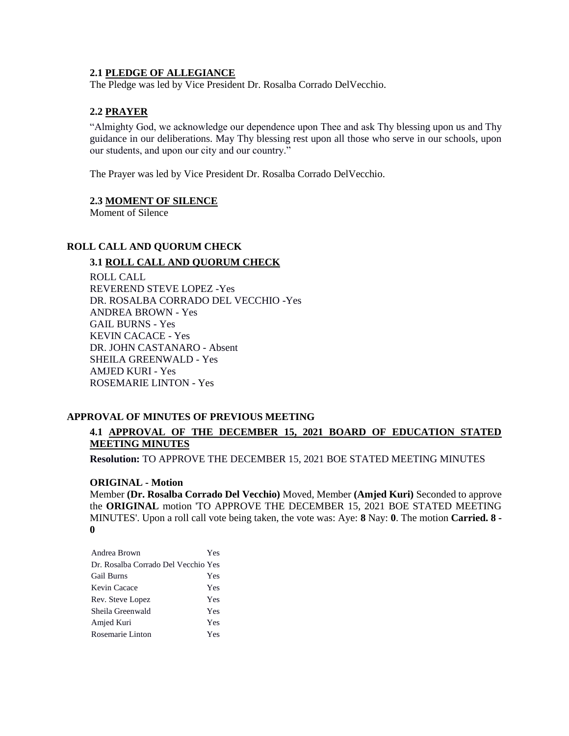### 2.1 PLEDGE OF ALLEGIANCE

The Pledge was led by Vice President Dr. Rosalba Corrado DelVecchio.

### 2.2 PRAYER

"Almighty God, we acknowledge our dependence upon Thee and ask Thy blessing upon us and Thy guidance in our deliberations. May Thy blessing rest upon all those who serve in our schools, upon our students, and upon our city and our country."

The Prayer was led by Vice President Dr. Rosalba Corrado DelVecchio.

### 2.3 MOMENT OF SILENCE

Moment of Silence

## ROLL CALL AND QUORUM CHECK

### 3.1 ROLL CALL AND QUORUM CHECK

ROLL CALL
REVEREND STEVE LOPEZ -Yes
DR. ROSALBA CORRADO DEL VECCHIO -Yes
ANDREA BROWN - Yes
GAIL BURNS - Yes
KEVIN CACACE - Yes
DR. JOHN CASTANARO - Absent
SHEILA GREENWALD - Yes
AMJED KURI - Yes
ROSEMARIE LINTON - Yes

## APPROVAL OF MINUTES OF PREVIOUS MEETING

### 4.1 APPROVAL OF THE DECEMBER 15, 2021 BOARD OF EDUCATION STATED MEETING MINUTES

**Resolution:** TO APPROVE THE DECEMBER 15, 2021 BOE STATED MEETING MINUTES

**ORIGINAL - Motion**

Member **(Dr. Rosalba Corrado Del Vecchio)** Moved, Member **(Amjed Kuri)** Seconded to approve the **ORIGINAL** motion 'TO APPROVE THE DECEMBER 15, 2021 BOE STATED MEETING MINUTES'. Upon a roll call vote being taken, the vote was: Aye: **8** Nay: **0**. The motion **Carried. 8 - 0**

| | |
|---|---|
| Andrea Brown | Yes |
| Dr. Rosalba Corrado Del Vecchio | Yes |
| Gail Burns | Yes |
| Kevin Cacace | Yes |
| Rev. Steve Lopez | Yes |
| Sheila Greenwald | Yes |
| Amjed Kuri | Yes |
| Rosemarie Linton | Yes |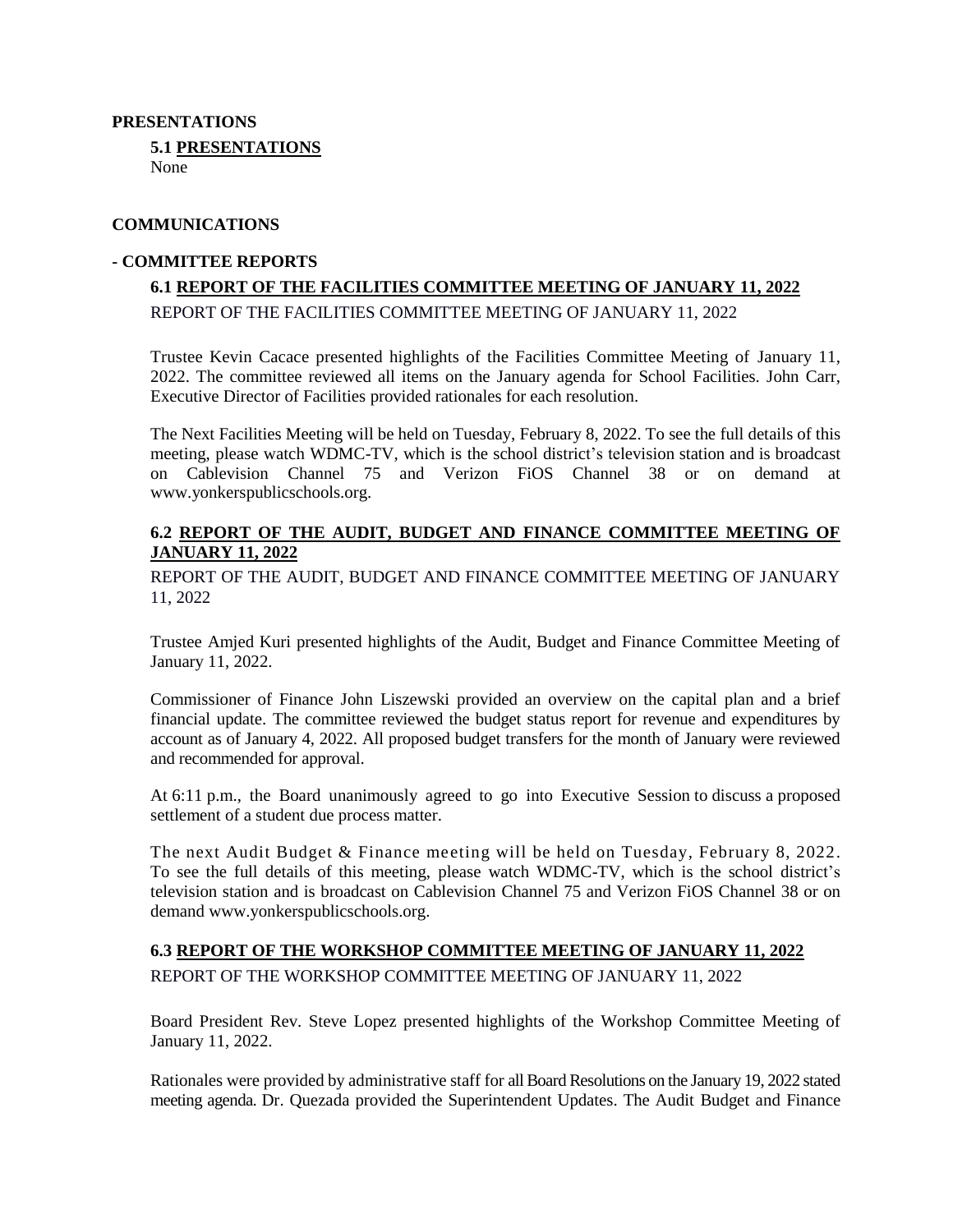**PRESENTATIONS**

**5.1 PRESENTATIONS**

None

**COMMUNICATIONS**

**- COMMITTEE REPORTS**

**6.1 REPORT OF THE FACILITIES COMMITTEE MEETING OF JANUARY 11, 2022**

REPORT OF THE FACILITIES COMMITTEE MEETING OF JANUARY 11, 2022

Trustee Kevin Cacace presented highlights of the Facilities Committee Meeting of January 11, 2022. The committee reviewed all items on the January agenda for School Facilities. John Carr, Executive Director of Facilities provided rationales for each resolution.

The Next Facilities Meeting will be held on Tuesday, February 8, 2022. To see the full details of this meeting, please watch WDMC-TV, which is the school district's television station and is broadcast on Cablevision Channel 75 and Verizon FiOS Channel 38 or on demand at www.yonkerspublicschools.org.

**6.2 REPORT OF THE AUDIT, BUDGET AND FINANCE COMMITTEE MEETING OF JANUARY 11, 2022**

REPORT OF THE AUDIT, BUDGET AND FINANCE COMMITTEE MEETING OF JANUARY 11, 2022

Trustee Amjed Kuri presented highlights of the Audit, Budget and Finance Committee Meeting of January 11, 2022.

Commissioner of Finance John Liszewski provided an overview on the capital plan and a brief financial update. The committee reviewed the budget status report for revenue and expenditures by account as of January 4, 2022. All proposed budget transfers for the month of January were reviewed and recommended for approval.

At 6:11 p.m., the Board unanimously agreed to go into Executive Session to discuss a proposed settlement of a student due process matter.

The next Audit Budget & Finance meeting will be held on Tuesday, February 8, 2022. To see the full details of this meeting, please watch WDMC-TV, which is the school district's television station and is broadcast on Cablevision Channel 75 and Verizon FiOS Channel 38 or on demand www.yonkerspublicschools.org.

**6.3 REPORT OF THE WORKSHOP COMMITTEE MEETING OF JANUARY 11, 2022**

REPORT OF THE WORKSHOP COMMITTEE MEETING OF JANUARY 11, 2022

Board President Rev. Steve Lopez presented highlights of the Workshop Committee Meeting of January 11, 2022.

Rationales were provided by administrative staff for all Board Resolutions on the January 19, 2022 stated meeting agenda. Dr. Quezada provided the Superintendent Updates. The Audit Budget and Finance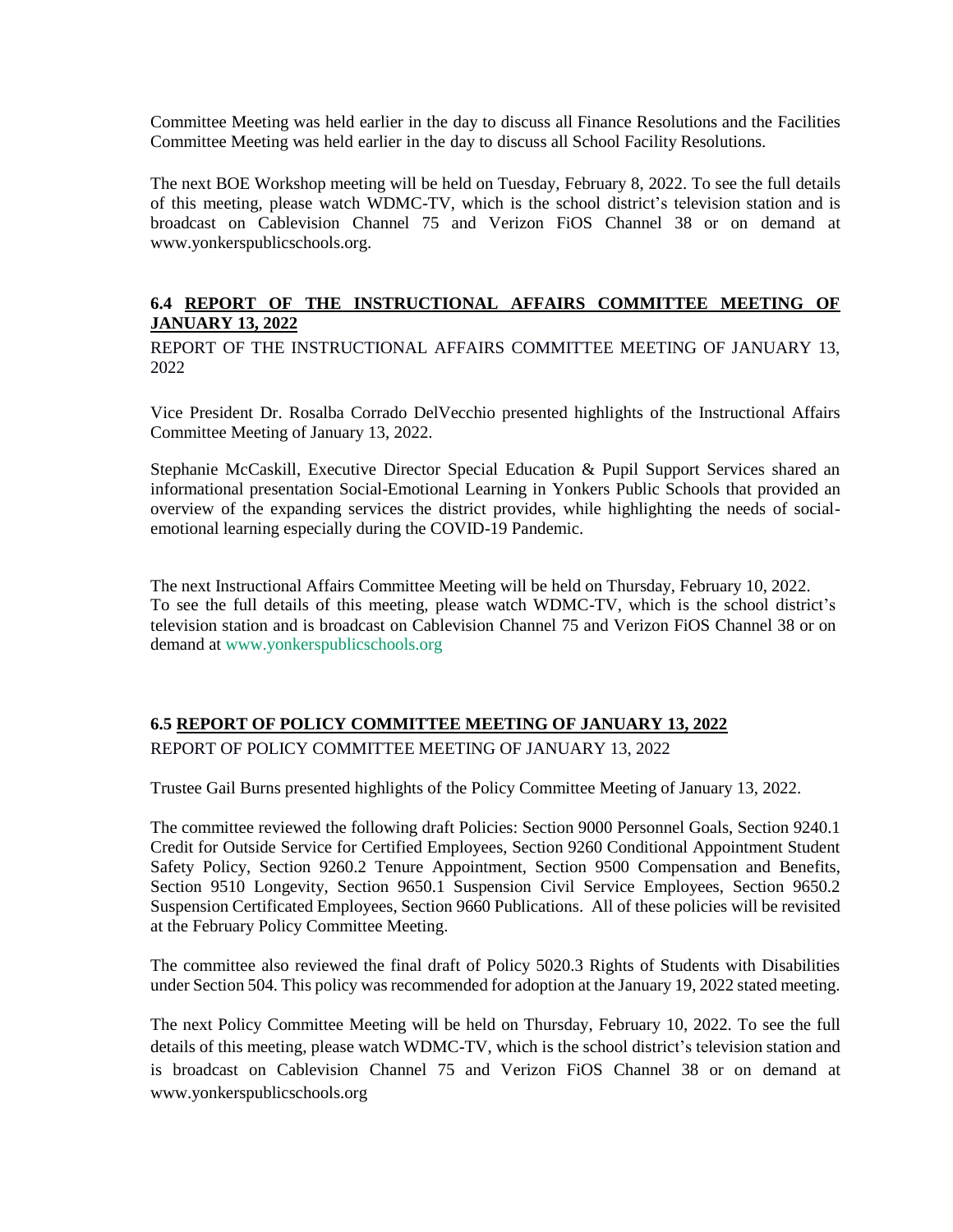Committee Meeting was held earlier in the day to discuss all Finance Resolutions and the Facilities Committee Meeting was held earlier in the day to discuss all School Facility Resolutions.

The next BOE Workshop meeting will be held on Tuesday, February 8, 2022. To see the full details of this meeting, please watch WDMC-TV, which is the school district's television station and is broadcast on Cablevision Channel 75 and Verizon FiOS Channel 38 or on demand at www.yonkerspublicschools.org.

### 6.4 REPORT OF THE INSTRUCTIONAL AFFAIRS COMMITTEE MEETING OF JANUARY 13, 2022

REPORT OF THE INSTRUCTIONAL AFFAIRS COMMITTEE MEETING OF JANUARY 13, 2022

Vice President Dr. Rosalba Corrado DelVecchio presented highlights of the Instructional Affairs Committee Meeting of January 13, 2022.

Stephanie McCaskill, Executive Director Special Education & Pupil Support Services shared an informational presentation Social-Emotional Learning in Yonkers Public Schools that provided an overview of the expanding services the district provides, while highlighting the needs of social-emotional learning especially during the COVID-19 Pandemic.

The next Instructional Affairs Committee Meeting will be held on Thursday, February 10, 2022. To see the full details of this meeting, please watch WDMC-TV, which is the school district's television station and is broadcast on Cablevision Channel 75 and Verizon FiOS Channel 38 or on demand at www.yonkerspublicschools.org

### 6.5 REPORT OF POLICY COMMITTEE MEETING OF JANUARY 13, 2022

REPORT OF POLICY COMMITTEE MEETING OF JANUARY 13, 2022

Trustee Gail Burns presented highlights of the Policy Committee Meeting of January 13, 2022.

The committee reviewed the following draft Policies: Section 9000 Personnel Goals, Section 9240.1 Credit for Outside Service for Certified Employees, Section 9260 Conditional Appointment Student Safety Policy, Section 9260.2 Tenure Appointment, Section 9500 Compensation and Benefits, Section 9510 Longevity, Section 9650.1 Suspension Civil Service Employees, Section 9650.2 Suspension Certificated Employees, Section 9660 Publications. All of these policies will be revisited at the February Policy Committee Meeting.

The committee also reviewed the final draft of Policy 5020.3 Rights of Students with Disabilities under Section 504. This policy was recommended for adoption at the January 19, 2022 stated meeting.

The next Policy Committee Meeting will be held on Thursday, February 10, 2022. To see the full details of this meeting, please watch WDMC-TV, which is the school district's television station and is broadcast on Cablevision Channel 75 and Verizon FiOS Channel 38 or on demand at www.yonkerspublicschools.org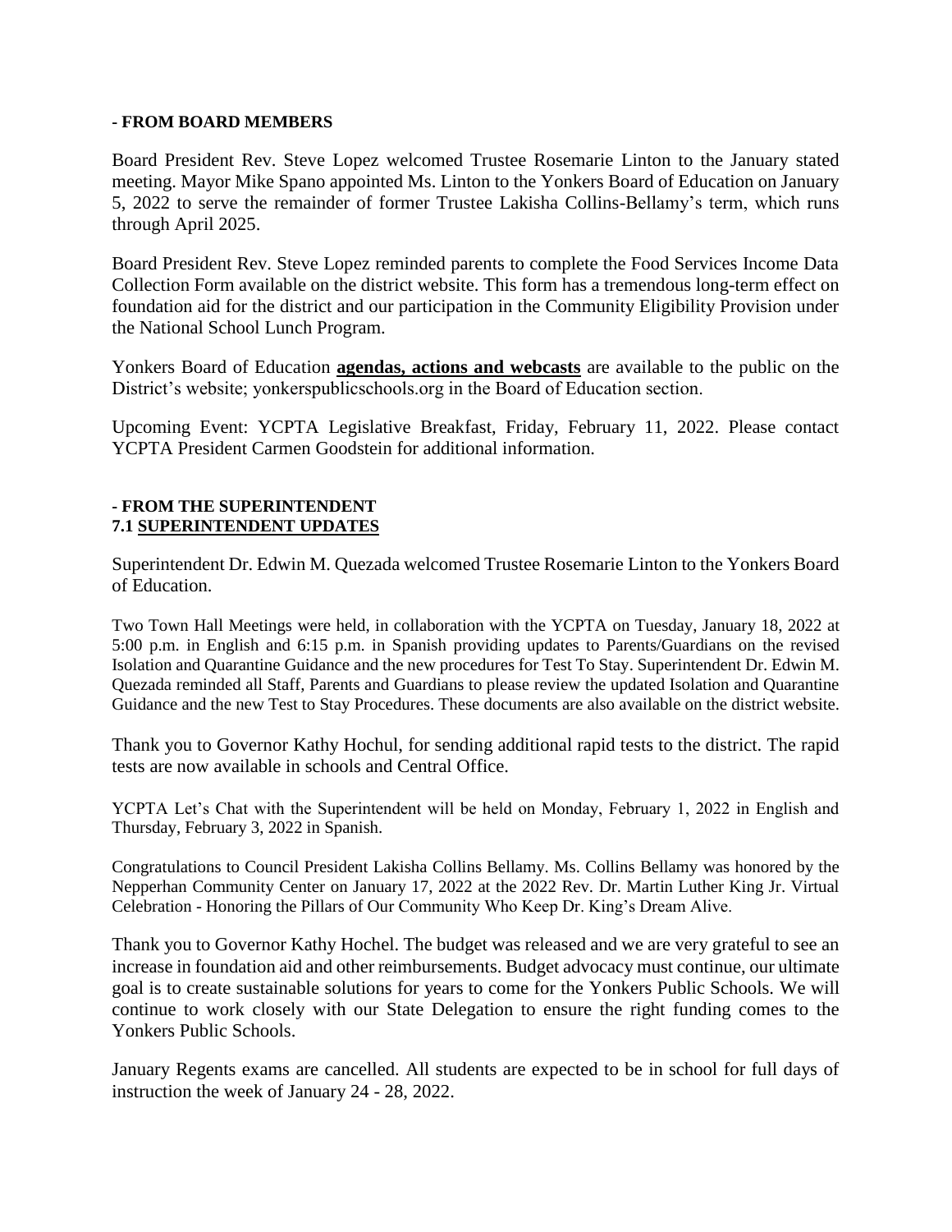**- FROM BOARD MEMBERS**

Board President Rev. Steve Lopez welcomed Trustee Rosemarie Linton to the January stated meeting. Mayor Mike Spano appointed Ms. Linton to the Yonkers Board of Education on January 5, 2022 to serve the remainder of former Trustee Lakisha Collins-Bellamy's term, which runs through April 2025.

Board President Rev. Steve Lopez reminded parents to complete the Food Services Income Data Collection Form available on the district website. This form has a tremendous long-term effect on foundation aid for the district and our participation in the Community Eligibility Provision under the National School Lunch Program.

Yonkers Board of Education **agendas, actions and webcasts** are available to the public on the District's website; yonkerspublicschools.org in the Board of Education section.

Upcoming Event: YCPTA Legislative Breakfast, Friday, February 11, 2022. Please contact YCPTA President Carmen Goodstein for additional information.

**- FROM THE SUPERINTENDENT**
**7.1 SUPERINTENDENT UPDATES**

Superintendent Dr. Edwin M. Quezada welcomed Trustee Rosemarie Linton to the Yonkers Board of Education.

Two Town Hall Meetings were held, in collaboration with the YCPTA on Tuesday, January 18, 2022 at 5:00 p.m. in English and 6:15 p.m. in Spanish providing updates to Parents/Guardians on the revised Isolation and Quarantine Guidance and the new procedures for Test To Stay. Superintendent Dr. Edwin M. Quezada reminded all Staff, Parents and Guardians to please review the updated Isolation and Quarantine Guidance and the new Test to Stay Procedures. These documents are also available on the district website.

Thank you to Governor Kathy Hochul, for sending additional rapid tests to the district. The rapid tests are now available in schools and Central Office.

YCPTA Let's Chat with the Superintendent will be held on Monday, February 1, 2022 in English and Thursday, February 3, 2022 in Spanish.

Congratulations to Council President Lakisha Collins Bellamy. Ms. Collins Bellamy was honored by the Nepperhan Community Center on January 17, 2022 at the 2022 Rev. Dr. Martin Luther King Jr. Virtual Celebration - Honoring the Pillars of Our Community Who Keep Dr. King's Dream Alive.

Thank you to Governor Kathy Hochel. The budget was released and we are very grateful to see an increase in foundation aid and other reimbursements. Budget advocacy must continue, our ultimate goal is to create sustainable solutions for years to come for the Yonkers Public Schools. We will continue to work closely with our State Delegation to ensure the right funding comes to the Yonkers Public Schools.

January Regents exams are cancelled. All students are expected to be in school for full days of instruction the week of January 24 - 28, 2022.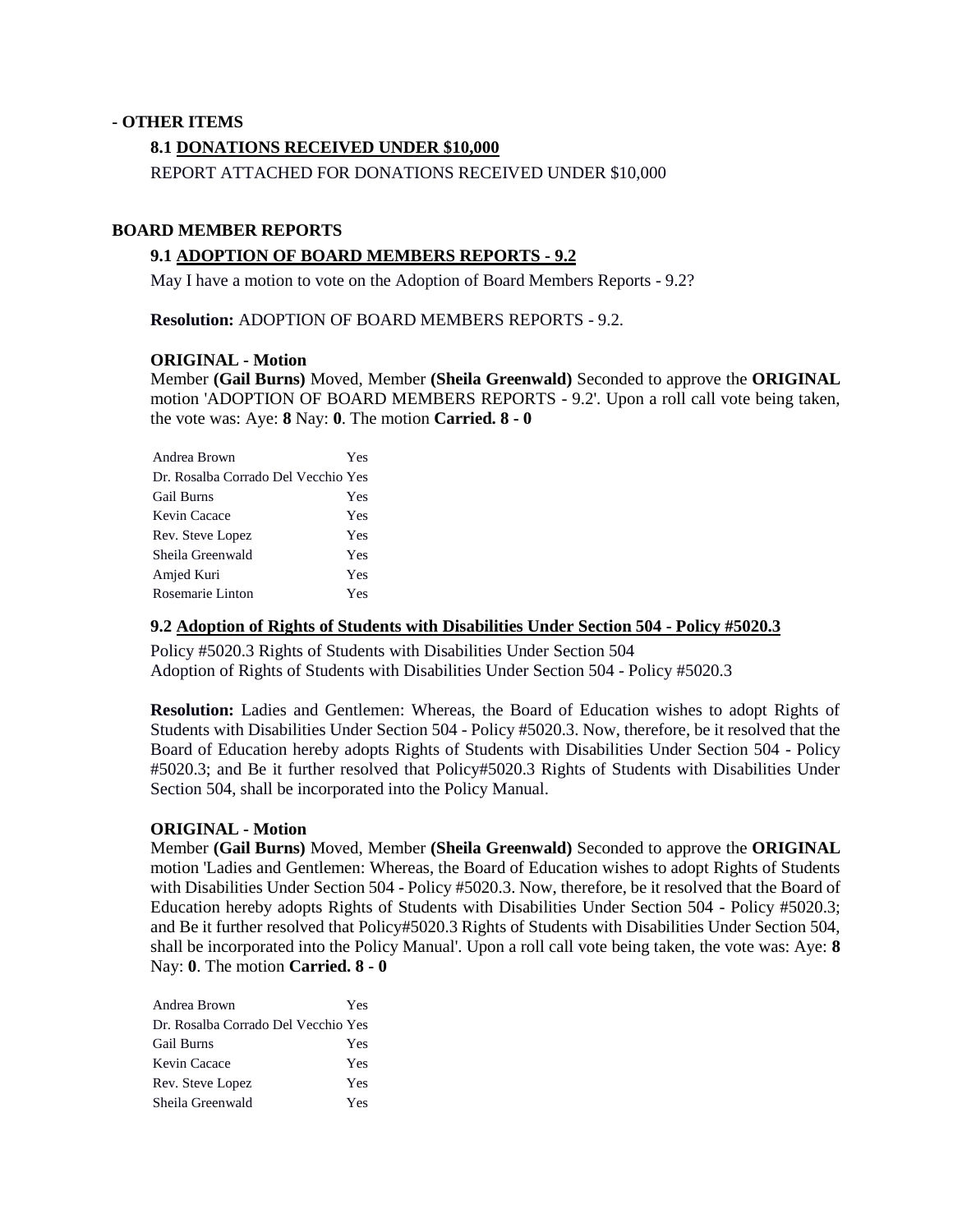## - OTHER ITEMS

### 8.1 DONATIONS RECEIVED UNDER $10,000

REPORT ATTACHED FOR DONATIONS RECEIVED UNDER $10,000

## BOARD MEMBER REPORTS

### 9.1 ADOPTION OF BOARD MEMBERS REPORTS - 9.2

May I have a motion to vote on the Adoption of Board Members Reports - 9.2?

**Resolution:** ADOPTION OF BOARD MEMBERS REPORTS - 9.2.

**ORIGINAL - Motion**

Member **(Gail Burns)** Moved, Member **(Sheila Greenwald)** Seconded to approve the **ORIGINAL** motion 'ADOPTION OF BOARD MEMBERS REPORTS - 9.2'. Upon a roll call vote being taken, the vote was: Aye: **8** Nay: **0**. The motion **Carried. 8 - 0**

| | |
|---|---|
| Andrea Brown | Yes |
| Dr. Rosalba Corrado Del Vecchio | Yes |
| Gail Burns | Yes |
| Kevin Cacace | Yes |
| Rev. Steve Lopez | Yes |
| Sheila Greenwald | Yes |
| Amjed Kuri | Yes |
| Rosemarie Linton | Yes |

### 9.2 Adoption of Rights of Students with Disabilities Under Section 504 - Policy #5020.3

Policy #5020.3 Rights of Students with Disabilities Under Section 504
Adoption of Rights of Students with Disabilities Under Section 504 - Policy #5020.3

**Resolution:** Ladies and Gentlemen: Whereas, the Board of Education wishes to adopt Rights of Students with Disabilities Under Section 504 - Policy #5020.3. Now, therefore, be it resolved that the Board of Education hereby adopts Rights of Students with Disabilities Under Section 504 - Policy #5020.3; and Be it further resolved that Policy#5020.3 Rights of Students with Disabilities Under Section 504, shall be incorporated into the Policy Manual.

**ORIGINAL - Motion**

Member **(Gail Burns)** Moved, Member **(Sheila Greenwald)** Seconded to approve the **ORIGINAL** motion 'Ladies and Gentlemen: Whereas, the Board of Education wishes to adopt Rights of Students with Disabilities Under Section 504 - Policy #5020.3. Now, therefore, be it resolved that the Board of Education hereby adopts Rights of Students with Disabilities Under Section 504 - Policy #5020.3; and Be it further resolved that Policy#5020.3 Rights of Students with Disabilities Under Section 504, shall be incorporated into the Policy Manual'. Upon a roll call vote being taken, the vote was: Aye: **8** Nay: **0**. The motion **Carried. 8 - 0**

| | |
|---|---|
| Andrea Brown | Yes |
| Dr. Rosalba Corrado Del Vecchio | Yes |
| Gail Burns | Yes |
| Kevin Cacace | Yes |
| Rev. Steve Lopez | Yes |
| Sheila Greenwald | Yes |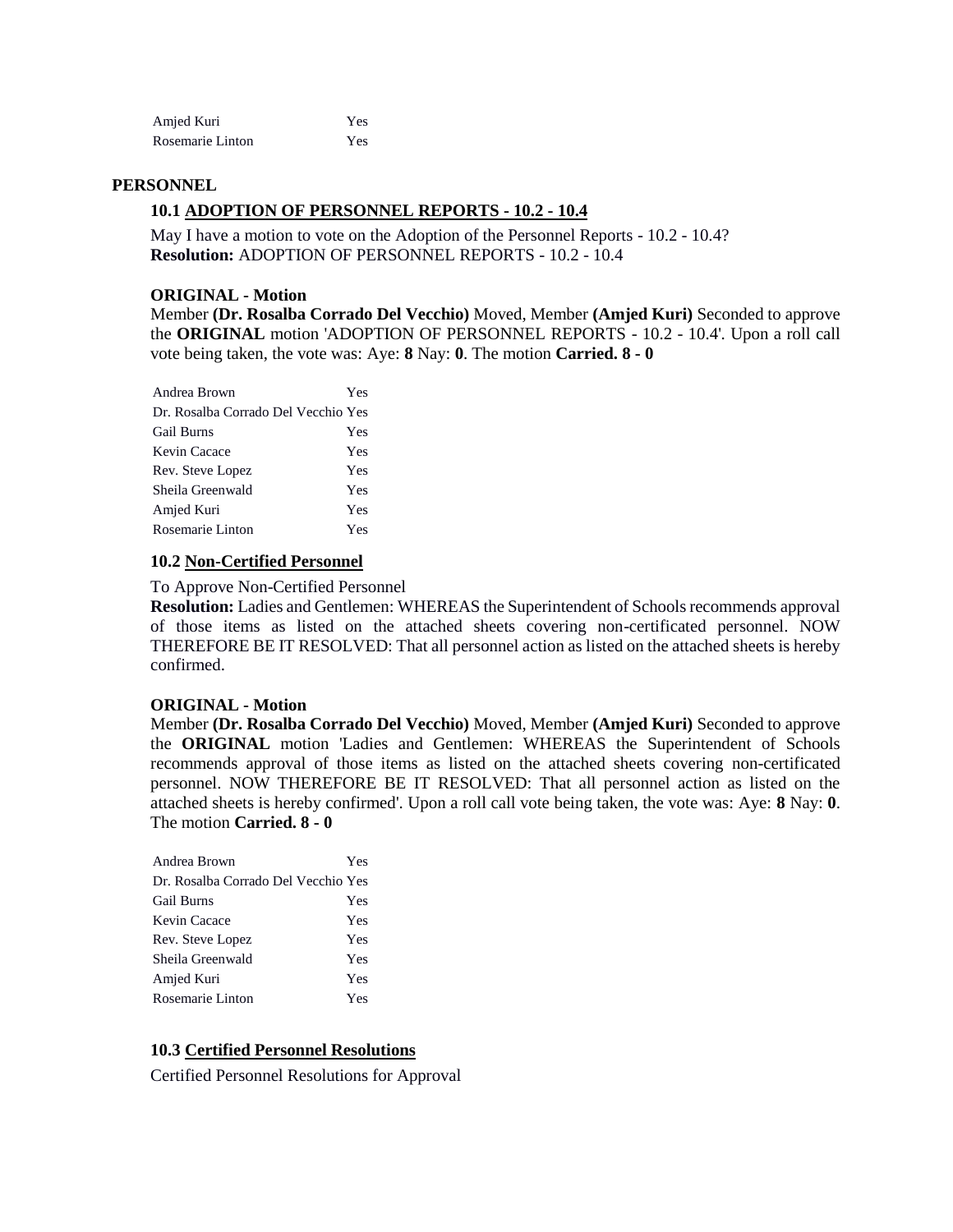| | |
|---|---|
| Amjed Kuri | Yes |
| Rosemarie Linton | Yes |

## PERSONNEL

### 10.1 ADOPTION OF PERSONNEL REPORTS - 10.2 - 10.4

May I have a motion to vote on the Adoption of the Personnel Reports - 10.2 - 10.4?
**Resolution:** ADOPTION OF PERSONNEL REPORTS - 10.2 - 10.4

**ORIGINAL - Motion**
Member **(Dr. Rosalba Corrado Del Vecchio)** Moved, Member **(Amjed Kuri)** Seconded to approve the **ORIGINAL** motion 'ADOPTION OF PERSONNEL REPORTS - 10.2 - 10.4'. Upon a roll call vote being taken, the vote was: Aye: **8** Nay: **0**. The motion **Carried. 8 - 0**

| | |
|---|---|
| Andrea Brown | Yes |
| Dr. Rosalba Corrado Del Vecchio | Yes |
| Gail Burns | Yes |
| Kevin Cacace | Yes |
| Rev. Steve Lopez | Yes |
| Sheila Greenwald | Yes |
| Amjed Kuri | Yes |
| Rosemarie Linton | Yes |

### 10.2 Non-Certified Personnel

To Approve Non-Certified Personnel
**Resolution:** Ladies and Gentlemen: WHEREAS the Superintendent of Schools recommends approval of those items as listed on the attached sheets covering non-certificated personnel. NOW THEREFORE BE IT RESOLVED: That all personnel action as listed on the attached sheets is hereby confirmed.

**ORIGINAL - Motion**
Member **(Dr. Rosalba Corrado Del Vecchio)** Moved, Member **(Amjed Kuri)** Seconded to approve the **ORIGINAL** motion 'Ladies and Gentlemen: WHEREAS the Superintendent of Schools recommends approval of those items as listed on the attached sheets covering non-certificated personnel. NOW THEREFORE BE IT RESOLVED: That all personnel action as listed on the attached sheets is hereby confirmed'. Upon a roll call vote being taken, the vote was: Aye: **8** Nay: **0**. The motion **Carried. 8 - 0**

| | |
|---|---|
| Andrea Brown | Yes |
| Dr. Rosalba Corrado Del Vecchio | Yes |
| Gail Burns | Yes |
| Kevin Cacace | Yes |
| Rev. Steve Lopez | Yes |
| Sheila Greenwald | Yes |
| Amjed Kuri | Yes |
| Rosemarie Linton | Yes |

### 10.3 Certified Personnel Resolutions

Certified Personnel Resolutions for Approval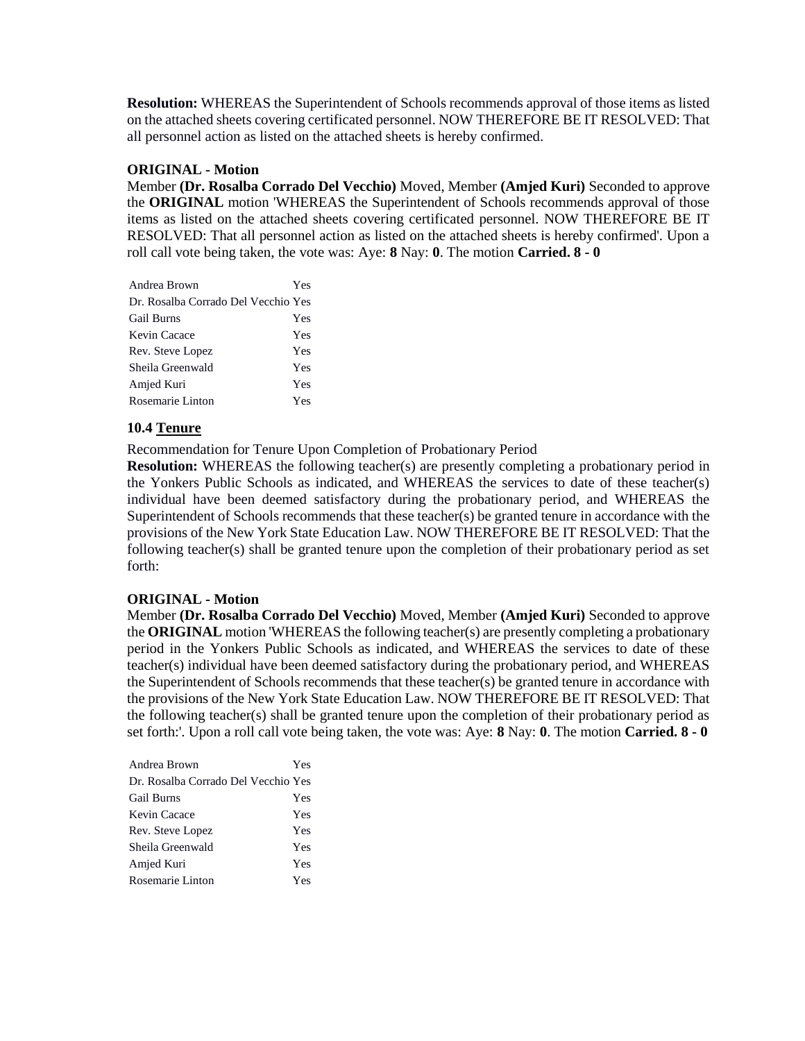**Resolution:** WHEREAS the Superintendent of Schools recommends approval of those items as listed on the attached sheets covering certificated personnel. NOW THEREFORE BE IT RESOLVED: That all personnel action as listed on the attached sheets is hereby confirmed.

**ORIGINAL - Motion**

Member **(Dr. Rosalba Corrado Del Vecchio)** Moved, Member **(Amjed Kuri)** Seconded to approve the **ORIGINAL** motion 'WHEREAS the Superintendent of Schools recommends approval of those items as listed on the attached sheets covering certificated personnel. NOW THEREFORE BE IT RESOLVED: That all personnel action as listed on the attached sheets is hereby confirmed'. Upon a roll call vote being taken, the vote was: Aye: **8** Nay: **0**. The motion **Carried. 8 - 0**

| | |
|---|---|
| Andrea Brown | Yes |
| Dr. Rosalba Corrado Del Vecchio | Yes |
| Gail Burns | Yes |
| Kevin Cacace | Yes |
| Rev. Steve Lopez | Yes |
| Sheila Greenwald | Yes |
| Amjed Kuri | Yes |
| Rosemarie Linton | Yes |

**10.4 Tenure**

Recommendation for Tenure Upon Completion of Probationary Period

**Resolution:** WHEREAS the following teacher(s) are presently completing a probationary period in the Yonkers Public Schools as indicated, and WHEREAS the services to date of these teacher(s) individual have been deemed satisfactory during the probationary period, and WHEREAS the Superintendent of Schools recommends that these teacher(s) be granted tenure in accordance with the provisions of the New York State Education Law. NOW THEREFORE BE IT RESOLVED: That the following teacher(s) shall be granted tenure upon the completion of their probationary period as set forth:

**ORIGINAL - Motion**

Member **(Dr. Rosalba Corrado Del Vecchio)** Moved, Member **(Amjed Kuri)** Seconded to approve the **ORIGINAL** motion 'WHEREAS the following teacher(s) are presently completing a probationary period in the Yonkers Public Schools as indicated, and WHEREAS the services to date of these teacher(s) individual have been deemed satisfactory during the probationary period, and WHEREAS the Superintendent of Schools recommends that these teacher(s) be granted tenure in accordance with the provisions of the New York State Education Law. NOW THEREFORE BE IT RESOLVED: That the following teacher(s) shall be granted tenure upon the completion of their probationary period as set forth:'. Upon a roll call vote being taken, the vote was: Aye: **8** Nay: **0**. The motion **Carried. 8 - 0**

| | |
|---|---|
| Andrea Brown | Yes |
| Dr. Rosalba Corrado Del Vecchio | Yes |
| Gail Burns | Yes |
| Kevin Cacace | Yes |
| Rev. Steve Lopez | Yes |
| Sheila Greenwald | Yes |
| Amjed Kuri | Yes |
| Rosemarie Linton | Yes |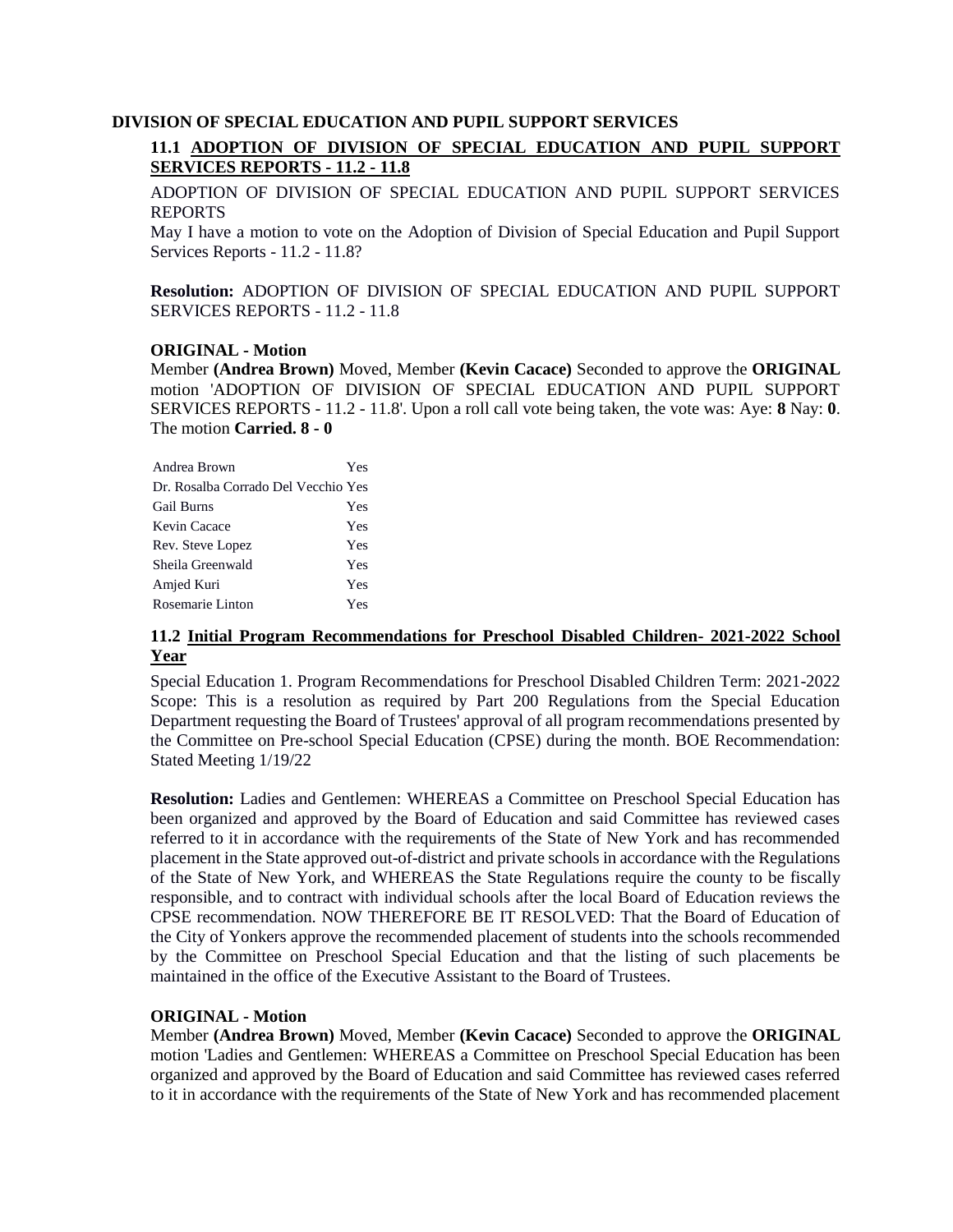## DIVISION OF SPECIAL EDUCATION AND PUPIL SUPPORT SERVICES

### 11.1 ADOPTION OF DIVISION OF SPECIAL EDUCATION AND PUPIL SUPPORT SERVICES REPORTS - 11.2 - 11.8

ADOPTION OF DIVISION OF SPECIAL EDUCATION AND PUPIL SUPPORT SERVICES REPORTS

May I have a motion to vote on the Adoption of Division of Special Education and Pupil Support Services Reports - 11.2 - 11.8?

**Resolution:** ADOPTION OF DIVISION OF SPECIAL EDUCATION AND PUPIL SUPPORT SERVICES REPORTS - 11.2 - 11.8

**ORIGINAL - Motion**

Member **(Andrea Brown)** Moved, Member **(Kevin Cacace)** Seconded to approve the **ORIGINAL** motion 'ADOPTION OF DIVISION OF SPECIAL EDUCATION AND PUPIL SUPPORT SERVICES REPORTS - 11.2 - 11.8'. Upon a roll call vote being taken, the vote was: Aye: **8** Nay: **0**. The motion **Carried. 8 - 0**

| | |
|---|---|
| Andrea Brown | Yes |
| Dr. Rosalba Corrado Del Vecchio | Yes |
| Gail Burns | Yes |
| Kevin Cacace | Yes |
| Rev. Steve Lopez | Yes |
| Sheila Greenwald | Yes |
| Amjed Kuri | Yes |
| Rosemarie Linton | Yes |

### 11.2 Initial Program Recommendations for Preschool Disabled Children- 2021-2022 School Year

Special Education 1. Program Recommendations for Preschool Disabled Children Term: 2021-2022 Scope: This is a resolution as required by Part 200 Regulations from the Special Education Department requesting the Board of Trustees' approval of all program recommendations presented by the Committee on Pre-school Special Education (CPSE) during the month. BOE Recommendation: Stated Meeting 1/19/22

**Resolution:** Ladies and Gentlemen: WHEREAS a Committee on Preschool Special Education has been organized and approved by the Board of Education and said Committee has reviewed cases referred to it in accordance with the requirements of the State of New York and has recommended placement in the State approved out-of-district and private schools in accordance with the Regulations of the State of New York, and WHEREAS the State Regulations require the county to be fiscally responsible, and to contract with individual schools after the local Board of Education reviews the CPSE recommendation. NOW THEREFORE BE IT RESOLVED: That the Board of Education of the City of Yonkers approve the recommended placement of students into the schools recommended by the Committee on Preschool Special Education and that the listing of such placements be maintained in the office of the Executive Assistant to the Board of Trustees.

**ORIGINAL - Motion**

Member **(Andrea Brown)** Moved, Member **(Kevin Cacace)** Seconded to approve the **ORIGINAL** motion 'Ladies and Gentlemen: WHEREAS a Committee on Preschool Special Education has been organized and approved by the Board of Education and said Committee has reviewed cases referred to it in accordance with the requirements of the State of New York and has recommended placement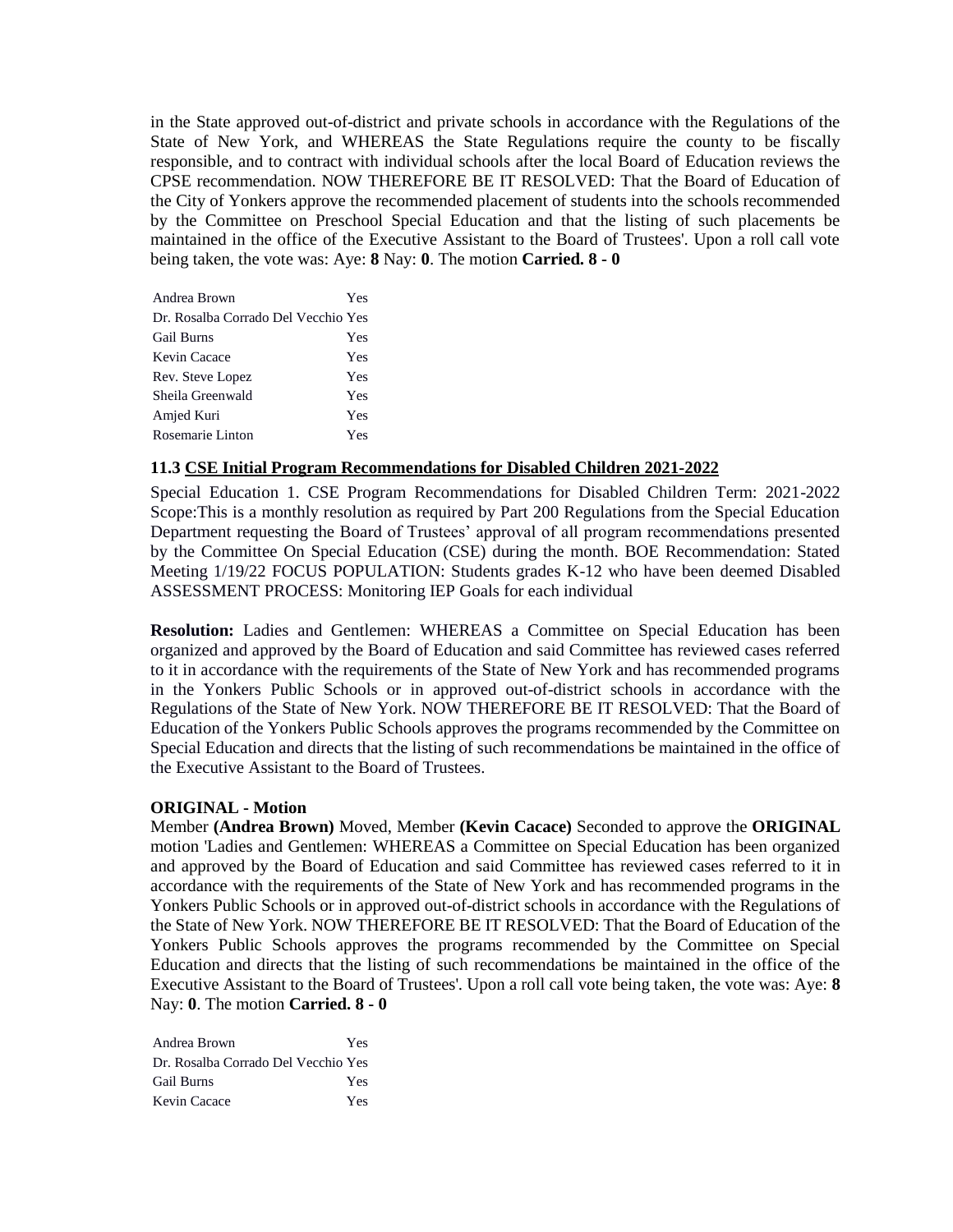in the State approved out-of-district and private schools in accordance with the Regulations of the State of New York, and WHEREAS the State Regulations require the county to be fiscally responsible, and to contract with individual schools after the local Board of Education reviews the CPSE recommendation. NOW THEREFORE BE IT RESOLVED: That the Board of Education of the City of Yonkers approve the recommended placement of students into the schools recommended by the Committee on Preschool Special Education and that the listing of such placements be maintained in the office of the Executive Assistant to the Board of Trustees'. Upon a roll call vote being taken, the vote was: Aye: **8** Nay: **0**. The motion **Carried. 8 - 0**

| | |
|---|---|
| Andrea Brown | Yes |
| Dr. Rosalba Corrado Del Vecchio | Yes |
| Gail Burns | Yes |
| Kevin Cacace | Yes |
| Rev. Steve Lopez | Yes |
| Sheila Greenwald | Yes |
| Amjed Kuri | Yes |
| Rosemarie Linton | Yes |

### 11.3 CSE Initial Program Recommendations for Disabled Children 2021-2022

Special Education 1. CSE Program Recommendations for Disabled Children Term: 2021-2022 Scope:This is a monthly resolution as required by Part 200 Regulations from the Special Education Department requesting the Board of Trustees' approval of all program recommendations presented by the Committee On Special Education (CSE) during the month. BOE Recommendation: Stated Meeting 1/19/22 FOCUS POPULATION: Students grades K-12 who have been deemed Disabled ASSESSMENT PROCESS: Monitoring IEP Goals for each individual

**Resolution:** Ladies and Gentlemen: WHEREAS a Committee on Special Education has been organized and approved by the Board of Education and said Committee has reviewed cases referred to it in accordance with the requirements of the State of New York and has recommended programs in the Yonkers Public Schools or in approved out-of-district schools in accordance with the Regulations of the State of New York. NOW THEREFORE BE IT RESOLVED: That the Board of Education of the Yonkers Public Schools approves the programs recommended by the Committee on Special Education and directs that the listing of such recommendations be maintained in the office of the Executive Assistant to the Board of Trustees.

**ORIGINAL - Motion**

Member **(Andrea Brown)** Moved, Member **(Kevin Cacace)** Seconded to approve the **ORIGINAL** motion 'Ladies and Gentlemen: WHEREAS a Committee on Special Education has been organized and approved by the Board of Education and said Committee has reviewed cases referred to it in accordance with the requirements of the State of New York and has recommended programs in the Yonkers Public Schools or in approved out-of-district schools in accordance with the Regulations of the State of New York. NOW THEREFORE BE IT RESOLVED: That the Board of Education of the Yonkers Public Schools approves the programs recommended by the Committee on Special Education and directs that the listing of such recommendations be maintained in the office of the Executive Assistant to the Board of Trustees'. Upon a roll call vote being taken, the vote was: Aye: **8** Nay: **0**. The motion **Carried. 8 - 0**

| | |
|---|---|
| Andrea Brown | Yes |
| Dr. Rosalba Corrado Del Vecchio | Yes |
| Gail Burns | Yes |
| Kevin Cacace | Yes |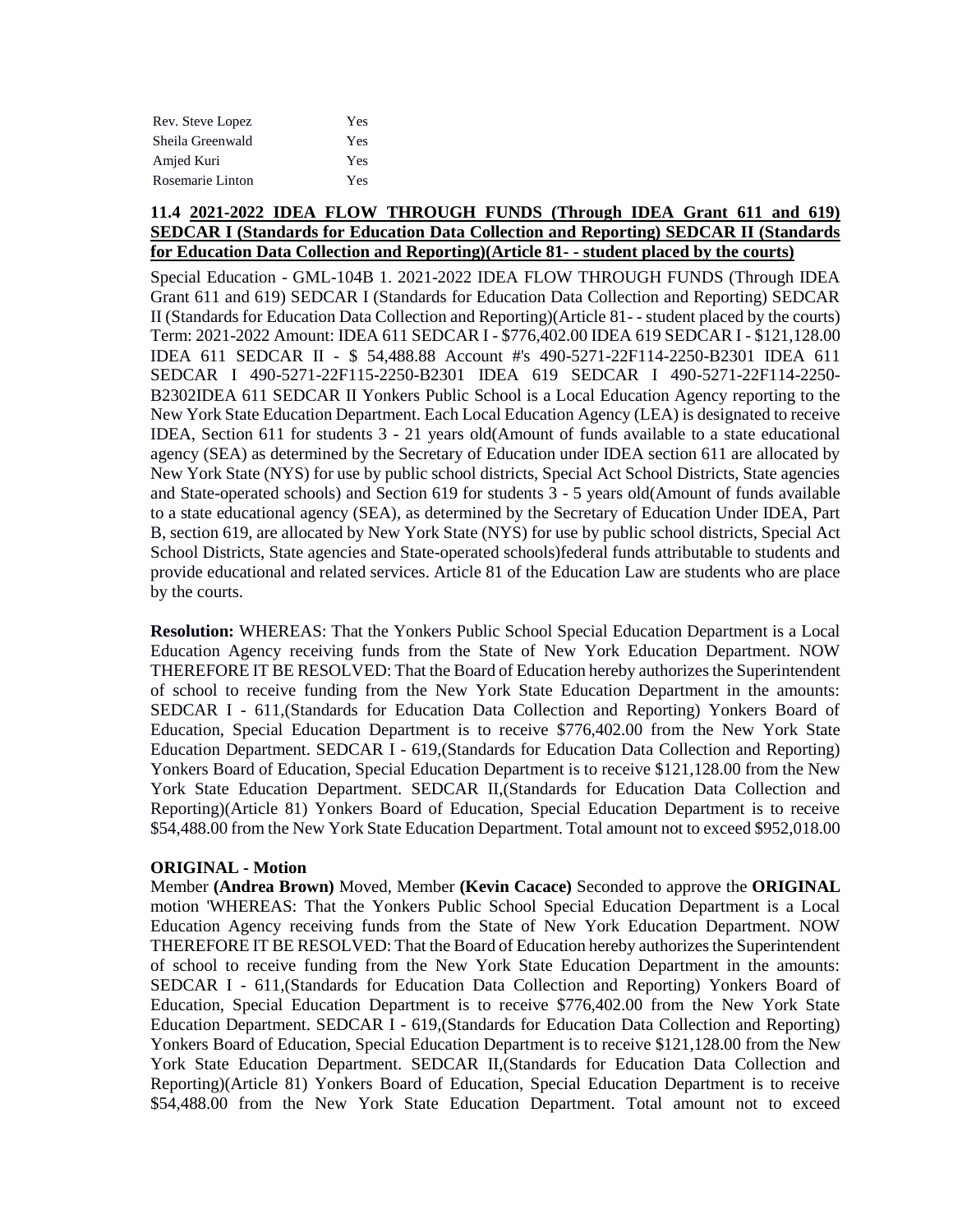| | |
|---|---|
| Rev. Steve Lopez | Yes |
| Sheila Greenwald | Yes |
| Amjed Kuri | Yes |
| Rosemarie Linton | Yes |

### 11.4 2021-2022 IDEA FLOW THROUGH FUNDS (Through IDEA Grant 611 and 619) SEDCAR I (Standards for Education Data Collection and Reporting) SEDCAR II (Standards for Education Data Collection and Reporting)(Article 81- - student placed by the courts)

Special Education - GML-104B 1. 2021-2022 IDEA FLOW THROUGH FUNDS (Through IDEA Grant 611 and 619) SEDCAR I (Standards for Education Data Collection and Reporting) SEDCAR II (Standards for Education Data Collection and Reporting)(Article 81- - student placed by the courts) Term: 2021-2022 Amount: IDEA 611 SEDCAR I - $776,402.00 IDEA 619 SEDCAR I - $121,128.00 IDEA 611 SEDCAR II - $ 54,488.88 Account #'s 490-5271-22F114-2250-B2301 IDEA 611 SEDCAR I 490-5271-22F115-2250-B2301 IDEA 619 SEDCAR I 490-5271-22F114-2250-B2302IDEA 611 SEDCAR II Yonkers Public School is a Local Education Agency reporting to the New York State Education Department. Each Local Education Agency (LEA) is designated to receive IDEA, Section 611 for students 3 - 21 years old(Amount of funds available to a state educational agency (SEA) as determined by the Secretary of Education under IDEA section 611 are allocated by New York State (NYS) for use by public school districts, Special Act School Districts, State agencies and State-operated schools) and Section 619 for students 3 - 5 years old(Amount of funds available to a state educational agency (SEA), as determined by the Secretary of Education Under IDEA, Part B, section 619, are allocated by New York State (NYS) for use by public school districts, Special Act School Districts, State agencies and State-operated schools)federal funds attributable to students and provide educational and related services. Article 81 of the Education Law are students who are place by the courts.

**Resolution:** WHEREAS: That the Yonkers Public School Special Education Department is a Local Education Agency receiving funds from the State of New York Education Department. NOW THEREFORE IT BE RESOLVED: That the Board of Education hereby authorizes the Superintendent of school to receive funding from the New York State Education Department in the amounts: SEDCAR I - 611,(Standards for Education Data Collection and Reporting) Yonkers Board of Education, Special Education Department is to receive $776,402.00 from the New York State Education Department. SEDCAR I - 619,(Standards for Education Data Collection and Reporting) Yonkers Board of Education, Special Education Department is to receive $121,128.00 from the New York State Education Department. SEDCAR II,(Standards for Education Data Collection and Reporting)(Article 81) Yonkers Board of Education, Special Education Department is to receive $54,488.00 from the New York State Education Department. Total amount not to exceed $952,018.00

**ORIGINAL - Motion**

Member **(Andrea Brown)** Moved, Member **(Kevin Cacace)** Seconded to approve the **ORIGINAL** motion 'WHEREAS: That the Yonkers Public School Special Education Department is a Local Education Agency receiving funds from the State of New York Education Department. NOW THEREFORE IT BE RESOLVED: That the Board of Education hereby authorizes the Superintendent of school to receive funding from the New York State Education Department in the amounts: SEDCAR I - 611,(Standards for Education Data Collection and Reporting) Yonkers Board of Education, Special Education Department is to receive $776,402.00 from the New York State Education Department. SEDCAR I - 619,(Standards for Education Data Collection and Reporting) Yonkers Board of Education, Special Education Department is to receive $121,128.00 from the New York State Education Department. SEDCAR II,(Standards for Education Data Collection and Reporting)(Article 81) Yonkers Board of Education, Special Education Department is to receive $54,488.00 from the New York State Education Department. Total amount not to exceed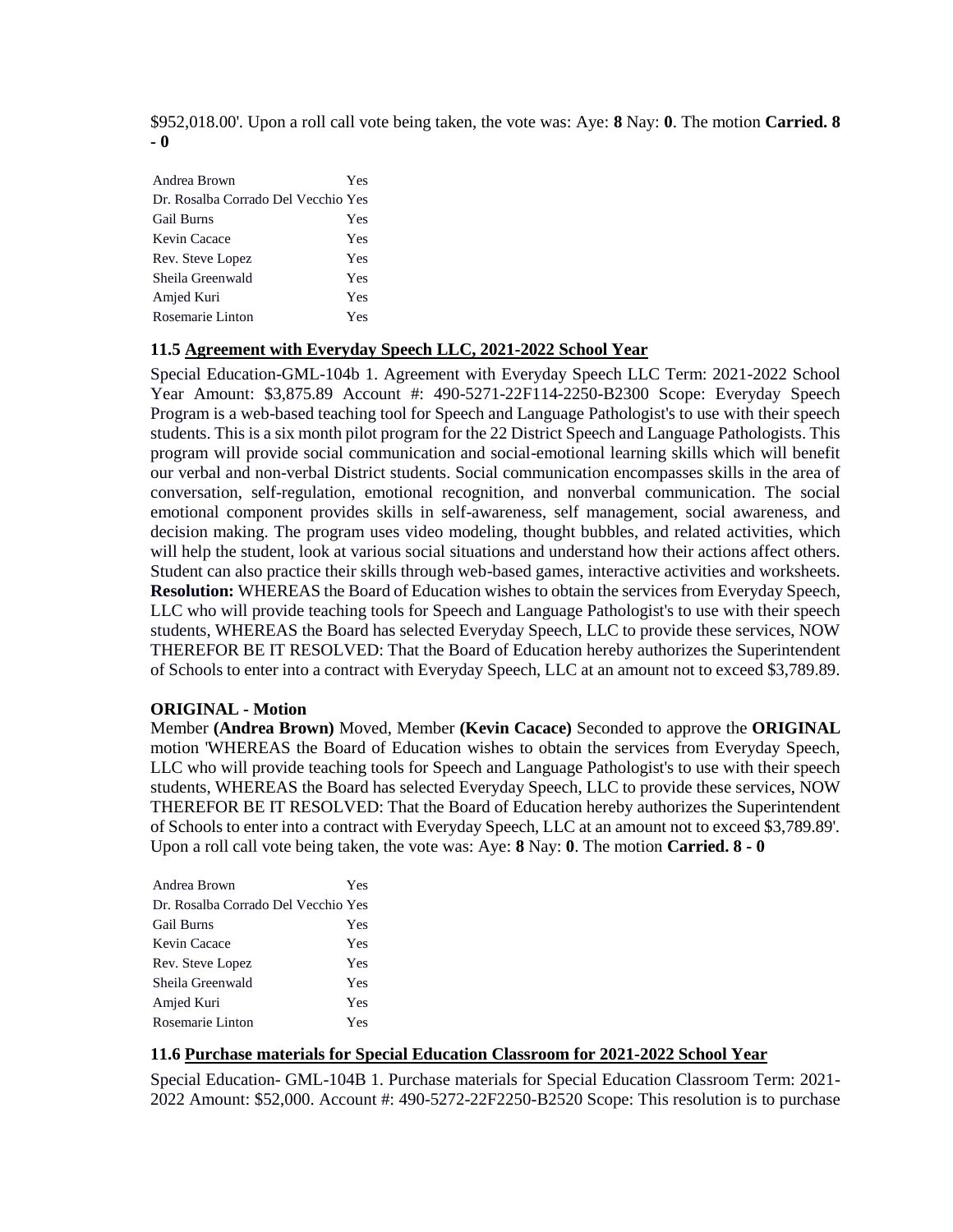$952,018.00'. Upon a roll call vote being taken, the vote was: Aye: **8** Nay: **0**. The motion **Carried. 8 - 0**

| | |
|---|---|
| Andrea Brown | Yes |
| Dr. Rosalba Corrado Del Vecchio | Yes |
| Gail Burns | Yes |
| Kevin Cacace | Yes |
| Rev. Steve Lopez | Yes |
| Sheila Greenwald | Yes |
| Amjed Kuri | Yes |
| Rosemarie Linton | Yes |

**11.5 Agreement with Everyday Speech LLC, 2021-2022 School Year**

Special Education-GML-104b 1. Agreement with Everyday Speech LLC Term: 2021-2022 School Year Amount: $3,875.89 Account #: 490-5271-22F114-2250-B2300 Scope: Everyday Speech Program is a web-based teaching tool for Speech and Language Pathologist's to use with their speech students. This is a six month pilot program for the 22 District Speech and Language Pathologists. This program will provide social communication and social-emotional learning skills which will benefit our verbal and non-verbal District students. Social communication encompasses skills in the area of conversation, self-regulation, emotional recognition, and nonverbal communication. The social emotional component provides skills in self-awareness, self management, social awareness, and decision making. The program uses video modeling, thought bubbles, and related activities, which will help the student, look at various social situations and understand how their actions affect others. Student can also practice their skills through web-based games, interactive activities and worksheets. **Resolution:** WHEREAS the Board of Education wishes to obtain the services from Everyday Speech, LLC who will provide teaching tools for Speech and Language Pathologist's to use with their speech students, WHEREAS the Board has selected Everyday Speech, LLC to provide these services, NOW THEREFOR BE IT RESOLVED: That the Board of Education hereby authorizes the Superintendent of Schools to enter into a contract with Everyday Speech, LLC at an amount not to exceed $3,789.89.

**ORIGINAL - Motion**

Member **(Andrea Brown)** Moved, Member **(Kevin Cacace)** Seconded to approve the **ORIGINAL** motion 'WHEREAS the Board of Education wishes to obtain the services from Everyday Speech, LLC who will provide teaching tools for Speech and Language Pathologist's to use with their speech students, WHEREAS the Board has selected Everyday Speech, LLC to provide these services, NOW THEREFOR BE IT RESOLVED: That the Board of Education hereby authorizes the Superintendent of Schools to enter into a contract with Everyday Speech, LLC at an amount not to exceed $3,789.89'. Upon a roll call vote being taken, the vote was: Aye: **8** Nay: **0**. The motion **Carried. 8 - 0**

| | |
|---|---|
| Andrea Brown | Yes |
| Dr. Rosalba Corrado Del Vecchio | Yes |
| Gail Burns | Yes |
| Kevin Cacace | Yes |
| Rev. Steve Lopez | Yes |
| Sheila Greenwald | Yes |
| Amjed Kuri | Yes |
| Rosemarie Linton | Yes |

**11.6 Purchase materials for Special Education Classroom for 2021-2022 School Year**

Special Education- GML-104B 1. Purchase materials for Special Education Classroom Term: 2021-2022 Amount: $52,000. Account #: 490-5272-22F2250-B2520 Scope: This resolution is to purchase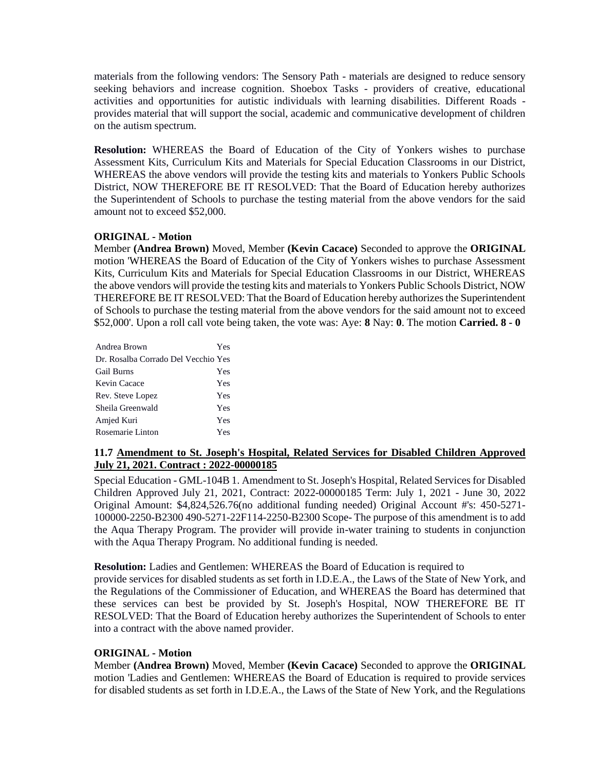materials from the following vendors: The Sensory Path - materials are designed to reduce sensory seeking behaviors and increase cognition. Shoebox Tasks - providers of creative, educational activities and opportunities for autistic individuals with learning disabilities. Different Roads - provides material that will support the social, academic and communicative development of children on the autism spectrum.

**Resolution:** WHEREAS the Board of Education of the City of Yonkers wishes to purchase Assessment Kits, Curriculum Kits and Materials for Special Education Classrooms in our District, WHEREAS the above vendors will provide the testing kits and materials to Yonkers Public Schools District, NOW THEREFORE BE IT RESOLVED: That the Board of Education hereby authorizes the Superintendent of Schools to purchase the testing material from the above vendors for the said amount not to exceed $52,000.

**ORIGINAL - Motion**

Member **(Andrea Brown)** Moved, Member **(Kevin Cacace)** Seconded to approve the **ORIGINAL** motion 'WHEREAS the Board of Education of the City of Yonkers wishes to purchase Assessment Kits, Curriculum Kits and Materials for Special Education Classrooms in our District, WHEREAS the above vendors will provide the testing kits and materials to Yonkers Public Schools District, NOW THEREFORE BE IT RESOLVED: That the Board of Education hereby authorizes the Superintendent of Schools to purchase the testing material from the above vendors for the said amount not to exceed $52,000'. Upon a roll call vote being taken, the vote was: Aye: **8** Nay: **0**. The motion **Carried. 8 - 0**

| | |
|---|---|
| Andrea Brown | Yes |
| Dr. Rosalba Corrado Del Vecchio | Yes |
| Gail Burns | Yes |
| Kevin Cacace | Yes |
| Rev. Steve Lopez | Yes |
| Sheila Greenwald | Yes |
| Amjed Kuri | Yes |
| Rosemarie Linton | Yes |

### 11.7 Amendment to St. Joseph's Hospital, Related Services for Disabled Children Approved July 21, 2021. Contract : 2022-00000185

Special Education - GML-104B 1. Amendment to St. Joseph's Hospital, Related Services for Disabled Children Approved July 21, 2021, Contract: 2022-00000185 Term: July 1, 2021 - June 30, 2022 Original Amount: $4,824,526.76(no additional funding needed) Original Account #'s: 450-5271-100000-2250-B2300 490-5271-22F114-2250-B2300 Scope- The purpose of this amendment is to add the Aqua Therapy Program. The provider will provide in-water training to students in conjunction with the Aqua Therapy Program. No additional funding is needed.

**Resolution:** Ladies and Gentlemen: WHEREAS the Board of Education is required to provide services for disabled students as set forth in I.D.E.A., the Laws of the State of New York, and the Regulations of the Commissioner of Education, and WHEREAS the Board has determined that these services can best be provided by St. Joseph's Hospital, NOW THEREFORE BE IT RESOLVED: That the Board of Education hereby authorizes the Superintendent of Schools to enter into a contract with the above named provider.

**ORIGINAL - Motion**

Member **(Andrea Brown)** Moved, Member **(Kevin Cacace)** Seconded to approve the **ORIGINAL** motion 'Ladies and Gentlemen: WHEREAS the Board of Education is required to provide services for disabled students as set forth in I.D.E.A., the Laws of the State of New York, and the Regulations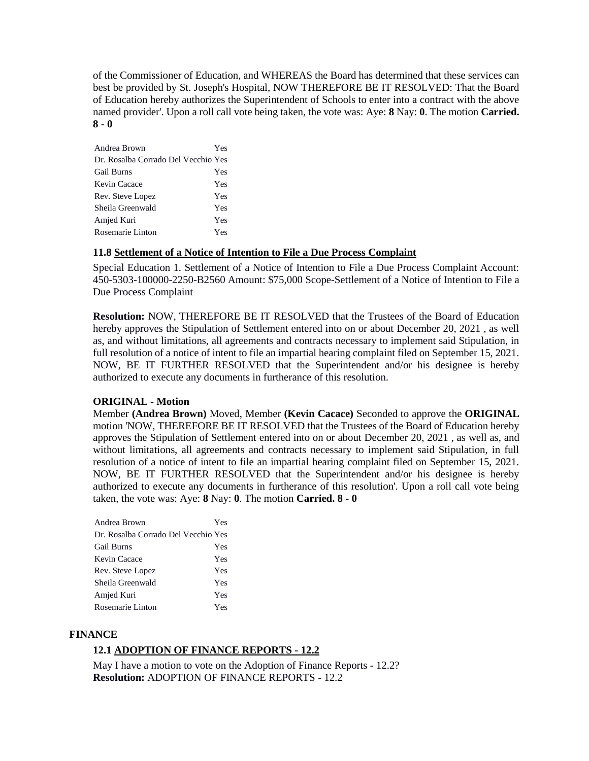of the Commissioner of Education, and WHEREAS the Board has determined that these services can best be provided by St. Joseph's Hospital, NOW THEREFORE BE IT RESOLVED: That the Board of Education hereby authorizes the Superintendent of Schools to enter into a contract with the above named provider'. Upon a roll call vote being taken, the vote was: Aye: **8** Nay: **0**. The motion **Carried. 8 - 0**

| | |
|---|---|
| Andrea Brown | Yes |
| Dr. Rosalba Corrado Del Vecchio | Yes |
| Gail Burns | Yes |
| Kevin Cacace | Yes |
| Rev. Steve Lopez | Yes |
| Sheila Greenwald | Yes |
| Amjed Kuri | Yes |
| Rosemarie Linton | Yes |

### 11.8 Settlement of a Notice of Intention to File a Due Process Complaint

Special Education 1. Settlement of a Notice of Intention to File a Due Process Complaint Account: 450-5303-100000-2250-B2560 Amount: $75,000 Scope-Settlement of a Notice of Intention to File a Due Process Complaint

**Resolution:** NOW, THEREFORE BE IT RESOLVED that the Trustees of the Board of Education hereby approves the Stipulation of Settlement entered into on or about December 20, 2021 , as well as, and without limitations, all agreements and contracts necessary to implement said Stipulation, in full resolution of a notice of intent to file an impartial hearing complaint filed on September 15, 2021. NOW, BE IT FURTHER RESOLVED that the Superintendent and/or his designee is hereby authorized to execute any documents in furtherance of this resolution.

**ORIGINAL - Motion**

Member **(Andrea Brown)** Moved, Member **(Kevin Cacace)** Seconded to approve the **ORIGINAL** motion 'NOW, THEREFORE BE IT RESOLVED that the Trustees of the Board of Education hereby approves the Stipulation of Settlement entered into on or about December 20, 2021 , as well as, and without limitations, all agreements and contracts necessary to implement said Stipulation, in full resolution of a notice of intent to file an impartial hearing complaint filed on September 15, 2021. NOW, BE IT FURTHER RESOLVED that the Superintendent and/or his designee is hereby authorized to execute any documents in furtherance of this resolution'. Upon a roll call vote being taken, the vote was: Aye: **8** Nay: **0**. The motion **Carried. 8 - 0**

| | |
|---|---|
| Andrea Brown | Yes |
| Dr. Rosalba Corrado Del Vecchio | Yes |
| Gail Burns | Yes |
| Kevin Cacace | Yes |
| Rev. Steve Lopez | Yes |
| Sheila Greenwald | Yes |
| Amjed Kuri | Yes |
| Rosemarie Linton | Yes |

## FINANCE

### 12.1 ADOPTION OF FINANCE REPORTS - 12.2

May I have a motion to vote on the Adoption of Finance Reports - 12.2?
**Resolution:** ADOPTION OF FINANCE REPORTS - 12.2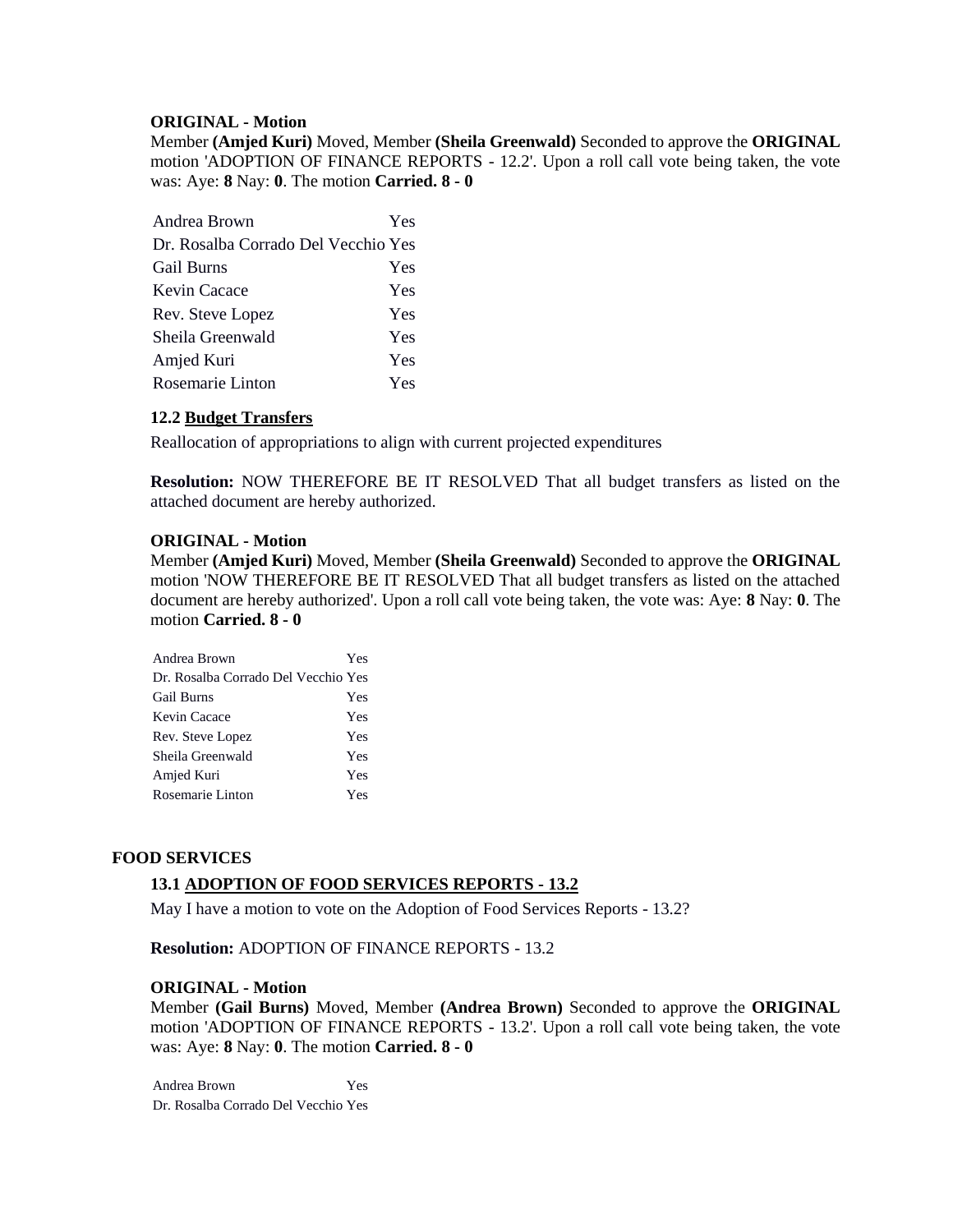**ORIGINAL - Motion**
Member **(Amjed Kuri)** Moved, Member **(Sheila Greenwald)** Seconded to approve the **ORIGINAL** motion 'ADOPTION OF FINANCE REPORTS - 12.2'. Upon a roll call vote being taken, the vote was: Aye: **8** Nay: **0**. The motion **Carried. 8 - 0**

| | |
|---|---|
| Andrea Brown | Yes |
| Dr. Rosalba Corrado Del Vecchio | Yes |
| Gail Burns | Yes |
| Kevin Cacace | Yes |
| Rev. Steve Lopez | Yes |
| Sheila Greenwald | Yes |
| Amjed Kuri | Yes |
| Rosemarie Linton | Yes |

**12.2 Budget Transfers**

Reallocation of appropriations to align with current projected expenditures

**Resolution:** NOW THEREFORE BE IT RESOLVED That all budget transfers as listed on the attached document are hereby authorized.

**ORIGINAL - Motion**
Member **(Amjed Kuri)** Moved, Member **(Sheila Greenwald)** Seconded to approve the **ORIGINAL** motion 'NOW THEREFORE BE IT RESOLVED That all budget transfers as listed on the attached document are hereby authorized'. Upon a roll call vote being taken, the vote was: Aye: **8** Nay: **0**. The motion **Carried. 8 - 0**

| | |
|---|---|
| Andrea Brown | Yes |
| Dr. Rosalba Corrado Del Vecchio | Yes |
| Gail Burns | Yes |
| Kevin Cacace | Yes |
| Rev. Steve Lopez | Yes |
| Sheila Greenwald | Yes |
| Amjed Kuri | Yes |
| Rosemarie Linton | Yes |

## FOOD SERVICES

**13.1 ADOPTION OF FOOD SERVICES REPORTS - 13.2**

May I have a motion to vote on the Adoption of Food Services Reports - 13.2?

**Resolution:** ADOPTION OF FINANCE REPORTS - 13.2

**ORIGINAL - Motion**
Member **(Gail Burns)** Moved, Member **(Andrea Brown)** Seconded to approve the **ORIGINAL** motion 'ADOPTION OF FINANCE REPORTS - 13.2'. Upon a roll call vote being taken, the vote was: Aye: **8** Nay: **0**. The motion **Carried. 8 - 0**

| | |
|---|---|
| Andrea Brown | Yes |
| Dr. Rosalba Corrado Del Vecchio | Yes |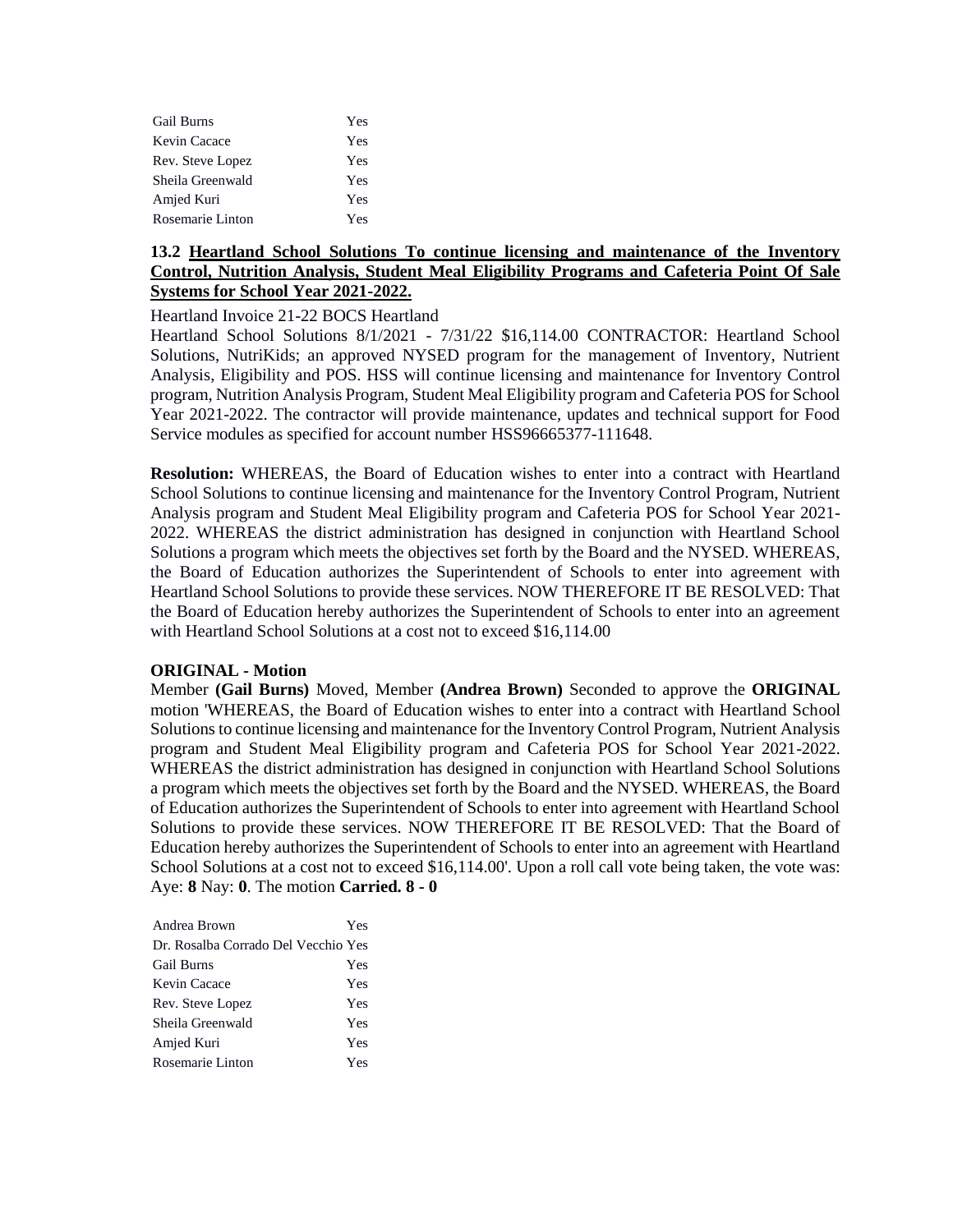| | |
|---|---|
| Gail Burns | Yes |
| Kevin Cacace | Yes |
| Rev. Steve Lopez | Yes |
| Sheila Greenwald | Yes |
| Amjed Kuri | Yes |
| Rosemarie Linton | Yes |

### 13.2 Heartland School Solutions To continue licensing and maintenance of the Inventory Control, Nutrition Analysis, Student Meal Eligibility Programs and Cafeteria Point Of Sale Systems for School Year 2021-2022.

Heartland Invoice 21-22 BOCS Heartland

Heartland School Solutions 8/1/2021 - 7/31/22 $16,114.00 CONTRACTOR: Heartland School Solutions, NutriKids; an approved NYSED program for the management of Inventory, Nutrient Analysis, Eligibility and POS. HSS will continue licensing and maintenance for Inventory Control program, Nutrition Analysis Program, Student Meal Eligibility program and Cafeteria POS for School Year 2021-2022. The contractor will provide maintenance, updates and technical support for Food Service modules as specified for account number HSS96665377-111648.

**Resolution:** WHEREAS, the Board of Education wishes to enter into a contract with Heartland School Solutions to continue licensing and maintenance for the Inventory Control Program, Nutrient Analysis program and Student Meal Eligibility program and Cafeteria POS for School Year 2021-2022. WHEREAS the district administration has designed in conjunction with Heartland School Solutions a program which meets the objectives set forth by the Board and the NYSED. WHEREAS, the Board of Education authorizes the Superintendent of Schools to enter into agreement with Heartland School Solutions to provide these services. NOW THEREFORE IT BE RESOLVED: That the Board of Education hereby authorizes the Superintendent of Schools to enter into an agreement with Heartland School Solutions at a cost not to exceed $16,114.00

**ORIGINAL - Motion**

Member **(Gail Burns)** Moved, Member **(Andrea Brown)** Seconded to approve the **ORIGINAL** motion 'WHEREAS, the Board of Education wishes to enter into a contract with Heartland School Solutions to continue licensing and maintenance for the Inventory Control Program, Nutrient Analysis program and Student Meal Eligibility program and Cafeteria POS for School Year 2021-2022. WHEREAS the district administration has designed in conjunction with Heartland School Solutions a program which meets the objectives set forth by the Board and the NYSED. WHEREAS, the Board of Education authorizes the Superintendent of Schools to enter into agreement with Heartland School Solutions to provide these services. NOW THEREFORE IT BE RESOLVED: That the Board of Education hereby authorizes the Superintendent of Schools to enter into an agreement with Heartland School Solutions at a cost not to exceed $16,114.00'. Upon a roll call vote being taken, the vote was: Aye: **8** Nay: **0**. The motion **Carried. 8 - 0**

| | |
|---|---|
| Andrea Brown | Yes |
| Dr. Rosalba Corrado Del Vecchio | Yes |
| Gail Burns | Yes |
| Kevin Cacace | Yes |
| Rev. Steve Lopez | Yes |
| Sheila Greenwald | Yes |
| Amjed Kuri | Yes |
| Rosemarie Linton | Yes |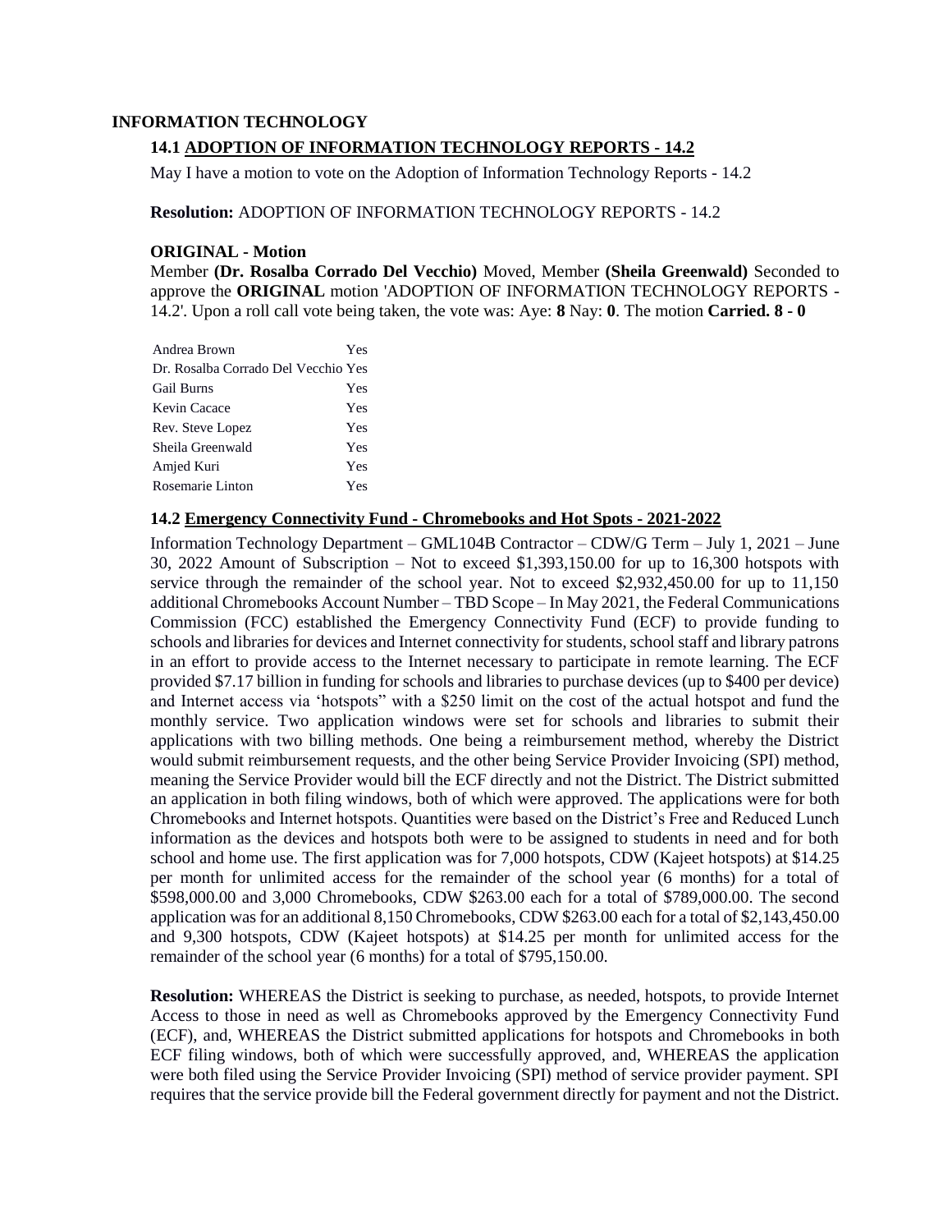## INFORMATION TECHNOLOGY

### 14.1 ADOPTION OF INFORMATION TECHNOLOGY REPORTS - 14.2

May I have a motion to vote on the Adoption of Information Technology Reports - 14.2

**Resolution:** ADOPTION OF INFORMATION TECHNOLOGY REPORTS - 14.2

**ORIGINAL - Motion**

Member **(Dr. Rosalba Corrado Del Vecchio)** Moved, Member **(Sheila Greenwald)** Seconded to approve the **ORIGINAL** motion 'ADOPTION OF INFORMATION TECHNOLOGY REPORTS - 14.2'. Upon a roll call vote being taken, the vote was: Aye: **8** Nay: **0**. The motion **Carried. 8 - 0**

| | |
|---|---|
| Andrea Brown | Yes |
| Dr. Rosalba Corrado Del Vecchio | Yes |
| Gail Burns | Yes |
| Kevin Cacace | Yes |
| Rev. Steve Lopez | Yes |
| Sheila Greenwald | Yes |
| Amjed Kuri | Yes |
| Rosemarie Linton | Yes |

### 14.2 Emergency Connectivity Fund - Chromebooks and Hot Spots - 2021-2022

Information Technology Department – GML104B Contractor – CDW/G Term – July 1, 2021 – June 30, 2022 Amount of Subscription – Not to exceed $1,393,150.00 for up to 16,300 hotspots with service through the remainder of the school year. Not to exceed $2,932,450.00 for up to 11,150 additional Chromebooks Account Number – TBD Scope – In May 2021, the Federal Communications Commission (FCC) established the Emergency Connectivity Fund (ECF) to provide funding to schools and libraries for devices and Internet connectivity for students, school staff and library patrons in an effort to provide access to the Internet necessary to participate in remote learning. The ECF provided $7.17 billion in funding for schools and libraries to purchase devices (up to $400 per device) and Internet access via 'hotspots" with a $250 limit on the cost of the actual hotspot and fund the monthly service. Two application windows were set for schools and libraries to submit their applications with two billing methods. One being a reimbursement method, whereby the District would submit reimbursement requests, and the other being Service Provider Invoicing (SPI) method, meaning the Service Provider would bill the ECF directly and not the District. The District submitted an application in both filing windows, both of which were approved. The applications were for both Chromebooks and Internet hotspots. Quantities were based on the District's Free and Reduced Lunch information as the devices and hotspots both were to be assigned to students in need and for both school and home use. The first application was for 7,000 hotspots, CDW (Kajeet hotspots) at $14.25 per month for unlimited access for the remainder of the school year (6 months) for a total of $598,000.00 and 3,000 Chromebooks, CDW $263.00 each for a total of $789,000.00. The second application was for an additional 8,150 Chromebooks, CDW $263.00 each for a total of $2,143,450.00 and 9,300 hotspots, CDW (Kajeet hotspots) at $14.25 per month for unlimited access for the remainder of the school year (6 months) for a total of $795,150.00.

**Resolution:** WHEREAS the District is seeking to purchase, as needed, hotspots, to provide Internet Access to those in need as well as Chromebooks approved by the Emergency Connectivity Fund (ECF), and, WHEREAS the District submitted applications for hotspots and Chromebooks in both ECF filing windows, both of which were successfully approved, and, WHEREAS the application were both filed using the Service Provider Invoicing (SPI) method of service provider payment. SPI requires that the service provide bill the Federal government directly for payment and not the District.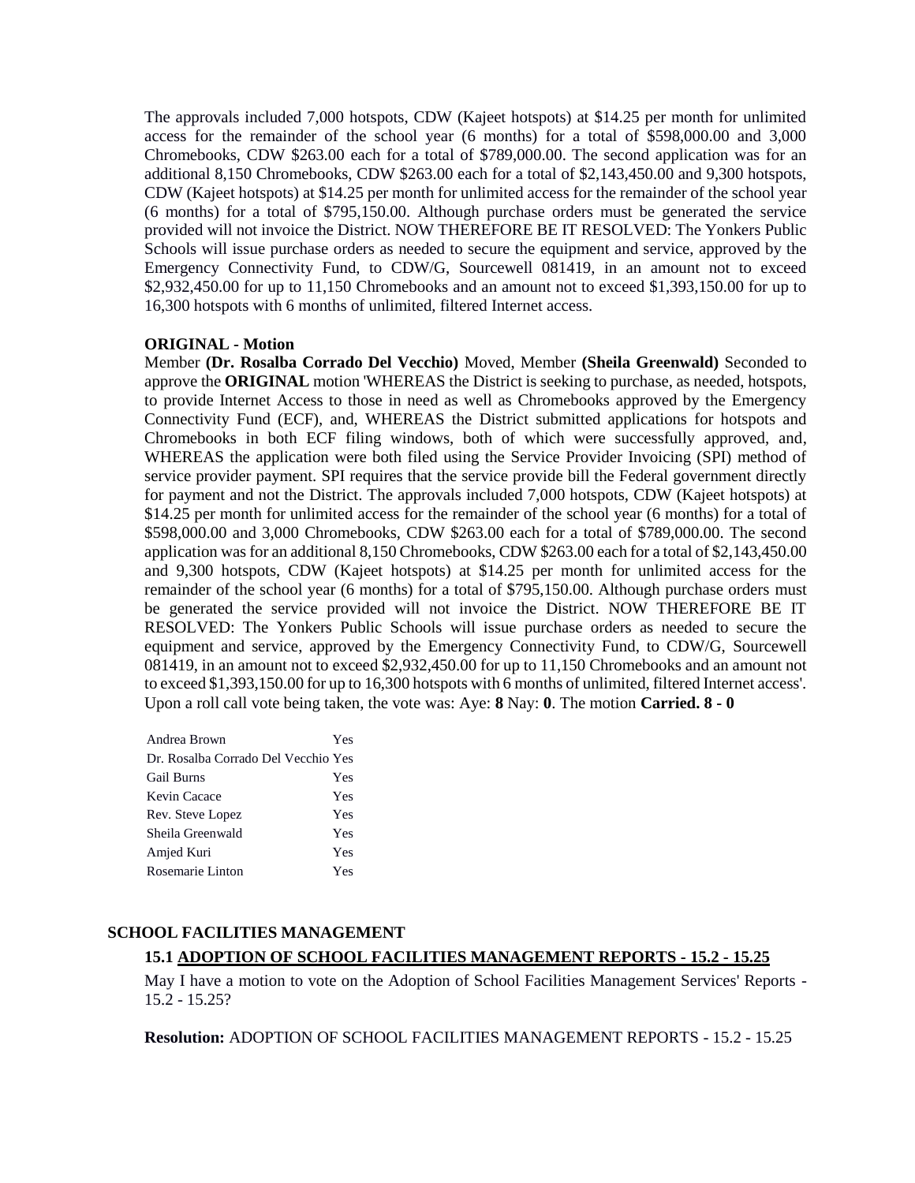The approvals included 7,000 hotspots, CDW (Kajeet hotspots) at $14.25 per month for unlimited access for the remainder of the school year (6 months) for a total of $598,000.00 and 3,000 Chromebooks, CDW $263.00 each for a total of $789,000.00. The second application was for an additional 8,150 Chromebooks, CDW $263.00 each for a total of $2,143,450.00 and 9,300 hotspots, CDW (Kajeet hotspots) at $14.25 per month for unlimited access for the remainder of the school year (6 months) for a total of $795,150.00. Although purchase orders must be generated the service provided will not invoice the District. NOW THEREFORE BE IT RESOLVED: The Yonkers Public Schools will issue purchase orders as needed to secure the equipment and service, approved by the Emergency Connectivity Fund, to CDW/G, Sourcewell 081419, in an amount not to exceed $2,932,450.00 for up to 11,150 Chromebooks and an amount not to exceed $1,393,150.00 for up to 16,300 hotspots with 6 months of unlimited, filtered Internet access.

**ORIGINAL - Motion**

Member **(Dr. Rosalba Corrado Del Vecchio)** Moved, Member **(Sheila Greenwald)** Seconded to approve the **ORIGINAL** motion 'WHEREAS the District is seeking to purchase, as needed, hotspots, to provide Internet Access to those in need as well as Chromebooks approved by the Emergency Connectivity Fund (ECF), and, WHEREAS the District submitted applications for hotspots and Chromebooks in both ECF filing windows, both of which were successfully approved, and, WHEREAS the application were both filed using the Service Provider Invoicing (SPI) method of service provider payment. SPI requires that the service provide bill the Federal government directly for payment and not the District. The approvals included 7,000 hotspots, CDW (Kajeet hotspots) at $14.25 per month for unlimited access for the remainder of the school year (6 months) for a total of $598,000.00 and 3,000 Chromebooks, CDW $263.00 each for a total of $789,000.00. The second application was for an additional 8,150 Chromebooks, CDW $263.00 each for a total of $2,143,450.00 and 9,300 hotspots, CDW (Kajeet hotspots) at $14.25 per month for unlimited access for the remainder of the school year (6 months) for a total of $795,150.00. Although purchase orders must be generated the service provided will not invoice the District. NOW THEREFORE BE IT RESOLVED: The Yonkers Public Schools will issue purchase orders as needed to secure the equipment and service, approved by the Emergency Connectivity Fund, to CDW/G, Sourcewell 081419, in an amount not to exceed $2,932,450.00 for up to 11,150 Chromebooks and an amount not to exceed $1,393,150.00 for up to 16,300 hotspots with 6 months of unlimited, filtered Internet access'. Upon a roll call vote being taken, the vote was: Aye: **8** Nay: **0**. The motion **Carried. 8 - 0**

| | |
|---|---|
| Andrea Brown | Yes |
| Dr. Rosalba Corrado Del Vecchio | Yes |
| Gail Burns | Yes |
| Kevin Cacace | Yes |
| Rev. Steve Lopez | Yes |
| Sheila Greenwald | Yes |
| Amjed Kuri | Yes |
| Rosemarie Linton | Yes |

## SCHOOL FACILITIES MANAGEMENT

### 15.1 ADOPTION OF SCHOOL FACILITIES MANAGEMENT REPORTS - 15.2 - 15.25

May I have a motion to vote on the Adoption of School Facilities Management Services' Reports - 15.2 - 15.25?

**Resolution:** ADOPTION OF SCHOOL FACILITIES MANAGEMENT REPORTS - 15.2 - 15.25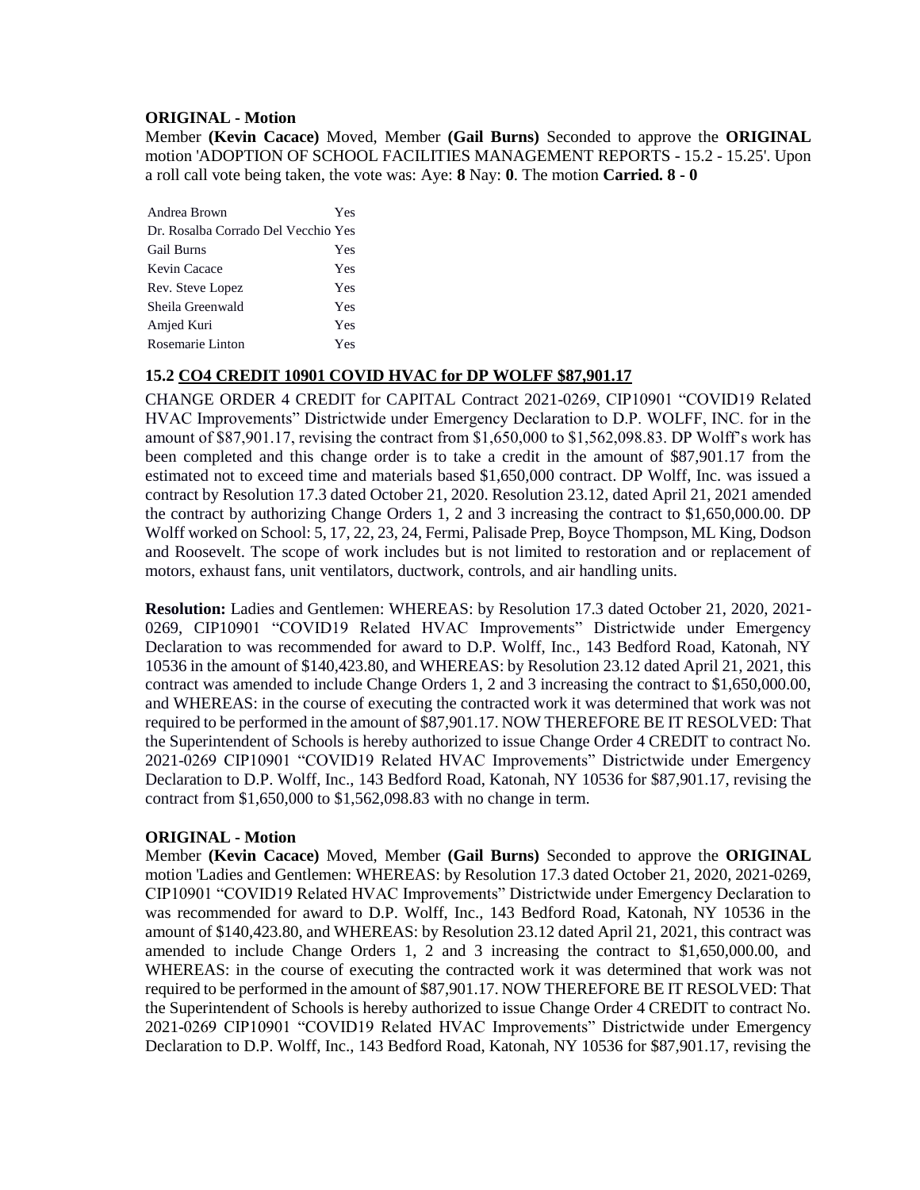**ORIGINAL - Motion**

Member **(Kevin Cacace)** Moved, Member **(Gail Burns)** Seconded to approve the **ORIGINAL** motion 'ADOPTION OF SCHOOL FACILITIES MANAGEMENT REPORTS - 15.2 - 15.25'. Upon a roll call vote being taken, the vote was: Aye: **8** Nay: **0**. The motion **Carried. 8 - 0**

| | |
|---|---|
| Andrea Brown | Yes |
| Dr. Rosalba Corrado Del Vecchio | Yes |
| Gail Burns | Yes |
| Kevin Cacace | Yes |
| Rev. Steve Lopez | Yes |
| Sheila Greenwald | Yes |
| Amjed Kuri | Yes |
| Rosemarie Linton | Yes |

**15.2 CO4 CREDIT 10901 COVID HVAC for DP WOLFF $87,901.17**

CHANGE ORDER 4 CREDIT for CAPITAL Contract 2021-0269, CIP10901 "COVID19 Related HVAC Improvements" Districtwide under Emergency Declaration to D.P. WOLFF, INC. for in the amount of $87,901.17, revising the contract from $1,650,000 to $1,562,098.83. DP Wolff's work has been completed and this change order is to take a credit in the amount of $87,901.17 from the estimated not to exceed time and materials based $1,650,000 contract. DP Wolff, Inc. was issued a contract by Resolution 17.3 dated October 21, 2020. Resolution 23.12, dated April 21, 2021 amended the contract by authorizing Change Orders 1, 2 and 3 increasing the contract to $1,650,000.00. DP Wolff worked on School: 5, 17, 22, 23, 24, Fermi, Palisade Prep, Boyce Thompson, ML King, Dodson and Roosevelt. The scope of work includes but is not limited to restoration and or replacement of motors, exhaust fans, unit ventilators, ductwork, controls, and air handling units.

**Resolution:** Ladies and Gentlemen: WHEREAS: by Resolution 17.3 dated October 21, 2020, 2021-0269, CIP10901 "COVID19 Related HVAC Improvements" Districtwide under Emergency Declaration to was recommended for award to D.P. Wolff, Inc., 143 Bedford Road, Katonah, NY 10536 in the amount of $140,423.80, and WHEREAS: by Resolution 23.12 dated April 21, 2021, this contract was amended to include Change Orders 1, 2 and 3 increasing the contract to $1,650,000.00, and WHEREAS: in the course of executing the contracted work it was determined that work was not required to be performed in the amount of $87,901.17. NOW THEREFORE BE IT RESOLVED: That the Superintendent of Schools is hereby authorized to issue Change Order 4 CREDIT to contract No. 2021-0269 CIP10901 "COVID19 Related HVAC Improvements" Districtwide under Emergency Declaration to D.P. Wolff, Inc., 143 Bedford Road, Katonah, NY 10536 for $87,901.17, revising the contract from $1,650,000 to $1,562,098.83 with no change in term.

**ORIGINAL - Motion**

Member **(Kevin Cacace)** Moved, Member **(Gail Burns)** Seconded to approve the **ORIGINAL** motion 'Ladies and Gentlemen: WHEREAS: by Resolution 17.3 dated October 21, 2020, 2021-0269, CIP10901 "COVID19 Related HVAC Improvements" Districtwide under Emergency Declaration to was recommended for award to D.P. Wolff, Inc., 143 Bedford Road, Katonah, NY 10536 in the amount of $140,423.80, and WHEREAS: by Resolution 23.12 dated April 21, 2021, this contract was amended to include Change Orders 1, 2 and 3 increasing the contract to $1,650,000.00, and WHEREAS: in the course of executing the contracted work it was determined that work was not required to be performed in the amount of $87,901.17. NOW THEREFORE BE IT RESOLVED: That the Superintendent of Schools is hereby authorized to issue Change Order 4 CREDIT to contract No. 2021-0269 CIP10901 "COVID19 Related HVAC Improvements" Districtwide under Emergency Declaration to D.P. Wolff, Inc., 143 Bedford Road, Katonah, NY 10536 for $87,901.17, revising the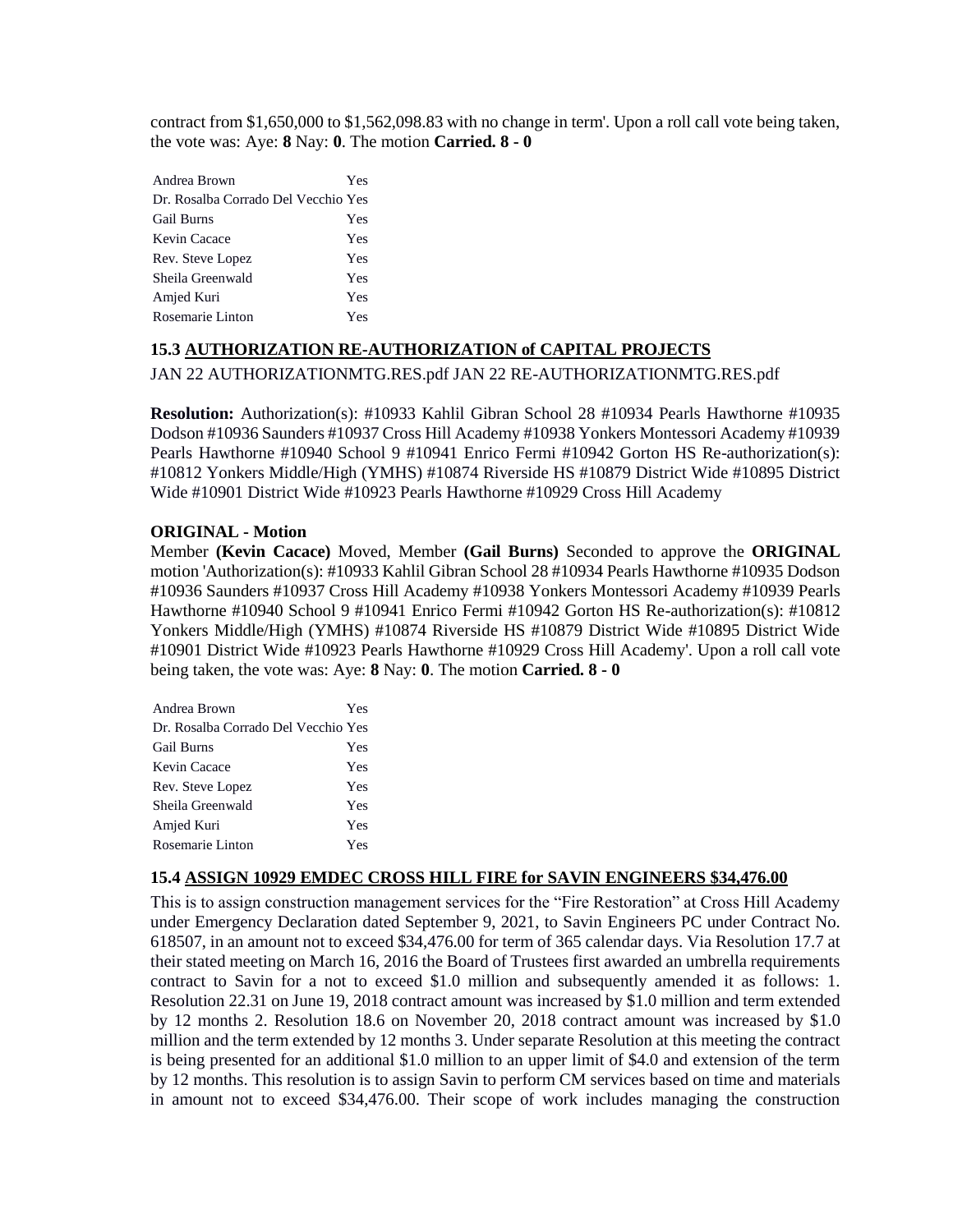contract from $1,650,000 to $1,562,098.83 with no change in term'. Upon a roll call vote being taken, the vote was: Aye: **8** Nay: **0**. The motion **Carried. 8 - 0**

| | |
|---|---|
| Andrea Brown | Yes |
| Dr. Rosalba Corrado Del Vecchio | Yes |
| Gail Burns | Yes |
| Kevin Cacace | Yes |
| Rev. Steve Lopez | Yes |
| Sheila Greenwald | Yes |
| Amjed Kuri | Yes |
| Rosemarie Linton | Yes |

### 15.3 AUTHORIZATION RE-AUTHORIZATION of CAPITAL PROJECTS

JAN 22 AUTHORIZATIONMTG.RES.pdf JAN 22 RE-AUTHORIZATIONMTG.RES.pdf

**Resolution:** Authorization(s): #10933 Kahlil Gibran School 28 #10934 Pearls Hawthorne #10935 Dodson #10936 Saunders #10937 Cross Hill Academy #10938 Yonkers Montessori Academy #10939 Pearls Hawthorne #10940 School 9 #10941 Enrico Fermi #10942 Gorton HS Re-authorization(s): #10812 Yonkers Middle/High (YMHS) #10874 Riverside HS #10879 District Wide #10895 District Wide #10901 District Wide #10923 Pearls Hawthorne #10929 Cross Hill Academy

**ORIGINAL - Motion**

Member **(Kevin Cacace)** Moved, Member **(Gail Burns)** Seconded to approve the **ORIGINAL** motion 'Authorization(s): #10933 Kahlil Gibran School 28 #10934 Pearls Hawthorne #10935 Dodson #10936 Saunders #10937 Cross Hill Academy #10938 Yonkers Montessori Academy #10939 Pearls Hawthorne #10940 School 9 #10941 Enrico Fermi #10942 Gorton HS Re-authorization(s): #10812 Yonkers Middle/High (YMHS) #10874 Riverside HS #10879 District Wide #10895 District Wide #10901 District Wide #10923 Pearls Hawthorne #10929 Cross Hill Academy'. Upon a roll call vote being taken, the vote was: Aye: **8** Nay: **0**. The motion **Carried. 8 - 0**

| | |
|---|---|
| Andrea Brown | Yes |
| Dr. Rosalba Corrado Del Vecchio | Yes |
| Gail Burns | Yes |
| Kevin Cacace | Yes |
| Rev. Steve Lopez | Yes |
| Sheila Greenwald | Yes |
| Amjed Kuri | Yes |
| Rosemarie Linton | Yes |

### 15.4 ASSIGN 10929 EMDEC CROSS HILL FIRE for SAVIN ENGINEERS $34,476.00

This is to assign construction management services for the "Fire Restoration" at Cross Hill Academy under Emergency Declaration dated September 9, 2021, to Savin Engineers PC under Contract No. 618507, in an amount not to exceed $34,476.00 for term of 365 calendar days. Via Resolution 17.7 at their stated meeting on March 16, 2016 the Board of Trustees first awarded an umbrella requirements contract to Savin for a not to exceed $1.0 million and subsequently amended it as follows: 1. Resolution 22.31 on June 19, 2018 contract amount was increased by $1.0 million and term extended by 12 months 2. Resolution 18.6 on November 20, 2018 contract amount was increased by $1.0 million and the term extended by 12 months 3. Under separate Resolution at this meeting the contract is being presented for an additional $1.0 million to an upper limit of $4.0 and extension of the term by 12 months. This resolution is to assign Savin to perform CM services based on time and materials in amount not to exceed $34,476.00. Their scope of work includes managing the construction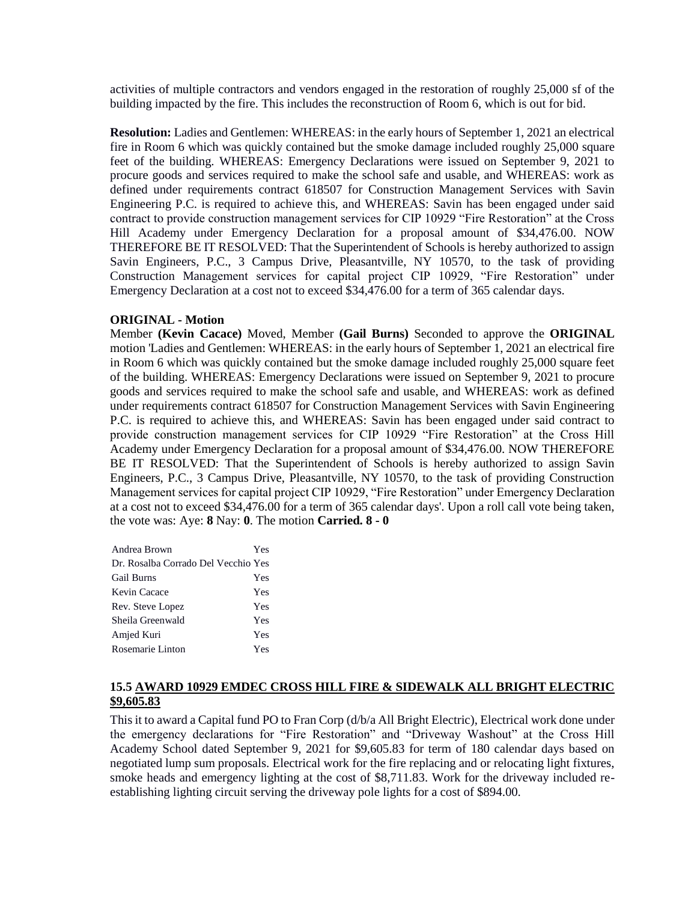activities of multiple contractors and vendors engaged in the restoration of roughly 25,000 sf of the building impacted by the fire. This includes the reconstruction of Room 6, which is out for bid.

**Resolution:** Ladies and Gentlemen: WHEREAS: in the early hours of September 1, 2021 an electrical fire in Room 6 which was quickly contained but the smoke damage included roughly 25,000 square feet of the building. WHEREAS: Emergency Declarations were issued on September 9, 2021 to procure goods and services required to make the school safe and usable, and WHEREAS: work as defined under requirements contract 618507 for Construction Management Services with Savin Engineering P.C. is required to achieve this, and WHEREAS: Savin has been engaged under said contract to provide construction management services for CIP 10929 "Fire Restoration" at the Cross Hill Academy under Emergency Declaration for a proposal amount of $34,476.00. NOW THEREFORE BE IT RESOLVED: That the Superintendent of Schools is hereby authorized to assign Savin Engineers, P.C., 3 Campus Drive, Pleasantville, NY 10570, to the task of providing Construction Management services for capital project CIP 10929, "Fire Restoration" under Emergency Declaration at a cost not to exceed $34,476.00 for a term of 365 calendar days.

**ORIGINAL - Motion**

Member **(Kevin Cacace)** Moved, Member **(Gail Burns)** Seconded to approve the **ORIGINAL** motion 'Ladies and Gentlemen: WHEREAS: in the early hours of September 1, 2021 an electrical fire in Room 6 which was quickly contained but the smoke damage included roughly 25,000 square feet of the building. WHEREAS: Emergency Declarations were issued on September 9, 2021 to procure goods and services required to make the school safe and usable, and WHEREAS: work as defined under requirements contract 618507 for Construction Management Services with Savin Engineering P.C. is required to achieve this, and WHEREAS: Savin has been engaged under said contract to provide construction management services for CIP 10929 "Fire Restoration" at the Cross Hill Academy under Emergency Declaration for a proposal amount of $34,476.00. NOW THEREFORE BE IT RESOLVED: That the Superintendent of Schools is hereby authorized to assign Savin Engineers, P.C., 3 Campus Drive, Pleasantville, NY 10570, to the task of providing Construction Management services for capital project CIP 10929, "Fire Restoration" under Emergency Declaration at a cost not to exceed $34,476.00 for a term of 365 calendar days'. Upon a roll call vote being taken, the vote was: Aye: **8** Nay: **0**. The motion **Carried. 8 - 0**

| | |
|---|---|
| Andrea Brown | Yes |
| Dr. Rosalba Corrado Del Vecchio | Yes |
| Gail Burns | Yes |
| Kevin Cacace | Yes |
| Rev. Steve Lopez | Yes |
| Sheila Greenwald | Yes |
| Amjed Kuri | Yes |
| Rosemarie Linton | Yes |

### 15.5 AWARD 10929 EMDEC CROSS HILL FIRE & SIDEWALK ALL BRIGHT ELECTRIC $9,605.83

This it to award a Capital fund PO to Fran Corp (d/b/a All Bright Electric), Electrical work done under the emergency declarations for "Fire Restoration" and "Driveway Washout" at the Cross Hill Academy School dated September 9, 2021 for $9,605.83 for term of 180 calendar days based on negotiated lump sum proposals. Electrical work for the fire replacing and or relocating light fixtures, smoke heads and emergency lighting at the cost of $8,711.83. Work for the driveway included re-establishing lighting circuit serving the driveway pole lights for a cost of $894.00.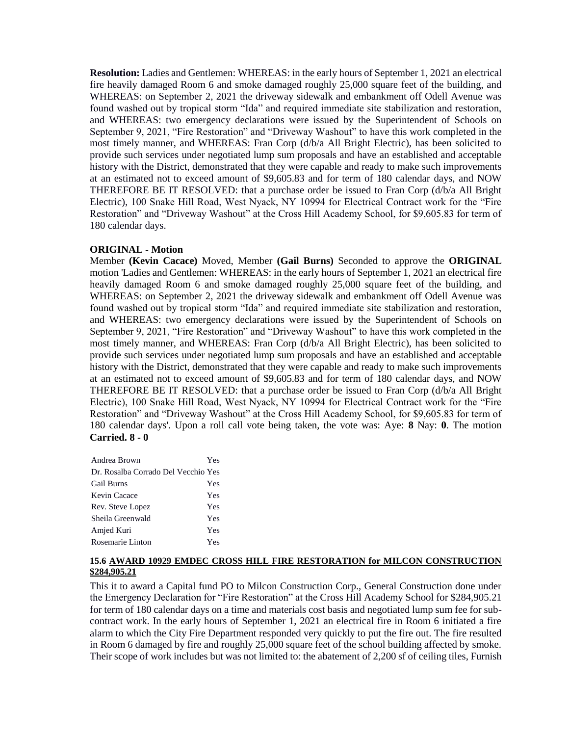**Resolution:** Ladies and Gentlemen: WHEREAS: in the early hours of September 1, 2021 an electrical fire heavily damaged Room 6 and smoke damaged roughly 25,000 square feet of the building, and WHEREAS: on September 2, 2021 the driveway sidewalk and embankment off Odell Avenue was found washed out by tropical storm "Ida" and required immediate site stabilization and restoration, and WHEREAS: two emergency declarations were issued by the Superintendent of Schools on September 9, 2021, "Fire Restoration" and "Driveway Washout" to have this work completed in the most timely manner, and WHEREAS: Fran Corp (d/b/a All Bright Electric), has been solicited to provide such services under negotiated lump sum proposals and have an established and acceptable history with the District, demonstrated that they were capable and ready to make such improvements at an estimated not to exceed amount of $9,605.83 and for term of 180 calendar days, and NOW THEREFORE BE IT RESOLVED: that a purchase order be issued to Fran Corp (d/b/a All Bright Electric), 100 Snake Hill Road, West Nyack, NY 10994 for Electrical Contract work for the "Fire Restoration" and "Driveway Washout" at the Cross Hill Academy School, for $9,605.83 for term of 180 calendar days.

**ORIGINAL - Motion**

Member **(Kevin Cacace)** Moved, Member **(Gail Burns)** Seconded to approve the **ORIGINAL** motion 'Ladies and Gentlemen: WHEREAS: in the early hours of September 1, 2021 an electrical fire heavily damaged Room 6 and smoke damaged roughly 25,000 square feet of the building, and WHEREAS: on September 2, 2021 the driveway sidewalk and embankment off Odell Avenue was found washed out by tropical storm "Ida" and required immediate site stabilization and restoration, and WHEREAS: two emergency declarations were issued by the Superintendent of Schools on September 9, 2021, "Fire Restoration" and "Driveway Washout" to have this work completed in the most timely manner, and WHEREAS: Fran Corp (d/b/a All Bright Electric), has been solicited to provide such services under negotiated lump sum proposals and have an established and acceptable history with the District, demonstrated that they were capable and ready to make such improvements at an estimated not to exceed amount of $9,605.83 and for term of 180 calendar days, and NOW THEREFORE BE IT RESOLVED: that a purchase order be issued to Fran Corp (d/b/a All Bright Electric), 100 Snake Hill Road, West Nyack, NY 10994 for Electrical Contract work for the "Fire Restoration" and "Driveway Washout" at the Cross Hill Academy School, for $9,605.83 for term of 180 calendar days'. Upon a roll call vote being taken, the vote was: Aye: **8** Nay: **0**. The motion **Carried. 8 - 0**

| | |
|---|---|
| Andrea Brown | Yes |
| Dr. Rosalba Corrado Del Vecchio | Yes |
| Gail Burns | Yes |
| Kevin Cacace | Yes |
| Rev. Steve Lopez | Yes |
| Sheila Greenwald | Yes |
| Amjed Kuri | Yes |
| Rosemarie Linton | Yes |

**15.6 AWARD 10929 EMDEC CROSS HILL FIRE RESTORATION for MILCON CONSTRUCTION $284,905.21**

This it to award a Capital fund PO to Milcon Construction Corp., General Construction done under the Emergency Declaration for "Fire Restoration" at the Cross Hill Academy School for $284,905.21 for term of 180 calendar days on a time and materials cost basis and negotiated lump sum fee for sub-contract work. In the early hours of September 1, 2021 an electrical fire in Room 6 initiated a fire alarm to which the City Fire Department responded very quickly to put the fire out. The fire resulted in Room 6 damaged by fire and roughly 25,000 square feet of the school building affected by smoke. Their scope of work includes but was not limited to: the abatement of 2,200 sf of ceiling tiles, Furnish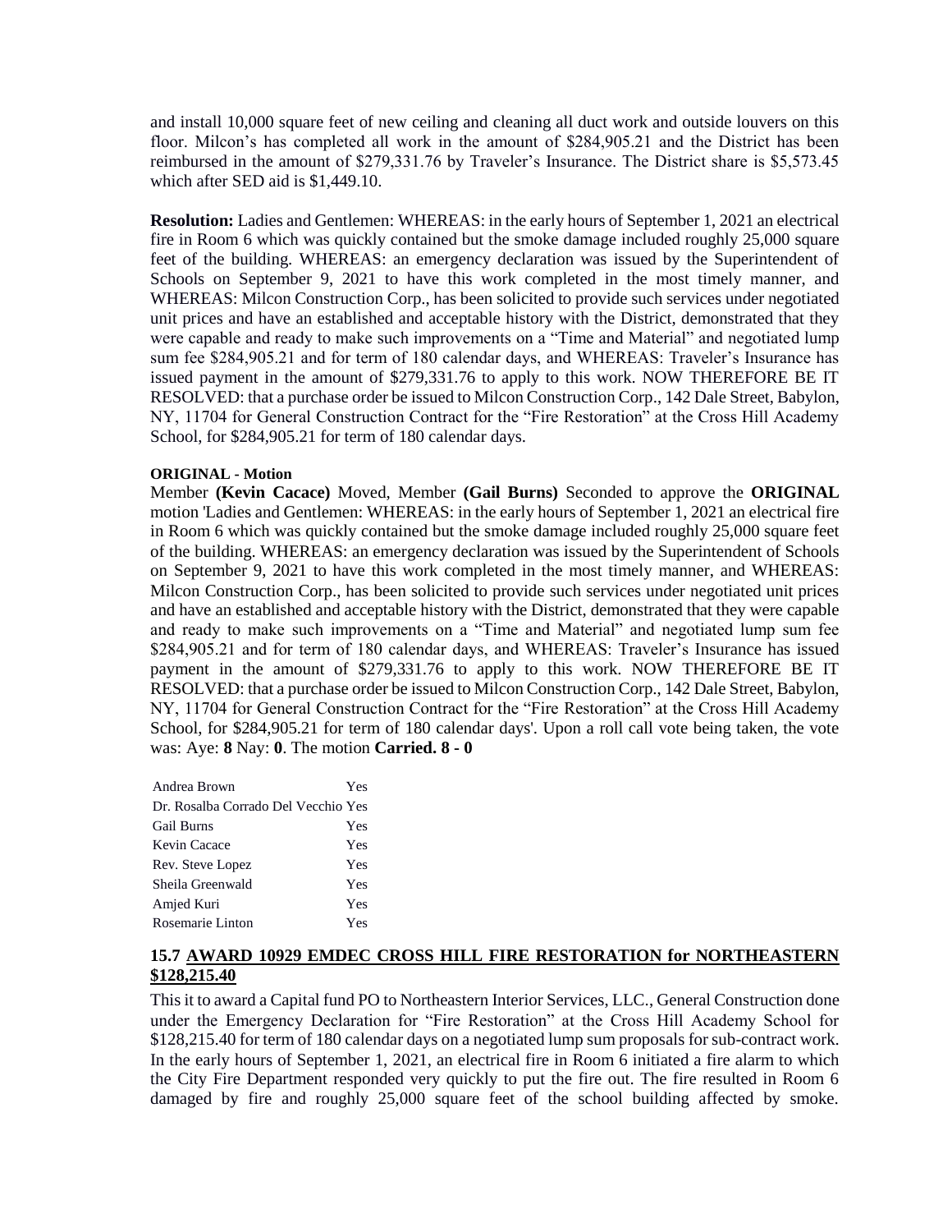and install 10,000 square feet of new ceiling and cleaning all duct work and outside louvers on this floor. Milcon's has completed all work in the amount of $284,905.21 and the District has been reimbursed in the amount of $279,331.76 by Traveler's Insurance. The District share is $5,573.45 which after SED aid is $1,449.10.

**Resolution:** Ladies and Gentlemen: WHEREAS: in the early hours of September 1, 2021 an electrical fire in Room 6 which was quickly contained but the smoke damage included roughly 25,000 square feet of the building. WHEREAS: an emergency declaration was issued by the Superintendent of Schools on September 9, 2021 to have this work completed in the most timely manner, and WHEREAS: Milcon Construction Corp., has been solicited to provide such services under negotiated unit prices and have an established and acceptable history with the District, demonstrated that they were capable and ready to make such improvements on a "Time and Material" and negotiated lump sum fee $284,905.21 and for term of 180 calendar days, and WHEREAS: Traveler's Insurance has issued payment in the amount of $279,331.76 to apply to this work. NOW THEREFORE BE IT RESOLVED: that a purchase order be issued to Milcon Construction Corp., 142 Dale Street, Babylon, NY, 11704 for General Construction Contract for the "Fire Restoration" at the Cross Hill Academy School, for $284,905.21 for term of 180 calendar days.

**ORIGINAL - Motion**

Member **(Kevin Cacace)** Moved, Member **(Gail Burns)** Seconded to approve the **ORIGINAL** motion 'Ladies and Gentlemen: WHEREAS: in the early hours of September 1, 2021 an electrical fire in Room 6 which was quickly contained but the smoke damage included roughly 25,000 square feet of the building. WHEREAS: an emergency declaration was issued by the Superintendent of Schools on September 9, 2021 to have this work completed in the most timely manner, and WHEREAS: Milcon Construction Corp., has been solicited to provide such services under negotiated unit prices and have an established and acceptable history with the District, demonstrated that they were capable and ready to make such improvements on a "Time and Material" and negotiated lump sum fee $284,905.21 and for term of 180 calendar days, and WHEREAS: Traveler's Insurance has issued payment in the amount of $279,331.76 to apply to this work. NOW THEREFORE BE IT RESOLVED: that a purchase order be issued to Milcon Construction Corp., 142 Dale Street, Babylon, NY, 11704 for General Construction Contract for the "Fire Restoration" at the Cross Hill Academy School, for $284,905.21 for term of 180 calendar days'. Upon a roll call vote being taken, the vote was: Aye: **8** Nay: **0**. The motion **Carried. 8 - 0**

| | |
|---|---|
| Andrea Brown | Yes |
| Dr. Rosalba Corrado Del Vecchio | Yes |
| Gail Burns | Yes |
| Kevin Cacace | Yes |
| Rev. Steve Lopez | Yes |
| Sheila Greenwald | Yes |
| Amjed Kuri | Yes |
| Rosemarie Linton | Yes |

### 15.7 AWARD 10929 EMDEC CROSS HILL FIRE RESTORATION for NORTHEASTERN $128,215.40

This it to award a Capital fund PO to Northeastern Interior Services, LLC., General Construction done under the Emergency Declaration for "Fire Restoration" at the Cross Hill Academy School for $128,215.40 for term of 180 calendar days on a negotiated lump sum proposals for sub-contract work. In the early hours of September 1, 2021, an electrical fire in Room 6 initiated a fire alarm to which the City Fire Department responded very quickly to put the fire out. The fire resulted in Room 6 damaged by fire and roughly 25,000 square feet of the school building affected by smoke.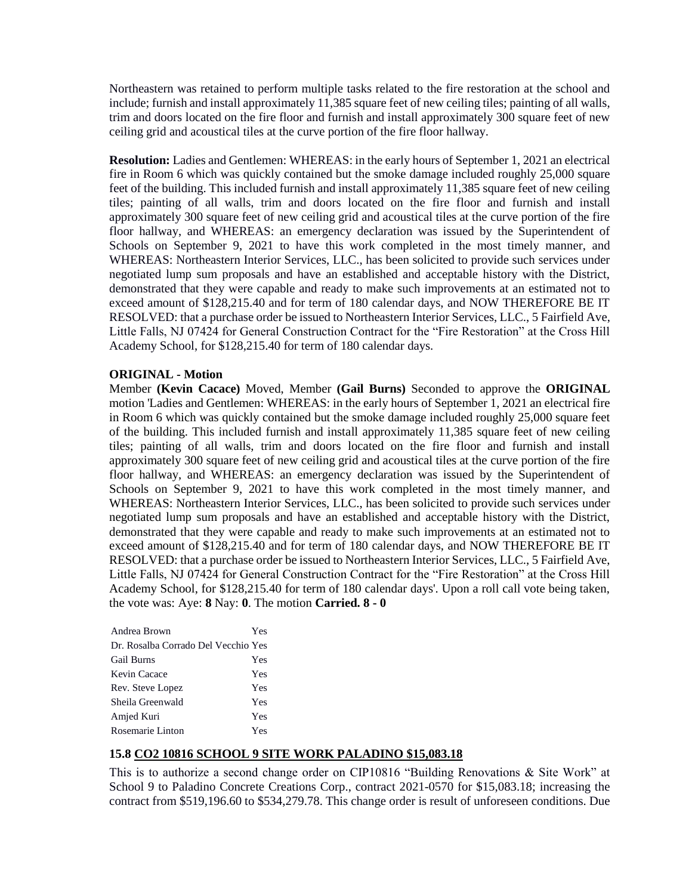Northeastern was retained to perform multiple tasks related to the fire restoration at the school and include; furnish and install approximately 11,385 square feet of new ceiling tiles; painting of all walls, trim and doors located on the fire floor and furnish and install approximately 300 square feet of new ceiling grid and acoustical tiles at the curve portion of the fire floor hallway.

**Resolution:** Ladies and Gentlemen: WHEREAS: in the early hours of September 1, 2021 an electrical fire in Room 6 which was quickly contained but the smoke damage included roughly 25,000 square feet of the building. This included furnish and install approximately 11,385 square feet of new ceiling tiles; painting of all walls, trim and doors located on the fire floor and furnish and install approximately 300 square feet of new ceiling grid and acoustical tiles at the curve portion of the fire floor hallway, and WHEREAS: an emergency declaration was issued by the Superintendent of Schools on September 9, 2021 to have this work completed in the most timely manner, and WHEREAS: Northeastern Interior Services, LLC., has been solicited to provide such services under negotiated lump sum proposals and have an established and acceptable history with the District, demonstrated that they were capable and ready to make such improvements at an estimated not to exceed amount of $128,215.40 and for term of 180 calendar days, and NOW THEREFORE BE IT RESOLVED: that a purchase order be issued to Northeastern Interior Services, LLC., 5 Fairfield Ave, Little Falls, NJ 07424 for General Construction Contract for the "Fire Restoration" at the Cross Hill Academy School, for $128,215.40 for term of 180 calendar days.

**ORIGINAL - Motion**

Member **(Kevin Cacace)** Moved, Member **(Gail Burns)** Seconded to approve the **ORIGINAL** motion 'Ladies and Gentlemen: WHEREAS: in the early hours of September 1, 2021 an electrical fire in Room 6 which was quickly contained but the smoke damage included roughly 25,000 square feet of the building. This included furnish and install approximately 11,385 square feet of new ceiling tiles; painting of all walls, trim and doors located on the fire floor and furnish and install approximately 300 square feet of new ceiling grid and acoustical tiles at the curve portion of the fire floor hallway, and WHEREAS: an emergency declaration was issued by the Superintendent of Schools on September 9, 2021 to have this work completed in the most timely manner, and WHEREAS: Northeastern Interior Services, LLC., has been solicited to provide such services under negotiated lump sum proposals and have an established and acceptable history with the District, demonstrated that they were capable and ready to make such improvements at an estimated not to exceed amount of $128,215.40 and for term of 180 calendar days, and NOW THEREFORE BE IT RESOLVED: that a purchase order be issued to Northeastern Interior Services, LLC., 5 Fairfield Ave, Little Falls, NJ 07424 for General Construction Contract for the "Fire Restoration" at the Cross Hill Academy School, for $128,215.40 for term of 180 calendar days'. Upon a roll call vote being taken, the vote was: Aye: **8** Nay: **0**. The motion **Carried. 8 - 0**

| | |
|---|---|
| Andrea Brown | Yes |
| Dr. Rosalba Corrado Del Vecchio | Yes |
| Gail Burns | Yes |
| Kevin Cacace | Yes |
| Rev. Steve Lopez | Yes |
| Sheila Greenwald | Yes |
| Amjed Kuri | Yes |
| Rosemarie Linton | Yes |

### 15.8 CO2 10816 SCHOOL 9 SITE WORK PALADINO $15,083.18

This is to authorize a second change order on CIP10816 "Building Renovations & Site Work" at School 9 to Paladino Concrete Creations Corp., contract 2021-0570 for $15,083.18; increasing the contract from $519,196.60 to $534,279.78. This change order is result of unforeseen conditions. Due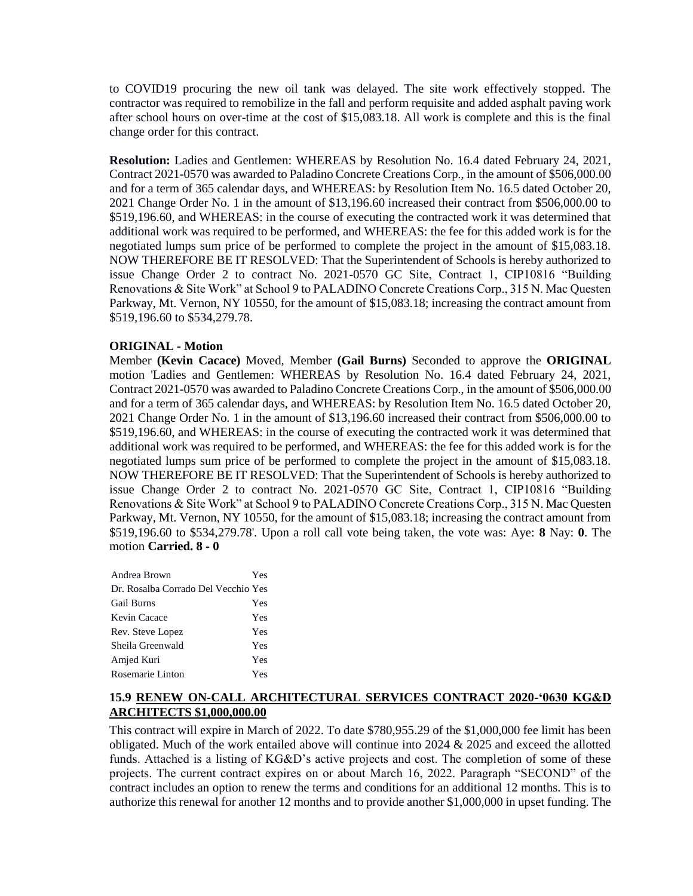to COVID19 procuring the new oil tank was delayed. The site work effectively stopped. The contractor was required to remobilize in the fall and perform requisite and added asphalt paving work after school hours on over-time at the cost of $15,083.18. All work is complete and this is the final change order for this contract.

**Resolution:** Ladies and Gentlemen: WHEREAS by Resolution No. 16.4 dated February 24, 2021, Contract 2021-0570 was awarded to Paladino Concrete Creations Corp., in the amount of $506,000.00 and for a term of 365 calendar days, and WHEREAS: by Resolution Item No. 16.5 dated October 20, 2021 Change Order No. 1 in the amount of $13,196.60 increased their contract from $506,000.00 to $519,196.60, and WHEREAS: in the course of executing the contracted work it was determined that additional work was required to be performed, and WHEREAS: the fee for this added work is for the negotiated lumps sum price of be performed to complete the project in the amount of $15,083.18. NOW THEREFORE BE IT RESOLVED: That the Superintendent of Schools is hereby authorized to issue Change Order 2 to contract No. 2021-0570 GC Site, Contract 1, CIP10816 "Building Renovations & Site Work" at School 9 to PALADINO Concrete Creations Corp., 315 N. Mac Questen Parkway, Mt. Vernon, NY 10550, for the amount of $15,083.18; increasing the contract amount from $519,196.60 to $534,279.78.

**ORIGINAL - Motion**

Member **(Kevin Cacace)** Moved, Member **(Gail Burns)** Seconded to approve the **ORIGINAL** motion 'Ladies and Gentlemen: WHEREAS by Resolution No. 16.4 dated February 24, 2021, Contract 2021-0570 was awarded to Paladino Concrete Creations Corp., in the amount of $506,000.00 and for a term of 365 calendar days, and WHEREAS: by Resolution Item No. 16.5 dated October 20, 2021 Change Order No. 1 in the amount of $13,196.60 increased their contract from $506,000.00 to $519,196.60, and WHEREAS: in the course of executing the contracted work it was determined that additional work was required to be performed, and WHEREAS: the fee for this added work is for the negotiated lumps sum price of be performed to complete the project in the amount of $15,083.18. NOW THEREFORE BE IT RESOLVED: That the Superintendent of Schools is hereby authorized to issue Change Order 2 to contract No. 2021-0570 GC Site, Contract 1, CIP10816 "Building Renovations & Site Work" at School 9 to PALADINO Concrete Creations Corp., 315 N. Mac Questen Parkway, Mt. Vernon, NY 10550, for the amount of $15,083.18; increasing the contract amount from $519,196.60 to $534,279.78'. Upon a roll call vote being taken, the vote was: Aye: **8** Nay: **0**. The motion **Carried. 8 - 0**

| | |
|---|---|
| Andrea Brown | Yes |
| Dr. Rosalba Corrado Del Vecchio | Yes |
| Gail Burns | Yes |
| Kevin Cacace | Yes |
| Rev. Steve Lopez | Yes |
| Sheila Greenwald | Yes |
| Amjed Kuri | Yes |
| Rosemarie Linton | Yes |

### 15.9 RENEW ON-CALL ARCHITECTURAL SERVICES CONTRACT 2020-'0630 KG&D ARCHITECTS $1,000,000.00

This contract will expire in March of 2022. To date $780,955.29 of the $1,000,000 fee limit has been obligated. Much of the work entailed above will continue into 2024 & 2025 and exceed the allotted funds. Attached is a listing of KG&D's active projects and cost. The completion of some of these projects. The current contract expires on or about March 16, 2022. Paragraph "SECOND" of the contract includes an option to renew the terms and conditions for an additional 12 months. This is to authorize this renewal for another 12 months and to provide another $1,000,000 in upset funding. The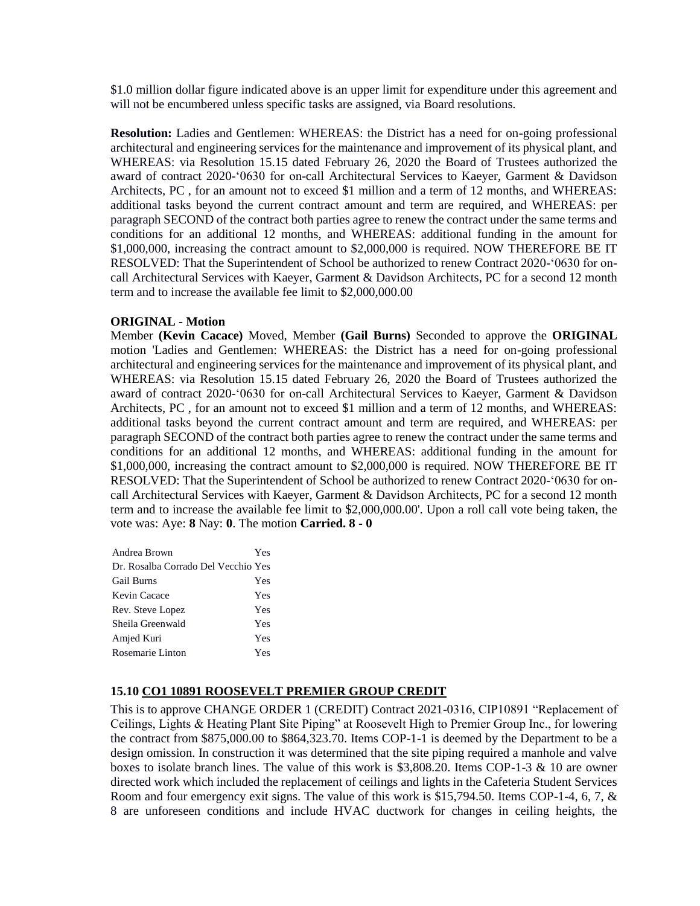$1.0 million dollar figure indicated above is an upper limit for expenditure under this agreement and will not be encumbered unless specific tasks are assigned, via Board resolutions.

**Resolution:** Ladies and Gentlemen: WHEREAS: the District has a need for on-going professional architectural and engineering services for the maintenance and improvement of its physical plant, and WHEREAS: via Resolution 15.15 dated February 26, 2020 the Board of Trustees authorized the award of contract 2020-‘0630 for on-call Architectural Services to Kaeyer, Garment & Davidson Architects, PC , for an amount not to exceed $1 million and a term of 12 months, and WHEREAS: additional tasks beyond the current contract amount and term are required, and WHEREAS: per paragraph SECOND of the contract both parties agree to renew the contract under the same terms and conditions for an additional 12 months, and WHEREAS: additional funding in the amount for $1,000,000, increasing the contract amount to $2,000,000 is required. NOW THEREFORE BE IT RESOLVED: That the Superintendent of School be authorized to renew Contract 2020-‘0630 for on-call Architectural Services with Kaeyer, Garment & Davidson Architects, PC for a second 12 month term and to increase the available fee limit to $2,000,000.00

**ORIGINAL - Motion**

Member **(Kevin Cacace)** Moved, Member **(Gail Burns)** Seconded to approve the **ORIGINAL** motion 'Ladies and Gentlemen: WHEREAS: the District has a need for on-going professional architectural and engineering services for the maintenance and improvement of its physical plant, and WHEREAS: via Resolution 15.15 dated February 26, 2020 the Board of Trustees authorized the award of contract 2020-‘0630 for on-call Architectural Services to Kaeyer, Garment & Davidson Architects, PC , for an amount not to exceed $1 million and a term of 12 months, and WHEREAS: additional tasks beyond the current contract amount and term are required, and WHEREAS: per paragraph SECOND of the contract both parties agree to renew the contract under the same terms and conditions for an additional 12 months, and WHEREAS: additional funding in the amount for $1,000,000, increasing the contract amount to $2,000,000 is required. NOW THEREFORE BE IT RESOLVED: That the Superintendent of School be authorized to renew Contract 2020-‘0630 for on-call Architectural Services with Kaeyer, Garment & Davidson Architects, PC for a second 12 month term and to increase the available fee limit to $2,000,000.00'. Upon a roll call vote being taken, the vote was: Aye: **8** Nay: **0**. The motion **Carried. 8 - 0**

| | |
|---|---|
| Andrea Brown | Yes |
| Dr. Rosalba Corrado Del Vecchio | Yes |
| Gail Burns | Yes |
| Kevin Cacace | Yes |
| Rev. Steve Lopez | Yes |
| Sheila Greenwald | Yes |
| Amjed Kuri | Yes |
| Rosemarie Linton | Yes |

### 15.10 CO1 10891 ROOSEVELT PREMIER GROUP CREDIT

This is to approve CHANGE ORDER 1 (CREDIT) Contract 2021-0316, CIP10891 “Replacement of Ceilings, Lights & Heating Plant Site Piping” at Roosevelt High to Premier Group Inc., for lowering the contract from $875,000.00 to $864,323.70. Items COP-1-1 is deemed by the Department to be a design omission. In construction it was determined that the site piping required a manhole and valve boxes to isolate branch lines. The value of this work is $3,808.20. Items COP-1-3 & 10 are owner directed work which included the replacement of ceilings and lights in the Cafeteria Student Services Room and four emergency exit signs. The value of this work is $15,794.50. Items COP-1-4, 6, 7, & 8 are unforeseen conditions and include HVAC ductwork for changes in ceiling heights, the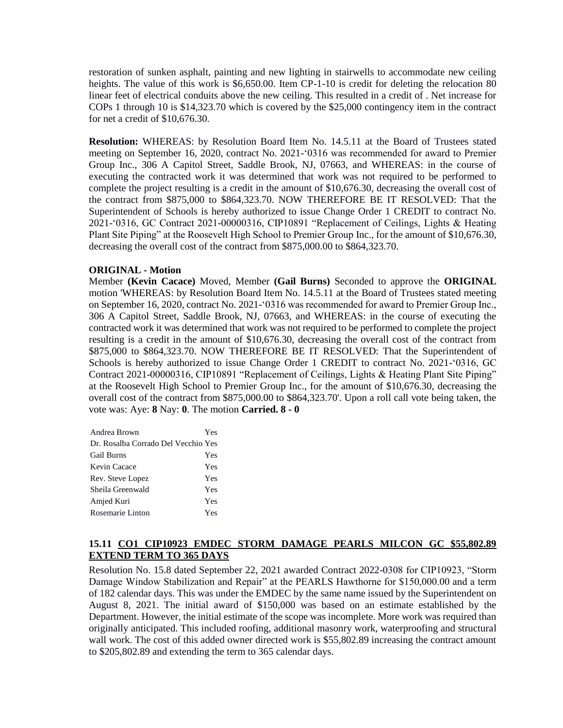restoration of sunken asphalt, painting and new lighting in stairwells to accommodate new ceiling heights. The value of this work is $6,650.00. Item CP-1-10 is credit for deleting the relocation 80 linear feet of electrical conduits above the new ceiling. This resulted in a credit of . Net increase for COPs 1 through 10 is $14,323.70 which is covered by the $25,000 contingency item in the contract for net a credit of $10,676.30.

**Resolution:** WHEREAS: by Resolution Board Item No. 14.5.11 at the Board of Trustees stated meeting on September 16, 2020, contract No. 2021-'0316 was recommended for award to Premier Group Inc., 306 A Capitol Street, Saddle Brook, NJ, 07663, and WHEREAS: in the course of executing the contracted work it was determined that work was not required to be performed to complete the project resulting is a credit in the amount of $10,676.30, decreasing the overall cost of the contract from $875,000 to $864,323.70. NOW THEREFORE BE IT RESOLVED: That the Superintendent of Schools is hereby authorized to issue Change Order 1 CREDIT to contract No. 2021-'0316, GC Contract 2021-00000316, CIP10891 "Replacement of Ceilings, Lights & Heating Plant Site Piping" at the Roosevelt High School to Premier Group Inc., for the amount of $10,676.30, decreasing the overall cost of the contract from $875,000.00 to $864,323.70.

**ORIGINAL - Motion**

Member **(Kevin Cacace)** Moved, Member **(Gail Burns)** Seconded to approve the **ORIGINAL** motion 'WHEREAS: by Resolution Board Item No. 14.5.11 at the Board of Trustees stated meeting on September 16, 2020, contract No. 2021-'0316 was recommended for award to Premier Group Inc., 306 A Capitol Street, Saddle Brook, NJ, 07663, and WHEREAS: in the course of executing the contracted work it was determined that work was not required to be performed to complete the project resulting is a credit in the amount of $10,676.30, decreasing the overall cost of the contract from $875,000 to $864,323.70. NOW THEREFORE BE IT RESOLVED: That the Superintendent of Schools is hereby authorized to issue Change Order 1 CREDIT to contract No. 2021-'0316, GC Contract 2021-00000316, CIP10891 "Replacement of Ceilings, Lights & Heating Plant Site Piping" at the Roosevelt High School to Premier Group Inc., for the amount of $10,676.30, decreasing the overall cost of the contract from $875,000.00 to $864,323.70'. Upon a roll call vote being taken, the vote was: Aye: **8** Nay: **0**. The motion **Carried. 8 - 0**

| | |
|---|---|
| Andrea Brown | Yes |
| Dr. Rosalba Corrado Del Vecchio | Yes |
| Gail Burns | Yes |
| Kevin Cacace | Yes |
| Rev. Steve Lopez | Yes |
| Sheila Greenwald | Yes |
| Amjed Kuri | Yes |
| Rosemarie Linton | Yes |

### 15.11 CO1 CIP10923 EMDEC STORM DAMAGE PEARLS MILCON GC $55,802.89 EXTEND TERM TO 365 DAYS

Resolution No. 15.8 dated September 22, 2021 awarded Contract 2022-0308 for CIP10923, "Storm Damage Window Stabilization and Repair" at the PEARLS Hawthorne for $150,000.00 and a term of 182 calendar days. This was under the EMDEC by the same name issued by the Superintendent on August 8, 2021. The initial award of $150,000 was based on an estimate established by the Department. However, the initial estimate of the scope was incomplete. More work was required than originally anticipated. This included roofing, additional masonry work, waterproofing and structural wall work. The cost of this added owner directed work is $55,802.89 increasing the contract amount to $205,802.89 and extending the term to 365 calendar days.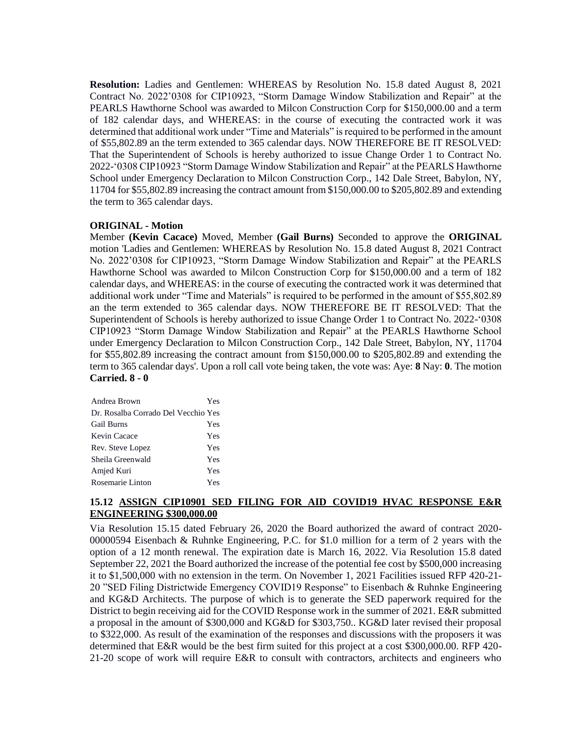**Resolution:** Ladies and Gentlemen: WHEREAS by Resolution No. 15.8 dated August 8, 2021 Contract No. 2022'0308 for CIP10923, "Storm Damage Window Stabilization and Repair" at the PEARLS Hawthorne School was awarded to Milcon Construction Corp for $150,000.00 and a term of 182 calendar days, and WHEREAS: in the course of executing the contracted work it was determined that additional work under "Time and Materials" is required to be performed in the amount of $55,802.89 an the term extended to 365 calendar days. NOW THEREFORE BE IT RESOLVED: That the Superintendent of Schools is hereby authorized to issue Change Order 1 to Contract No. 2022-'0308 CIP10923 "Storm Damage Window Stabilization and Repair" at the PEARLS Hawthorne School under Emergency Declaration to Milcon Construction Corp., 142 Dale Street, Babylon, NY, 11704 for $55,802.89 increasing the contract amount from $150,000.00 to $205,802.89 and extending the term to 365 calendar days.

**ORIGINAL - Motion**

Member **(Kevin Cacace)** Moved, Member **(Gail Burns)** Seconded to approve the **ORIGINAL** motion 'Ladies and Gentlemen: WHEREAS by Resolution No. 15.8 dated August 8, 2021 Contract No. 2022'0308 for CIP10923, "Storm Damage Window Stabilization and Repair" at the PEARLS Hawthorne School was awarded to Milcon Construction Corp for $150,000.00 and a term of 182 calendar days, and WHEREAS: in the course of executing the contracted work it was determined that additional work under "Time and Materials" is required to be performed in the amount of $55,802.89 an the term extended to 365 calendar days. NOW THEREFORE BE IT RESOLVED: That the Superintendent of Schools is hereby authorized to issue Change Order 1 to Contract No. 2022-'0308 CIP10923 "Storm Damage Window Stabilization and Repair" at the PEARLS Hawthorne School under Emergency Declaration to Milcon Construction Corp., 142 Dale Street, Babylon, NY, 11704 for $55,802.89 increasing the contract amount from $150,000.00 to $205,802.89 and extending the term to 365 calendar days'. Upon a roll call vote being taken, the vote was: Aye: **8** Nay: **0**. The motion **Carried. 8 - 0**

| | |
|---|---|
| Andrea Brown | Yes |
| Dr. Rosalba Corrado Del Vecchio | Yes |
| Gail Burns | Yes |
| Kevin Cacace | Yes |
| Rev. Steve Lopez | Yes |
| Sheila Greenwald | Yes |
| Amjed Kuri | Yes |
| Rosemarie Linton | Yes |

### 15.12 ASSIGN CIP10901 SED FILING FOR AID COVID19 HVAC RESPONSE E&R ENGINEERING $300,000.00

Via Resolution 15.15 dated February 26, 2020 the Board authorized the award of contract 2020-00000594 Eisenbach & Ruhnke Engineering, P.C. for $1.0 million for a term of 2 years with the option of a 12 month renewal. The expiration date is March 16, 2022. Via Resolution 15.8 dated September 22, 2021 the Board authorized the increase of the potential fee cost by $500,000 increasing it to $1,500,000 with no extension in the term. On November 1, 2021 Facilities issued RFP 420-21-20 "SED Filing Districtwide Emergency COVID19 Response" to Eisenbach & Ruhnke Engineering and KG&D Architects. The purpose of which is to generate the SED paperwork required for the District to begin receiving aid for the COVID Response work in the summer of 2021. E&R submitted a proposal in the amount of $300,000 and KG&D for $303,750.. KG&D later revised their proposal to $322,000. As result of the examination of the responses and discussions with the proposers it was determined that E&R would be the best firm suited for this project at a cost $300,000.00. RFP 420-21-20 scope of work will require E&R to consult with contractors, architects and engineers who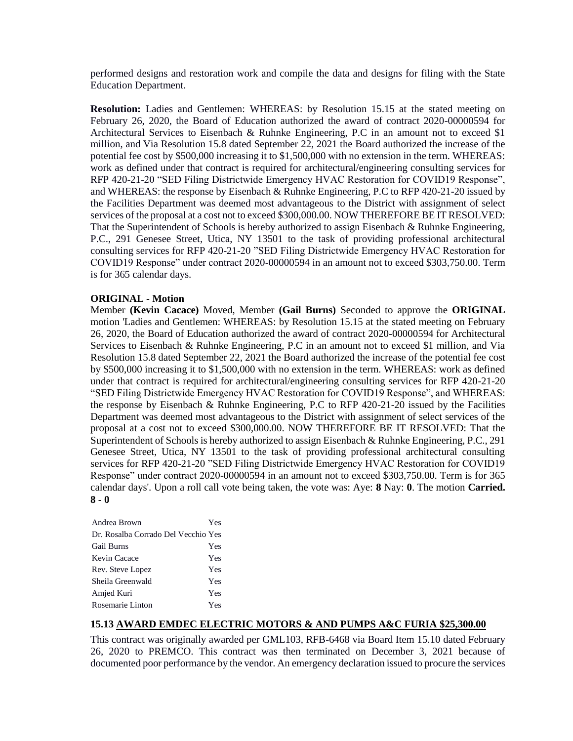performed designs and restoration work and compile the data and designs for filing with the State Education Department.

**Resolution:** Ladies and Gentlemen: WHEREAS: by Resolution 15.15 at the stated meeting on February 26, 2020, the Board of Education authorized the award of contract 2020-00000594 for Architectural Services to Eisenbach & Ruhnke Engineering, P.C in an amount not to exceed $1 million, and Via Resolution 15.8 dated September 22, 2021 the Board authorized the increase of the potential fee cost by $500,000 increasing it to $1,500,000 with no extension in the term. WHEREAS: work as defined under that contract is required for architectural/engineering consulting services for RFP 420-21-20 "SED Filing Districtwide Emergency HVAC Restoration for COVID19 Response", and WHEREAS: the response by Eisenbach & Ruhnke Engineering, P.C to RFP 420-21-20 issued by the Facilities Department was deemed most advantageous to the District with assignment of select services of the proposal at a cost not to exceed $300,000.00. NOW THEREFORE BE IT RESOLVED: That the Superintendent of Schools is hereby authorized to assign Eisenbach & Ruhnke Engineering, P.C., 291 Genesee Street, Utica, NY 13501 to the task of providing professional architectural consulting services for RFP 420-21-20 "SED Filing Districtwide Emergency HVAC Restoration for COVID19 Response" under contract 2020-00000594 in an amount not to exceed $303,750.00. Term is for 365 calendar days.

**ORIGINAL - Motion**

Member **(Kevin Cacace)** Moved, Member **(Gail Burns)** Seconded to approve the **ORIGINAL** motion 'Ladies and Gentlemen: WHEREAS: by Resolution 15.15 at the stated meeting on February 26, 2020, the Board of Education authorized the award of contract 2020-00000594 for Architectural Services to Eisenbach & Ruhnke Engineering, P.C in an amount not to exceed $1 million, and Via Resolution 15.8 dated September 22, 2021 the Board authorized the increase of the potential fee cost by $500,000 increasing it to $1,500,000 with no extension in the term. WHEREAS: work as defined under that contract is required for architectural/engineering consulting services for RFP 420-21-20 "SED Filing Districtwide Emergency HVAC Restoration for COVID19 Response", and WHEREAS: the response by Eisenbach & Ruhnke Engineering, P.C to RFP 420-21-20 issued by the Facilities Department was deemed most advantageous to the District with assignment of select services of the proposal at a cost not to exceed $300,000.00. NOW THEREFORE BE IT RESOLVED: That the Superintendent of Schools is hereby authorized to assign Eisenbach & Ruhnke Engineering, P.C., 291 Genesee Street, Utica, NY 13501 to the task of providing professional architectural consulting services for RFP 420-21-20 "SED Filing Districtwide Emergency HVAC Restoration for COVID19 Response" under contract 2020-00000594 in an amount not to exceed $303,750.00. Term is for 365 calendar days'. Upon a roll call vote being taken, the vote was: Aye: **8** Nay: **0**. The motion **Carried. 8 - 0**

| | |
|---|---|
| Andrea Brown | Yes |
| Dr. Rosalba Corrado Del Vecchio | Yes |
| Gail Burns | Yes |
| Kevin Cacace | Yes |
| Rev. Steve Lopez | Yes |
| Sheila Greenwald | Yes |
| Amjed Kuri | Yes |
| Rosemarie Linton | Yes |

**15.13 AWARD EMDEC ELECTRIC MOTORS & AND PUMPS A&C FURIA $25,300.00**

This contract was originally awarded per GML103, RFB-6468 via Board Item 15.10 dated February 26, 2020 to PREMCO. This contract was then terminated on December 3, 2021 because of documented poor performance by the vendor. An emergency declaration issued to procure the services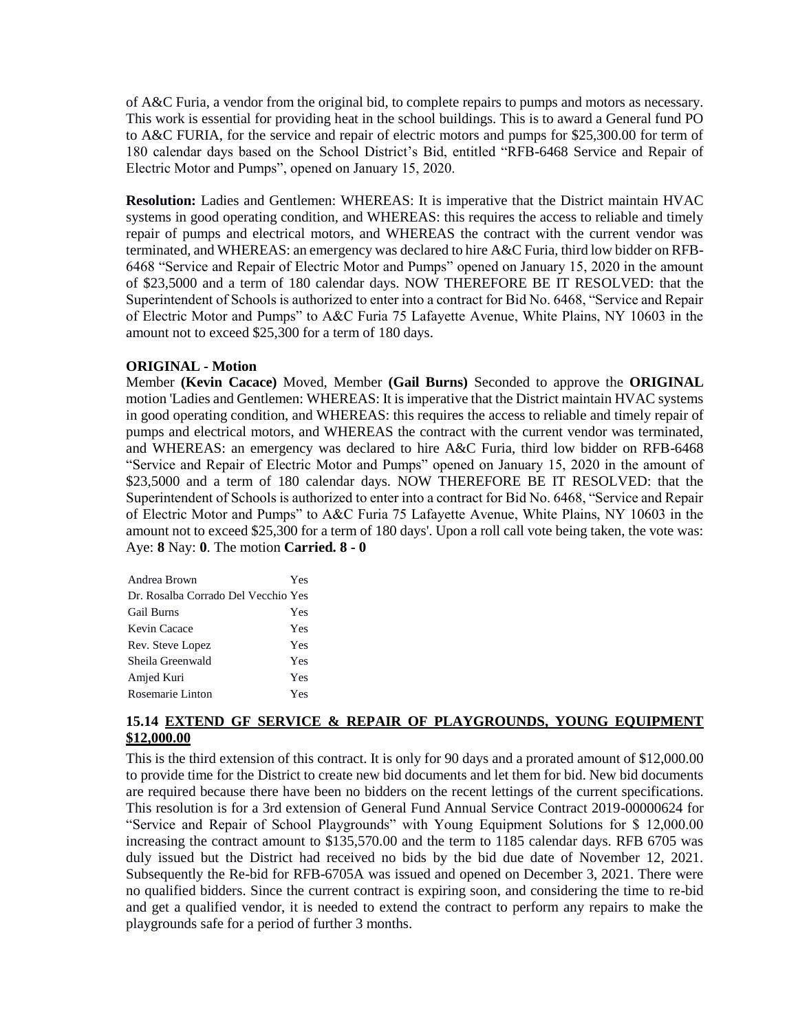of A&C Furia, a vendor from the original bid, to complete repairs to pumps and motors as necessary. This work is essential for providing heat in the school buildings. This is to award a General fund PO to A&C FURIA, for the service and repair of electric motors and pumps for $25,300.00 for term of 180 calendar days based on the School District's Bid, entitled "RFB-6468 Service and Repair of Electric Motor and Pumps", opened on January 15, 2020.

**Resolution:** Ladies and Gentlemen: WHEREAS: It is imperative that the District maintain HVAC systems in good operating condition, and WHEREAS: this requires the access to reliable and timely repair of pumps and electrical motors, and WHEREAS the contract with the current vendor was terminated, and WHEREAS: an emergency was declared to hire A&C Furia, third low bidder on RFB-6468 "Service and Repair of Electric Motor and Pumps" opened on January 15, 2020 in the amount of $23,5000 and a term of 180 calendar days. NOW THEREFORE BE IT RESOLVED: that the Superintendent of Schools is authorized to enter into a contract for Bid No. 6468, "Service and Repair of Electric Motor and Pumps" to A&C Furia 75 Lafayette Avenue, White Plains, NY 10603 in the amount not to exceed $25,300 for a term of 180 days.

**ORIGINAL - Motion**

Member **(Kevin Cacace)** Moved, Member **(Gail Burns)** Seconded to approve the **ORIGINAL** motion 'Ladies and Gentlemen: WHEREAS: It is imperative that the District maintain HVAC systems in good operating condition, and WHEREAS: this requires the access to reliable and timely repair of pumps and electrical motors, and WHEREAS the contract with the current vendor was terminated, and WHEREAS: an emergency was declared to hire A&C Furia, third low bidder on RFB-6468 "Service and Repair of Electric Motor and Pumps" opened on January 15, 2020 in the amount of $23,5000 and a term of 180 calendar days. NOW THEREFORE BE IT RESOLVED: that the Superintendent of Schools is authorized to enter into a contract for Bid No. 6468, "Service and Repair of Electric Motor and Pumps" to A&C Furia 75 Lafayette Avenue, White Plains, NY 10603 in the amount not to exceed $25,300 for a term of 180 days'. Upon a roll call vote being taken, the vote was: Aye: **8** Nay: **0**. The motion **Carried. 8 - 0**

| | |
|---|---|
| Andrea Brown | Yes |
| Dr. Rosalba Corrado Del Vecchio | Yes |
| Gail Burns | Yes |
| Kevin Cacace | Yes |
| Rev. Steve Lopez | Yes |
| Sheila Greenwald | Yes |
| Amjed Kuri | Yes |
| Rosemarie Linton | Yes |

### 15.14 EXTEND GF SERVICE & REPAIR OF PLAYGROUNDS, YOUNG EQUIPMENT $12,000.00

This is the third extension of this contract. It is only for 90 days and a prorated amount of $12,000.00 to provide time for the District to create new bid documents and let them for bid. New bid documents are required because there have been no bidders on the recent lettings of the current specifications. This resolution is for a 3rd extension of General Fund Annual Service Contract 2019-00000624 for "Service and Repair of School Playgrounds" with Young Equipment Solutions for $ 12,000.00 increasing the contract amount to $135,570.00 and the term to 1185 calendar days. RFB 6705 was duly issued but the District had received no bids by the bid due date of November 12, 2021. Subsequently the Re-bid for RFB-6705A was issued and opened on December 3, 2021. There were no qualified bidders. Since the current contract is expiring soon, and considering the time to re-bid and get a qualified vendor, it is needed to extend the contract to perform any repairs to make the playgrounds safe for a period of further 3 months.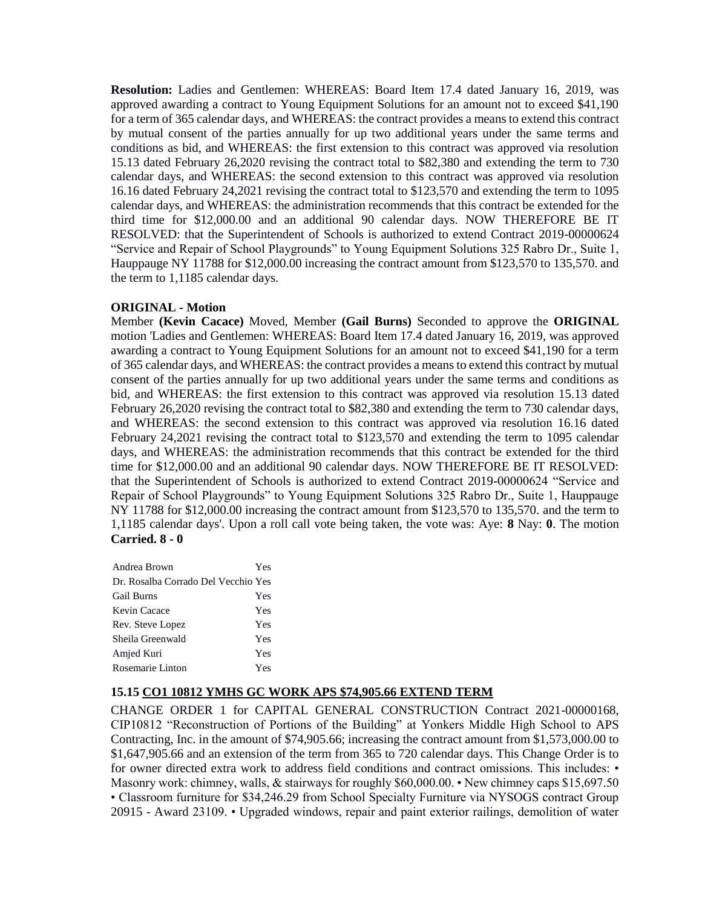**Resolution:** Ladies and Gentlemen: WHEREAS: Board Item 17.4 dated January 16, 2019, was approved awarding a contract to Young Equipment Solutions for an amount not to exceed $41,190 for a term of 365 calendar days, and WHEREAS: the contract provides a means to extend this contract by mutual consent of the parties annually for up two additional years under the same terms and conditions as bid, and WHEREAS: the first extension to this contract was approved via resolution 15.13 dated February 26,2020 revising the contract total to $82,380 and extending the term to 730 calendar days, and WHEREAS: the second extension to this contract was approved via resolution 16.16 dated February 24,2021 revising the contract total to $123,570 and extending the term to 1095 calendar days, and WHEREAS: the administration recommends that this contract be extended for the third time for $12,000.00 and an additional 90 calendar days. NOW THEREFORE BE IT RESOLVED: that the Superintendent of Schools is authorized to extend Contract 2019-00000624 "Service and Repair of School Playgrounds" to Young Equipment Solutions 325 Rabro Dr., Suite 1, Hauppauge NY 11788 for $12,000.00 increasing the contract amount from $123,570 to 135,570. and the term to 1,1185 calendar days.

**ORIGINAL - Motion**

Member **(Kevin Cacace)** Moved, Member **(Gail Burns)** Seconded to approve the **ORIGINAL** motion 'Ladies and Gentlemen: WHEREAS: Board Item 17.4 dated January 16, 2019, was approved awarding a contract to Young Equipment Solutions for an amount not to exceed $41,190 for a term of 365 calendar days, and WHEREAS: the contract provides a means to extend this contract by mutual consent of the parties annually for up two additional years under the same terms and conditions as bid, and WHEREAS: the first extension to this contract was approved via resolution 15.13 dated February 26,2020 revising the contract total to $82,380 and extending the term to 730 calendar days, and WHEREAS: the second extension to this contract was approved via resolution 16.16 dated February 24,2021 revising the contract total to $123,570 and extending the term to 1095 calendar days, and WHEREAS: the administration recommends that this contract be extended for the third time for $12,000.00 and an additional 90 calendar days. NOW THEREFORE BE IT RESOLVED: that the Superintendent of Schools is authorized to extend Contract 2019-00000624 "Service and Repair of School Playgrounds" to Young Equipment Solutions 325 Rabro Dr., Suite 1, Hauppauge NY 11788 for $12,000.00 increasing the contract amount from $123,570 to 135,570. and the term to 1,1185 calendar days'. Upon a roll call vote being taken, the vote was: Aye: **8** Nay: **0**. The motion **Carried. 8 - 0**

| | |
|---|---|
| Andrea Brown | Yes |
| Dr. Rosalba Corrado Del Vecchio | Yes |
| Gail Burns | Yes |
| Kevin Cacace | Yes |
| Rev. Steve Lopez | Yes |
| Sheila Greenwald | Yes |
| Amjed Kuri | Yes |
| Rosemarie Linton | Yes |

### 15.15 CO1 10812 YMHS GC WORK APS $74,905.66 EXTEND TERM

CHANGE ORDER 1 for CAPITAL GENERAL CONSTRUCTION Contract 2021-00000168, CIP10812 "Reconstruction of Portions of the Building" at Yonkers Middle High School to APS Contracting, Inc. in the amount of $74,905.66; increasing the contract amount from $1,573,000.00 to $1,647,905.66 and an extension of the term from 365 to 720 calendar days. This Change Order is to for owner directed extra work to address field conditions and contract omissions. This includes: • Masonry work: chimney, walls, & stairways for roughly $60,000.00. • New chimney caps $15,697.50 • Classroom furniture for $34,246.29 from School Specialty Furniture via NYSOGS contract Group 20915 - Award 23109. • Upgraded windows, repair and paint exterior railings, demolition of water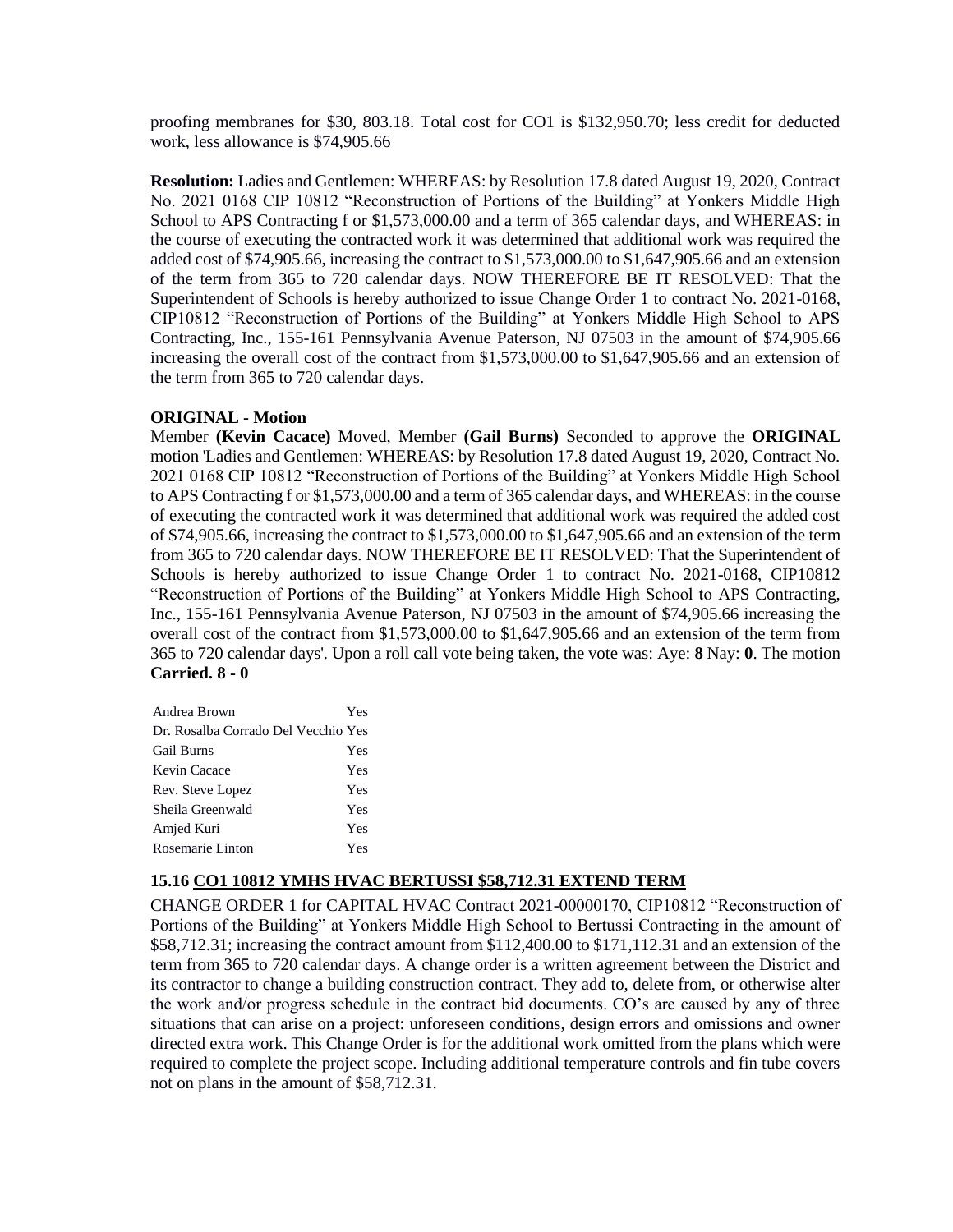proofing membranes for $30, 803.18. Total cost for CO1 is $132,950.70; less credit for deducted work, less allowance is $74,905.66

**Resolution:** Ladies and Gentlemen: WHEREAS: by Resolution 17.8 dated August 19, 2020, Contract No. 2021 0168 CIP 10812 "Reconstruction of Portions of the Building" at Yonkers Middle High School to APS Contracting f or $1,573,000.00 and a term of 365 calendar days, and WHEREAS: in the course of executing the contracted work it was determined that additional work was required the added cost of $74,905.66, increasing the contract to $1,573,000.00 to $1,647,905.66 and an extension of the term from 365 to 720 calendar days. NOW THEREFORE BE IT RESOLVED: That the Superintendent of Schools is hereby authorized to issue Change Order 1 to contract No. 2021-0168, CIP10812 "Reconstruction of Portions of the Building" at Yonkers Middle High School to APS Contracting, Inc., 155-161 Pennsylvania Avenue Paterson, NJ 07503 in the amount of $74,905.66 increasing the overall cost of the contract from $1,573,000.00 to $1,647,905.66 and an extension of the term from 365 to 720 calendar days.

**ORIGINAL - Motion**

Member **(Kevin Cacace)** Moved, Member **(Gail Burns)** Seconded to approve the **ORIGINAL** motion 'Ladies and Gentlemen: WHEREAS: by Resolution 17.8 dated August 19, 2020, Contract No. 2021 0168 CIP 10812 "Reconstruction of Portions of the Building" at Yonkers Middle High School to APS Contracting f or $1,573,000.00 and a term of 365 calendar days, and WHEREAS: in the course of executing the contracted work it was determined that additional work was required the added cost of $74,905.66, increasing the contract to $1,573,000.00 to $1,647,905.66 and an extension of the term from 365 to 720 calendar days. NOW THEREFORE BE IT RESOLVED: That the Superintendent of Schools is hereby authorized to issue Change Order 1 to contract No. 2021-0168, CIP10812 "Reconstruction of Portions of the Building" at Yonkers Middle High School to APS Contracting, Inc., 155-161 Pennsylvania Avenue Paterson, NJ 07503 in the amount of $74,905.66 increasing the overall cost of the contract from $1,573,000.00 to $1,647,905.66 and an extension of the term from 365 to 720 calendar days'. Upon a roll call vote being taken, the vote was: Aye: **8** Nay: **0**. The motion **Carried. 8 - 0**

| | |
|---|---|
| Andrea Brown | Yes |
| Dr. Rosalba Corrado Del Vecchio | Yes |
| Gail Burns | Yes |
| Kevin Cacace | Yes |
| Rev. Steve Lopez | Yes |
| Sheila Greenwald | Yes |
| Amjed Kuri | Yes |
| Rosemarie Linton | Yes |

### 15.16 CO1 10812 YMHS HVAC BERTUSSI $58,712.31 EXTEND TERM

CHANGE ORDER 1 for CAPITAL HVAC Contract 2021-00000170, CIP10812 "Reconstruction of Portions of the Building" at Yonkers Middle High School to Bertussi Contracting in the amount of $58,712.31; increasing the contract amount from $112,400.00 to $171,112.31 and an extension of the term from 365 to 720 calendar days. A change order is a written agreement between the District and its contractor to change a building construction contract. They add to, delete from, or otherwise alter the work and/or progress schedule in the contract bid documents. CO's are caused by any of three situations that can arise on a project: unforeseen conditions, design errors and omissions and owner directed extra work. This Change Order is for the additional work omitted from the plans which were required to complete the project scope. Including additional temperature controls and fin tube covers not on plans in the amount of $58,712.31.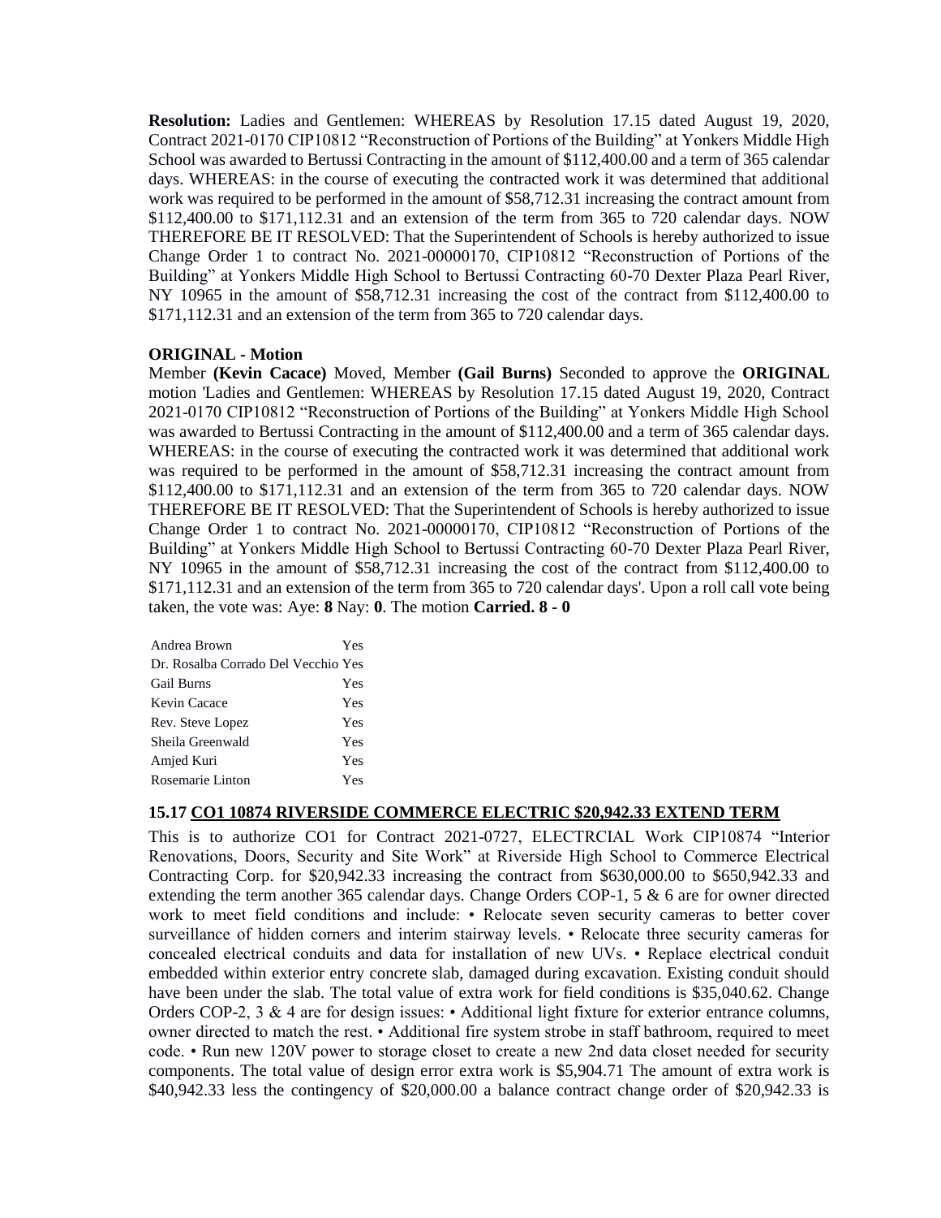**Resolution:** Ladies and Gentlemen: WHEREAS by Resolution 17.15 dated August 19, 2020, Contract 2021-0170 CIP10812 "Reconstruction of Portions of the Building" at Yonkers Middle High School was awarded to Bertussi Contracting in the amount of $112,400.00 and a term of 365 calendar days. WHEREAS: in the course of executing the contracted work it was determined that additional work was required to be performed in the amount of $58,712.31 increasing the contract amount from $112,400.00 to $171,112.31 and an extension of the term from 365 to 720 calendar days. NOW THEREFORE BE IT RESOLVED: That the Superintendent of Schools is hereby authorized to issue Change Order 1 to contract No. 2021-00000170, CIP10812 "Reconstruction of Portions of the Building" at Yonkers Middle High School to Bertussi Contracting 60-70 Dexter Plaza Pearl River, NY 10965 in the amount of $58,712.31 increasing the cost of the contract from $112,400.00 to $171,112.31 and an extension of the term from 365 to 720 calendar days.

**ORIGINAL - Motion**

Member **(Kevin Cacace)** Moved, Member **(Gail Burns)** Seconded to approve the **ORIGINAL** motion 'Ladies and Gentlemen: WHEREAS by Resolution 17.15 dated August 19, 2020, Contract 2021-0170 CIP10812 "Reconstruction of Portions of the Building" at Yonkers Middle High School was awarded to Bertussi Contracting in the amount of $112,400.00 and a term of 365 calendar days. WHEREAS: in the course of executing the contracted work it was determined that additional work was required to be performed in the amount of $58,712.31 increasing the contract amount from $112,400.00 to $171,112.31 and an extension of the term from 365 to 720 calendar days. NOW THEREFORE BE IT RESOLVED: That the Superintendent of Schools is hereby authorized to issue Change Order 1 to contract No. 2021-00000170, CIP10812 "Reconstruction of Portions of the Building" at Yonkers Middle High School to Bertussi Contracting 60-70 Dexter Plaza Pearl River, NY 10965 in the amount of $58,712.31 increasing the cost of the contract from $112,400.00 to $171,112.31 and an extension of the term from 365 to 720 calendar days'. Upon a roll call vote being taken, the vote was: Aye: **8** Nay: **0**. The motion **Carried. 8 - 0**

| | |
|---|---|
| Andrea Brown | Yes |
| Dr. Rosalba Corrado Del Vecchio | Yes |
| Gail Burns | Yes |
| Kevin Cacace | Yes |
| Rev. Steve Lopez | Yes |
| Sheila Greenwald | Yes |
| Amjed Kuri | Yes |
| Rosemarie Linton | Yes |

### 15.17 CO1 10874 RIVERSIDE COMMERCE ELECTRIC $20,942.33 EXTEND TERM

This is to authorize CO1 for Contract 2021-0727, ELECTRCIAL Work CIP10874 "Interior Renovations, Doors, Security and Site Work" at Riverside High School to Commerce Electrical Contracting Corp. for $20,942.33 increasing the contract from $630,000.00 to $650,942.33 and extending the term another 365 calendar days. Change Orders COP-1, 5 & 6 are for owner directed work to meet field conditions and include: • Relocate seven security cameras to better cover surveillance of hidden corners and interim stairway levels. • Relocate three security cameras for concealed electrical conduits and data for installation of new UVs. • Replace electrical conduit embedded within exterior entry concrete slab, damaged during excavation. Existing conduit should have been under the slab. The total value of extra work for field conditions is $35,040.62. Change Orders COP-2, 3 & 4 are for design issues: • Additional light fixture for exterior entrance columns, owner directed to match the rest. • Additional fire system strobe in staff bathroom, required to meet code. • Run new 120V power to storage closet to create a new 2nd data closet needed for security components. The total value of design error extra work is $5,904.71 The amount of extra work is $40,942.33 less the contingency of $20,000.00 a balance contract change order of $20,942.33 is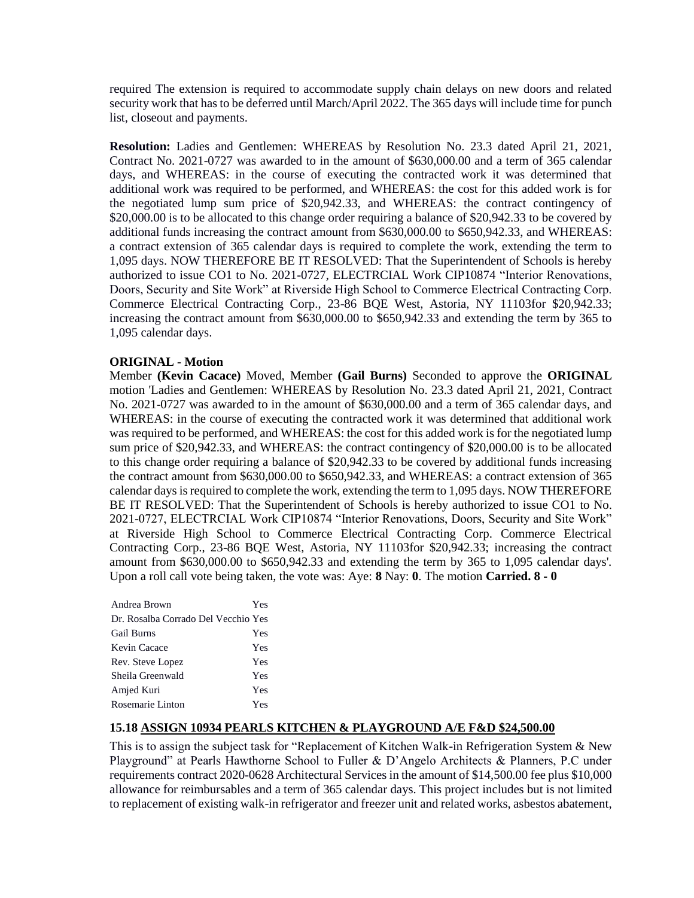required The extension is required to accommodate supply chain delays on new doors and related security work that has to be deferred until March/April 2022. The 365 days will include time for punch list, closeout and payments.

**Resolution:** Ladies and Gentlemen: WHEREAS by Resolution No. 23.3 dated April 21, 2021, Contract No. 2021-0727 was awarded to in the amount of $630,000.00 and a term of 365 calendar days, and WHEREAS: in the course of executing the contracted work it was determined that additional work was required to be performed, and WHEREAS: the cost for this added work is for the negotiated lump sum price of $20,942.33, and WHEREAS: the contract contingency of $20,000.00 is to be allocated to this change order requiring a balance of $20,942.33 to be covered by additional funds increasing the contract amount from $630,000.00 to $650,942.33, and WHEREAS: a contract extension of 365 calendar days is required to complete the work, extending the term to 1,095 days. NOW THEREFORE BE IT RESOLVED: That the Superintendent of Schools is hereby authorized to issue CO1 to No. 2021-0727, ELECTRCIAL Work CIP10874 "Interior Renovations, Doors, Security and Site Work" at Riverside High School to Commerce Electrical Contracting Corp. Commerce Electrical Contracting Corp., 23-86 BQE West, Astoria, NY 11103for $20,942.33; increasing the contract amount from $630,000.00 to $650,942.33 and extending the term by 365 to 1,095 calendar days.

**ORIGINAL - Motion**

Member **(Kevin Cacace)** Moved, Member **(Gail Burns)** Seconded to approve the **ORIGINAL** motion 'Ladies and Gentlemen: WHEREAS by Resolution No. 23.3 dated April 21, 2021, Contract No. 2021-0727 was awarded to in the amount of $630,000.00 and a term of 365 calendar days, and WHEREAS: in the course of executing the contracted work it was determined that additional work was required to be performed, and WHEREAS: the cost for this added work is for the negotiated lump sum price of $20,942.33, and WHEREAS: the contract contingency of $20,000.00 is to be allocated to this change order requiring a balance of $20,942.33 to be covered by additional funds increasing the contract amount from $630,000.00 to $650,942.33, and WHEREAS: a contract extension of 365 calendar days is required to complete the work, extending the term to 1,095 days. NOW THEREFORE BE IT RESOLVED: That the Superintendent of Schools is hereby authorized to issue CO1 to No. 2021-0727, ELECTRCIAL Work CIP10874 "Interior Renovations, Doors, Security and Site Work" at Riverside High School to Commerce Electrical Contracting Corp. Commerce Electrical Contracting Corp., 23-86 BQE West, Astoria, NY 11103for $20,942.33; increasing the contract amount from $630,000.00 to $650,942.33 and extending the term by 365 to 1,095 calendar days'. Upon a roll call vote being taken, the vote was: Aye: **8** Nay: **0**. The motion **Carried. 8 - 0**

| | |
|---|---|
| Andrea Brown | Yes |
| Dr. Rosalba Corrado Del Vecchio | Yes |
| Gail Burns | Yes |
| Kevin Cacace | Yes |
| Rev. Steve Lopez | Yes |
| Sheila Greenwald | Yes |
| Amjed Kuri | Yes |
| Rosemarie Linton | Yes |

### 15.18 ASSIGN 10934 PEARLS KITCHEN & PLAYGROUND A/E F&D $24,500.00

This is to assign the subject task for "Replacement of Kitchen Walk-in Refrigeration System & New Playground" at Pearls Hawthorne School to Fuller & D'Angelo Architects & Planners, P.C under requirements contract 2020-0628 Architectural Services in the amount of $14,500.00 fee plus $10,000 allowance for reimbursables and a term of 365 calendar days. This project includes but is not limited to replacement of existing walk-in refrigerator and freezer unit and related works, asbestos abatement,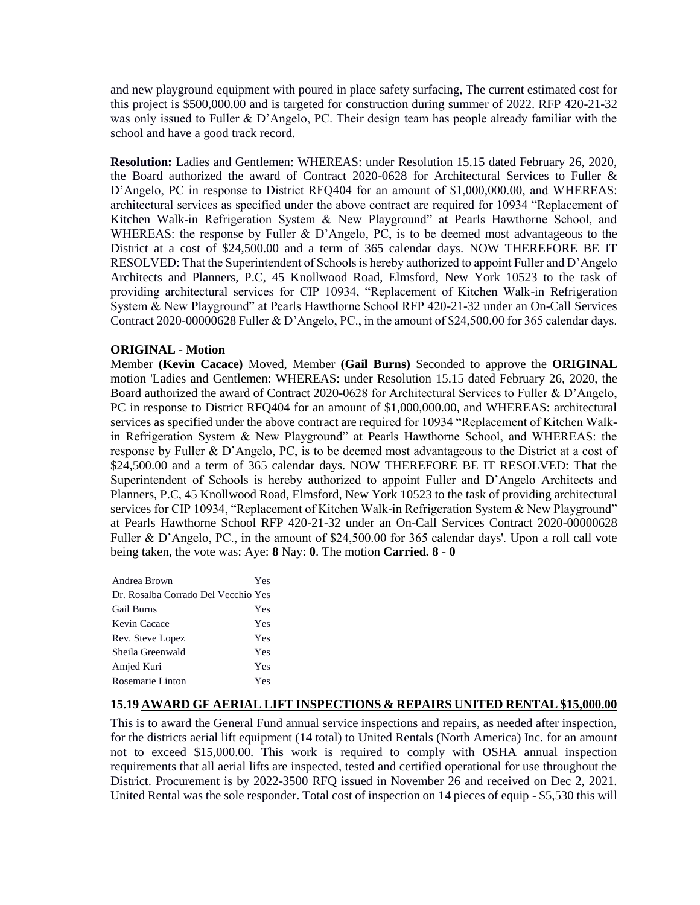and new playground equipment with poured in place safety surfacing, The current estimated cost for this project is $500,000.00 and is targeted for construction during summer of 2022. RFP 420-21-32 was only issued to Fuller & D'Angelo, PC. Their design team has people already familiar with the school and have a good track record.

**Resolution:** Ladies and Gentlemen: WHEREAS: under Resolution 15.15 dated February 26, 2020, the Board authorized the award of Contract 2020-0628 for Architectural Services to Fuller & D'Angelo, PC in response to District RFQ404 for an amount of $1,000,000.00, and WHEREAS: architectural services as specified under the above contract are required for 10934 "Replacement of Kitchen Walk-in Refrigeration System & New Playground" at Pearls Hawthorne School, and WHEREAS: the response by Fuller & D'Angelo, PC, is to be deemed most advantageous to the District at a cost of $24,500.00 and a term of 365 calendar days. NOW THEREFORE BE IT RESOLVED: That the Superintendent of Schools is hereby authorized to appoint Fuller and D'Angelo Architects and Planners, P.C, 45 Knollwood Road, Elmsford, New York 10523 to the task of providing architectural services for CIP 10934, "Replacement of Kitchen Walk-in Refrigeration System & New Playground" at Pearls Hawthorne School RFP 420-21-32 under an On-Call Services Contract 2020-00000628 Fuller & D'Angelo, PC., in the amount of $24,500.00 for 365 calendar days.

**ORIGINAL - Motion**

Member **(Kevin Cacace)** Moved, Member **(Gail Burns)** Seconded to approve the **ORIGINAL** motion 'Ladies and Gentlemen: WHEREAS: under Resolution 15.15 dated February 26, 2020, the Board authorized the award of Contract 2020-0628 for Architectural Services to Fuller & D'Angelo, PC in response to District RFQ404 for an amount of $1,000,000.00, and WHEREAS: architectural services as specified under the above contract are required for 10934 "Replacement of Kitchen Walk-in Refrigeration System & New Playground" at Pearls Hawthorne School, and WHEREAS: the response by Fuller & D'Angelo, PC, is to be deemed most advantageous to the District at a cost of $24,500.00 and a term of 365 calendar days. NOW THEREFORE BE IT RESOLVED: That the Superintendent of Schools is hereby authorized to appoint Fuller and D'Angelo Architects and Planners, P.C, 45 Knollwood Road, Elmsford, New York 10523 to the task of providing architectural services for CIP 10934, "Replacement of Kitchen Walk-in Refrigeration System & New Playground" at Pearls Hawthorne School RFP 420-21-32 under an On-Call Services Contract 2020-00000628 Fuller & D'Angelo, PC., in the amount of $24,500.00 for 365 calendar days'. Upon a roll call vote being taken, the vote was: Aye: **8** Nay: **0**. The motion **Carried. 8 - 0**

| | |
|---|---|
| Andrea Brown | Yes |
| Dr. Rosalba Corrado Del Vecchio | Yes |
| Gail Burns | Yes |
| Kevin Cacace | Yes |
| Rev. Steve Lopez | Yes |
| Sheila Greenwald | Yes |
| Amjed Kuri | Yes |
| Rosemarie Linton | Yes |

### 15.19 AWARD GF AERIAL LIFT INSPECTIONS & REPAIRS UNITED RENTAL $15,000.00

This is to award the General Fund annual service inspections and repairs, as needed after inspection, for the districts aerial lift equipment (14 total) to United Rentals (North America) Inc. for an amount not to exceed $15,000.00. This work is required to comply with OSHA annual inspection requirements that all aerial lifts are inspected, tested and certified operational for use throughout the District. Procurement is by 2022-3500 RFQ issued in November 26 and received on Dec 2, 2021. United Rental was the sole responder. Total cost of inspection on 14 pieces of equip - $5,530 this will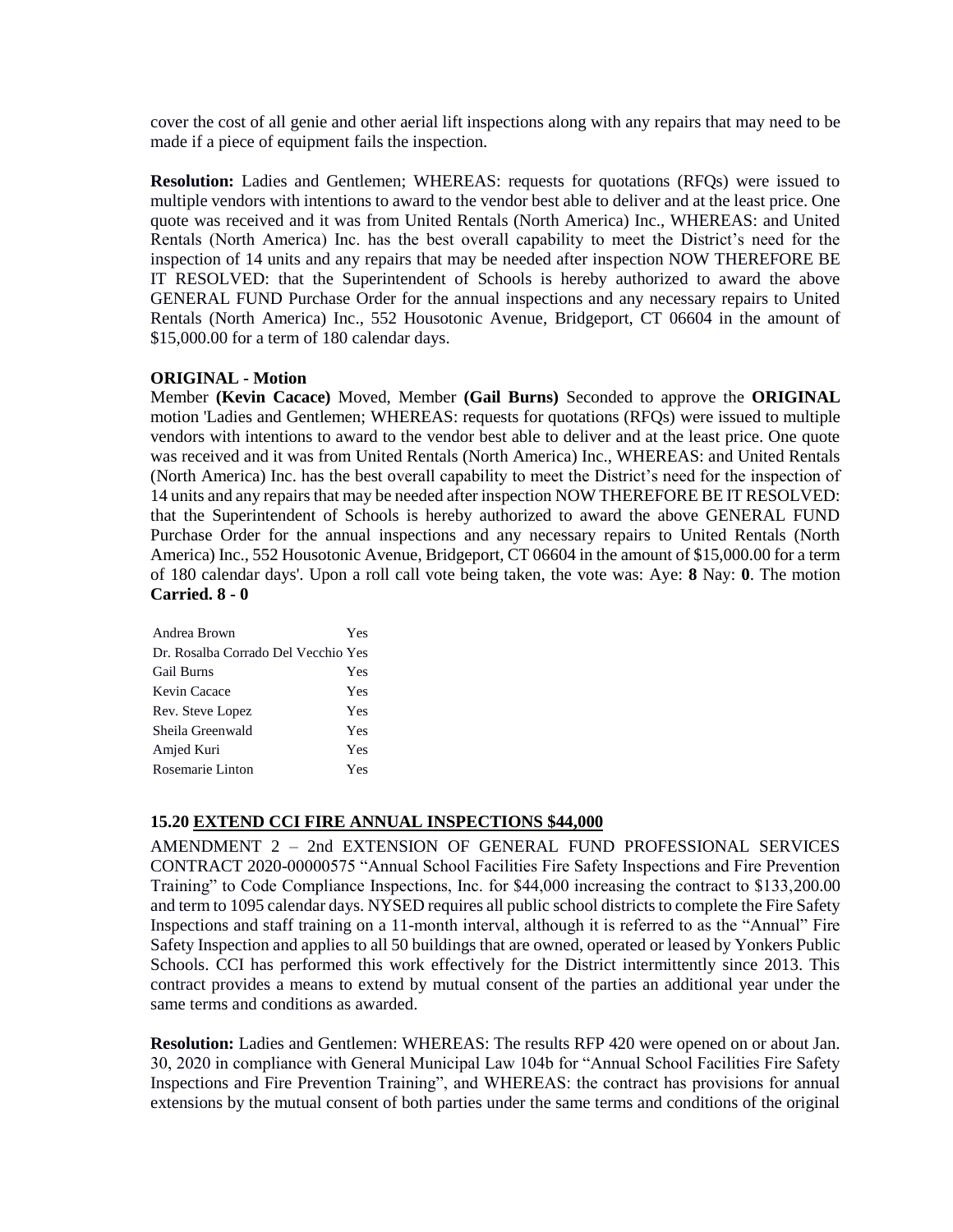cover the cost of all genie and other aerial lift inspections along with any repairs that may need to be made if a piece of equipment fails the inspection.

**Resolution:** Ladies and Gentlemen; WHEREAS: requests for quotations (RFQs) were issued to multiple vendors with intentions to award to the vendor best able to deliver and at the least price. One quote was received and it was from United Rentals (North America) Inc., WHEREAS: and United Rentals (North America) Inc. has the best overall capability to meet the District's need for the inspection of 14 units and any repairs that may be needed after inspection NOW THEREFORE BE IT RESOLVED: that the Superintendent of Schools is hereby authorized to award the above GENERAL FUND Purchase Order for the annual inspections and any necessary repairs to United Rentals (North America) Inc., 552 Housotonic Avenue, Bridgeport, CT 06604 in the amount of $15,000.00 for a term of 180 calendar days.

**ORIGINAL - Motion**

Member **(Kevin Cacace)** Moved, Member **(Gail Burns)** Seconded to approve the **ORIGINAL** motion 'Ladies and Gentlemen; WHEREAS: requests for quotations (RFQs) were issued to multiple vendors with intentions to award to the vendor best able to deliver and at the least price. One quote was received and it was from United Rentals (North America) Inc., WHEREAS: and United Rentals (North America) Inc. has the best overall capability to meet the District's need for the inspection of 14 units and any repairs that may be needed after inspection NOW THEREFORE BE IT RESOLVED: that the Superintendent of Schools is hereby authorized to award the above GENERAL FUND Purchase Order for the annual inspections and any necessary repairs to United Rentals (North America) Inc., 552 Housotonic Avenue, Bridgeport, CT 06604 in the amount of $15,000.00 for a term of 180 calendar days'. Upon a roll call vote being taken, the vote was: Aye: **8** Nay: **0**. The motion **Carried. 8 - 0**

| | |
|---|---|
| Andrea Brown | Yes |
| Dr. Rosalba Corrado Del Vecchio | Yes |
| Gail Burns | Yes |
| Kevin Cacace | Yes |
| Rev. Steve Lopez | Yes |
| Sheila Greenwald | Yes |
| Amjed Kuri | Yes |
| Rosemarie Linton | Yes |

### 15.20 EXTEND CCI FIRE ANNUAL INSPECTIONS $44,000

AMENDMENT 2 – 2nd EXTENSION OF GENERAL FUND PROFESSIONAL SERVICES CONTRACT 2020-00000575 "Annual School Facilities Fire Safety Inspections and Fire Prevention Training" to Code Compliance Inspections, Inc. for $44,000 increasing the contract to $133,200.00 and term to 1095 calendar days. NYSED requires all public school districts to complete the Fire Safety Inspections and staff training on a 11-month interval, although it is referred to as the "Annual" Fire Safety Inspection and applies to all 50 buildings that are owned, operated or leased by Yonkers Public Schools. CCI has performed this work effectively for the District intermittently since 2013. This contract provides a means to extend by mutual consent of the parties an additional year under the same terms and conditions as awarded.

**Resolution:** Ladies and Gentlemen: WHEREAS: The results RFP 420 were opened on or about Jan. 30, 2020 in compliance with General Municipal Law 104b for "Annual School Facilities Fire Safety Inspections and Fire Prevention Training", and WHEREAS: the contract has provisions for annual extensions by the mutual consent of both parties under the same terms and conditions of the original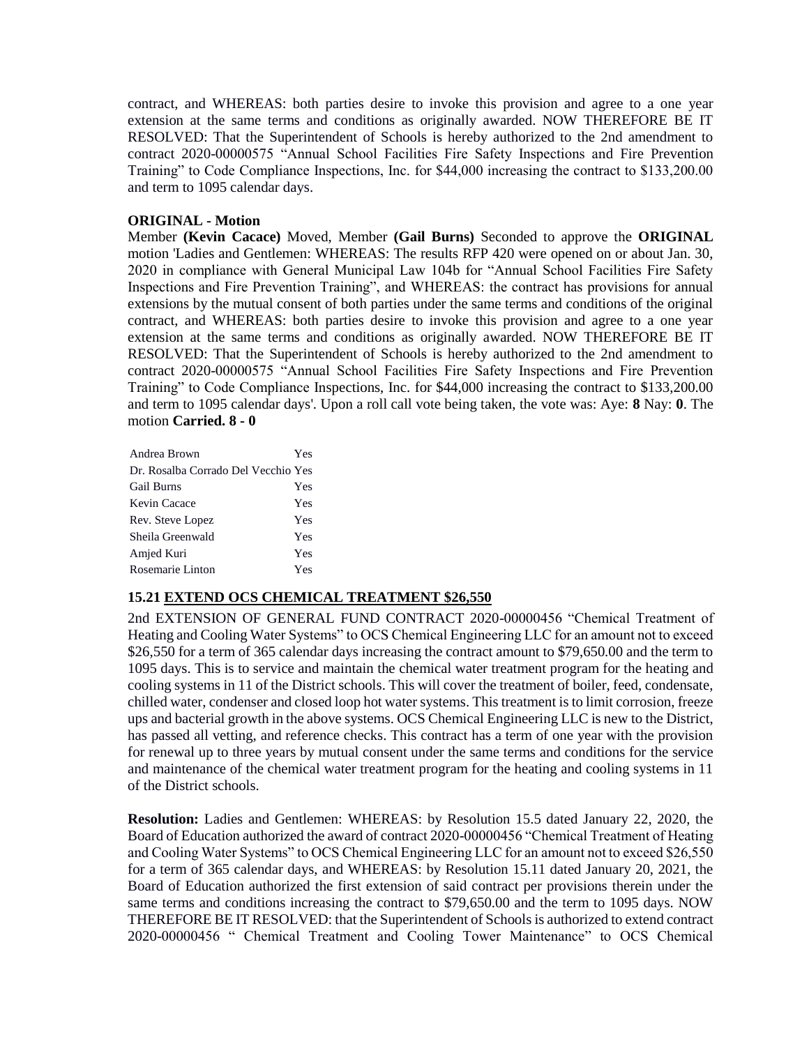contract, and WHEREAS: both parties desire to invoke this provision and agree to a one year extension at the same terms and conditions as originally awarded. NOW THEREFORE BE IT RESOLVED: That the Superintendent of Schools is hereby authorized to the 2nd amendment to contract 2020-00000575 "Annual School Facilities Fire Safety Inspections and Fire Prevention Training" to Code Compliance Inspections, Inc. for $44,000 increasing the contract to $133,200.00 and term to 1095 calendar days.

**ORIGINAL - Motion**

Member **(Kevin Cacace)** Moved, Member **(Gail Burns)** Seconded to approve the **ORIGINAL** motion 'Ladies and Gentlemen: WHEREAS: The results RFP 420 were opened on or about Jan. 30, 2020 in compliance with General Municipal Law 104b for "Annual School Facilities Fire Safety Inspections and Fire Prevention Training", and WHEREAS: the contract has provisions for annual extensions by the mutual consent of both parties under the same terms and conditions of the original contract, and WHEREAS: both parties desire to invoke this provision and agree to a one year extension at the same terms and conditions as originally awarded. NOW THEREFORE BE IT RESOLVED: That the Superintendent of Schools is hereby authorized to the 2nd amendment to contract 2020-00000575 "Annual School Facilities Fire Safety Inspections and Fire Prevention Training" to Code Compliance Inspections, Inc. for $44,000 increasing the contract to $133,200.00 and term to 1095 calendar days'. Upon a roll call vote being taken, the vote was: Aye: **8** Nay: **0**. The motion **Carried. 8 - 0**

| | |
|---|---|
| Andrea Brown | Yes |
| Dr. Rosalba Corrado Del Vecchio | Yes |
| Gail Burns | Yes |
| Kevin Cacace | Yes |
| Rev. Steve Lopez | Yes |
| Sheila Greenwald | Yes |
| Amjed Kuri | Yes |
| Rosemarie Linton | Yes |

### 15.21 EXTEND OCS CHEMICAL TREATMENT $26,550

2nd EXTENSION OF GENERAL FUND CONTRACT 2020-00000456 "Chemical Treatment of Heating and Cooling Water Systems" to OCS Chemical Engineering LLC for an amount not to exceed $26,550 for a term of 365 calendar days increasing the contract amount to $79,650.00 and the term to 1095 days. This is to service and maintain the chemical water treatment program for the heating and cooling systems in 11 of the District schools. This will cover the treatment of boiler, feed, condensate, chilled water, condenser and closed loop hot water systems. This treatment is to limit corrosion, freeze ups and bacterial growth in the above systems. OCS Chemical Engineering LLC is new to the District, has passed all vetting, and reference checks. This contract has a term of one year with the provision for renewal up to three years by mutual consent under the same terms and conditions for the service and maintenance of the chemical water treatment program for the heating and cooling systems in 11 of the District schools.

**Resolution:** Ladies and Gentlemen: WHEREAS: by Resolution 15.5 dated January 22, 2020, the Board of Education authorized the award of contract 2020-00000456 "Chemical Treatment of Heating and Cooling Water Systems" to OCS Chemical Engineering LLC for an amount not to exceed $26,550 for a term of 365 calendar days, and WHEREAS: by Resolution 15.11 dated January 20, 2021, the Board of Education authorized the first extension of said contract per provisions therein under the same terms and conditions increasing the contract to $79,650.00 and the term to 1095 days. NOW THEREFORE BE IT RESOLVED: that the Superintendent of Schools is authorized to extend contract 2020-00000456 " Chemical Treatment and Cooling Tower Maintenance" to OCS Chemical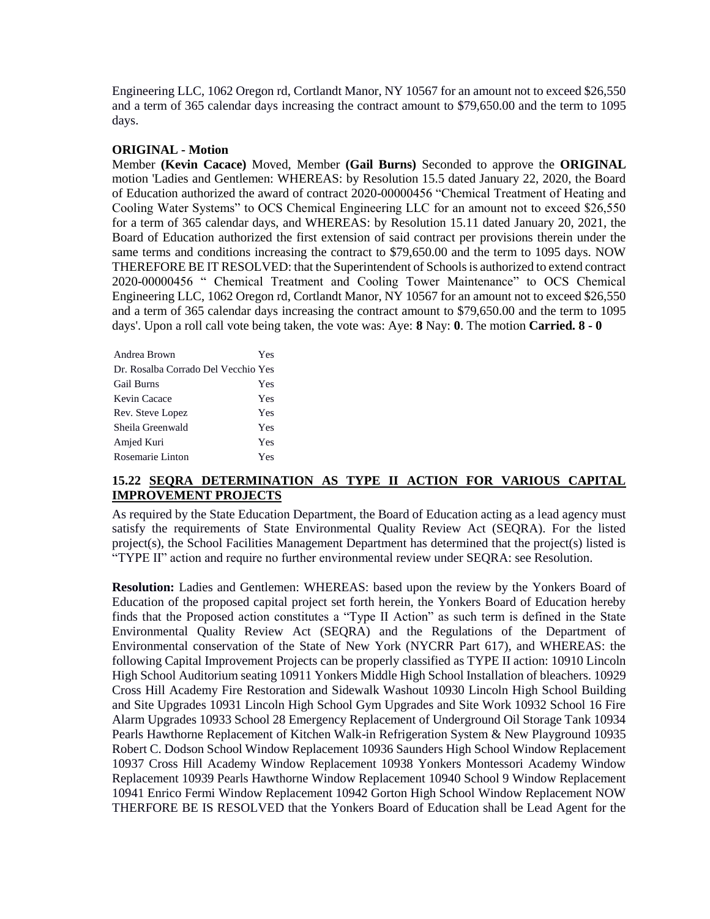Engineering LLC, 1062 Oregon rd, Cortlandt Manor, NY 10567 for an amount not to exceed $26,550 and a term of 365 calendar days increasing the contract amount to $79,650.00 and the term to 1095 days.

**ORIGINAL - Motion**

Member **(Kevin Cacace)** Moved, Member **(Gail Burns)** Seconded to approve the **ORIGINAL** motion 'Ladies and Gentlemen: WHEREAS: by Resolution 15.5 dated January 22, 2020, the Board of Education authorized the award of contract 2020-00000456 "Chemical Treatment of Heating and Cooling Water Systems" to OCS Chemical Engineering LLC for an amount not to exceed $26,550 for a term of 365 calendar days, and WHEREAS: by Resolution 15.11 dated January 20, 2021, the Board of Education authorized the first extension of said contract per provisions therein under the same terms and conditions increasing the contract to $79,650.00 and the term to 1095 days. NOW THEREFORE BE IT RESOLVED: that the Superintendent of Schools is authorized to extend contract 2020-00000456 " Chemical Treatment and Cooling Tower Maintenance" to OCS Chemical Engineering LLC, 1062 Oregon rd, Cortlandt Manor, NY 10567 for an amount not to exceed $26,550 and a term of 365 calendar days increasing the contract amount to $79,650.00 and the term to 1095 days'. Upon a roll call vote being taken, the vote was: Aye: **8** Nay: **0**. The motion **Carried. 8 - 0**

| | |
|---|---|
| Andrea Brown | Yes |
| Dr. Rosalba Corrado Del Vecchio | Yes |
| Gail Burns | Yes |
| Kevin Cacace | Yes |
| Rev. Steve Lopez | Yes |
| Sheila Greenwald | Yes |
| Amjed Kuri | Yes |
| Rosemarie Linton | Yes |

## 15.22 SEQRA DETERMINATION AS TYPE II ACTION FOR VARIOUS CAPITAL IMPROVEMENT PROJECTS

As required by the State Education Department, the Board of Education acting as a lead agency must satisfy the requirements of State Environmental Quality Review Act (SEQRA). For the listed project(s), the School Facilities Management Department has determined that the project(s) listed is "TYPE II" action and require no further environmental review under SEQRA: see Resolution.

**Resolution:** Ladies and Gentlemen: WHEREAS: based upon the review by the Yonkers Board of Education of the proposed capital project set forth herein, the Yonkers Board of Education hereby finds that the Proposed action constitutes a "Type II Action" as such term is defined in the State Environmental Quality Review Act (SEQRA) and the Regulations of the Department of Environmental conservation of the State of New York (NYCRR Part 617), and WHEREAS: the following Capital Improvement Projects can be properly classified as TYPE II action: 10910 Lincoln High School Auditorium seating 10911 Yonkers Middle High School Installation of bleachers. 10929 Cross Hill Academy Fire Restoration and Sidewalk Washout 10930 Lincoln High School Building and Site Upgrades 10931 Lincoln High School Gym Upgrades and Site Work 10932 School 16 Fire Alarm Upgrades 10933 School 28 Emergency Replacement of Underground Oil Storage Tank 10934 Pearls Hawthorne Replacement of Kitchen Walk-in Refrigeration System & New Playground 10935 Robert C. Dodson School Window Replacement 10936 Saunders High School Window Replacement 10937 Cross Hill Academy Window Replacement 10938 Yonkers Montessori Academy Window Replacement 10939 Pearls Hawthorne Window Replacement 10940 School 9 Window Replacement 10941 Enrico Fermi Window Replacement 10942 Gorton High School Window Replacement NOW THERFORE BE IS RESOLVED that the Yonkers Board of Education shall be Lead Agent for the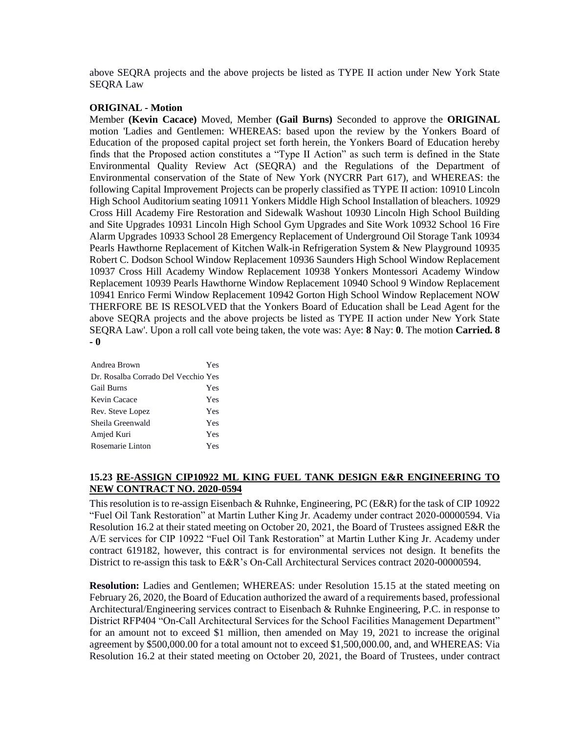above SEQRA projects and the above projects be listed as TYPE II action under New York State SEQRA Law

**ORIGINAL - Motion**

Member **(Kevin Cacace)** Moved, Member **(Gail Burns)** Seconded to approve the **ORIGINAL** motion 'Ladies and Gentlemen: WHEREAS: based upon the review by the Yonkers Board of Education of the proposed capital project set forth herein, the Yonkers Board of Education hereby finds that the Proposed action constitutes a "Type II Action" as such term is defined in the State Environmental Quality Review Act (SEQRA) and the Regulations of the Department of Environmental conservation of the State of New York (NYCRR Part 617), and WHEREAS: the following Capital Improvement Projects can be properly classified as TYPE II action: 10910 Lincoln High School Auditorium seating 10911 Yonkers Middle High School Installation of bleachers. 10929 Cross Hill Academy Fire Restoration and Sidewalk Washout 10930 Lincoln High School Building and Site Upgrades 10931 Lincoln High School Gym Upgrades and Site Work 10932 School 16 Fire Alarm Upgrades 10933 School 28 Emergency Replacement of Underground Oil Storage Tank 10934 Pearls Hawthorne Replacement of Kitchen Walk-in Refrigeration System & New Playground 10935 Robert C. Dodson School Window Replacement 10936 Saunders High School Window Replacement 10937 Cross Hill Academy Window Replacement 10938 Yonkers Montessori Academy Window Replacement 10939 Pearls Hawthorne Window Replacement 10940 School 9 Window Replacement 10941 Enrico Fermi Window Replacement 10942 Gorton High School Window Replacement NOW THERFORE BE IS RESOLVED that the Yonkers Board of Education shall be Lead Agent for the above SEQRA projects and the above projects be listed as TYPE II action under New York State SEQRA Law'. Upon a roll call vote being taken, the vote was: Aye: **8** Nay: **0**. The motion **Carried. 8 - 0**

| | |
|---|---|
| Andrea Brown | Yes |
| Dr. Rosalba Corrado Del Vecchio | Yes |
| Gail Burns | Yes |
| Kevin Cacace | Yes |
| Rev. Steve Lopez | Yes |
| Sheila Greenwald | Yes |
| Amjed Kuri | Yes |
| Rosemarie Linton | Yes |

## 15.23 RE-ASSIGN CIP10922 ML KING FUEL TANK DESIGN E&R ENGINEERING TO NEW CONTRACT NO. 2020-0594

This resolution is to re-assign Eisenbach & Ruhnke, Engineering, PC (E&R) for the task of CIP 10922 "Fuel Oil Tank Restoration" at Martin Luther King Jr. Academy under contract 2020-00000594. Via Resolution 16.2 at their stated meeting on October 20, 2021, the Board of Trustees assigned E&R the A/E services for CIP 10922 "Fuel Oil Tank Restoration" at Martin Luther King Jr. Academy under contract 619182, however, this contract is for environmental services not design. It benefits the District to re-assign this task to E&R's On-Call Architectural Services contract 2020-00000594.

**Resolution:** Ladies and Gentlemen; WHEREAS: under Resolution 15.15 at the stated meeting on February 26, 2020, the Board of Education authorized the award of a requirements based, professional Architectural/Engineering services contract to Eisenbach & Ruhnke Engineering, P.C. in response to District RFP404 "On-Call Architectural Services for the School Facilities Management Department" for an amount not to exceed $1 million, then amended on May 19, 2021 to increase the original agreement by $500,000.00 for a total amount not to exceed $1,500,000.00, and, and WHEREAS: Via Resolution 16.2 at their stated meeting on October 20, 2021, the Board of Trustees, under contract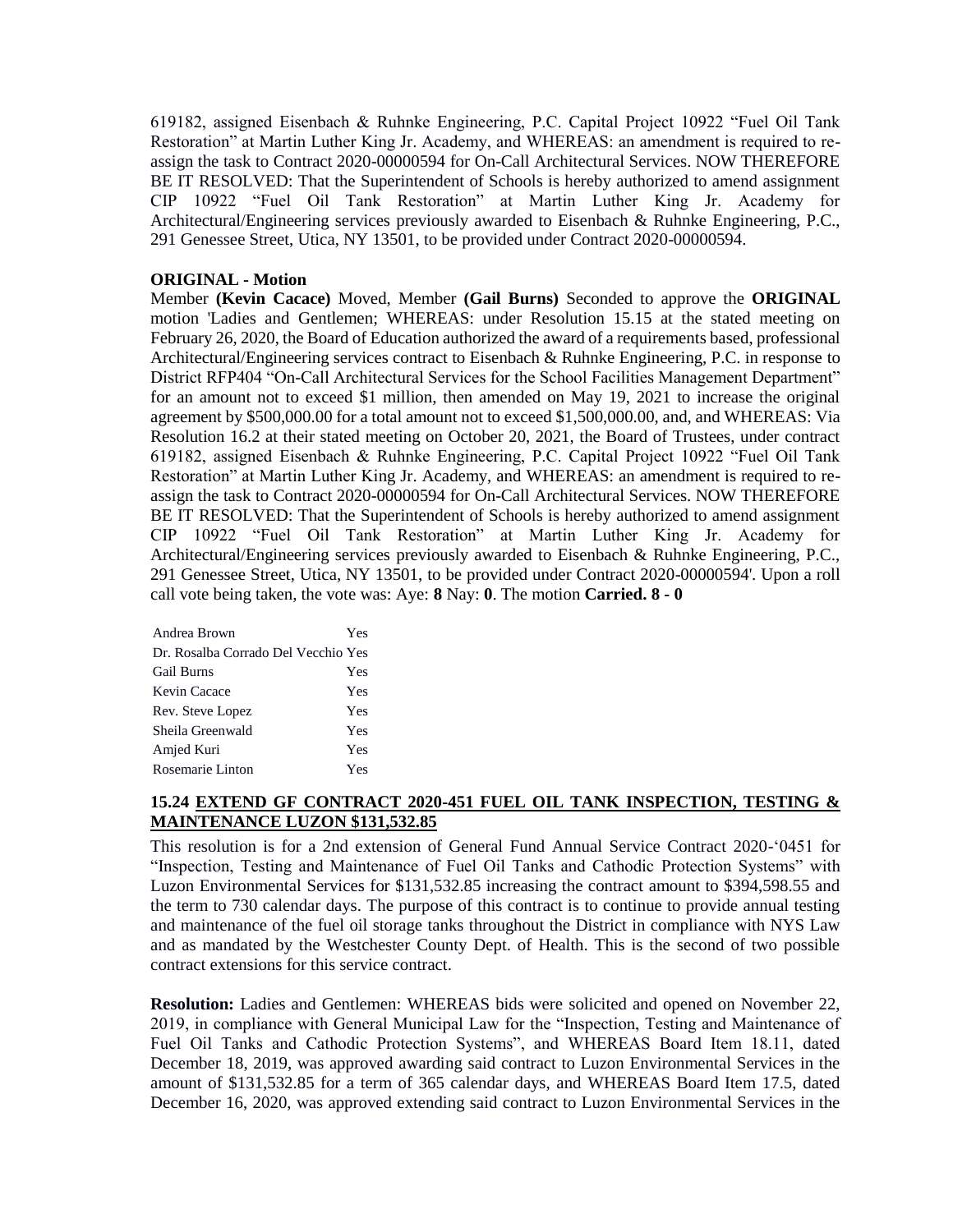619182, assigned Eisenbach & Ruhnke Engineering, P.C. Capital Project 10922 "Fuel Oil Tank Restoration" at Martin Luther King Jr. Academy, and WHEREAS: an amendment is required to re-assign the task to Contract 2020-00000594 for On-Call Architectural Services. NOW THEREFORE BE IT RESOLVED: That the Superintendent of Schools is hereby authorized to amend assignment CIP 10922 "Fuel Oil Tank Restoration" at Martin Luther King Jr. Academy for Architectural/Engineering services previously awarded to Eisenbach & Ruhnke Engineering, P.C., 291 Genessee Street, Utica, NY 13501, to be provided under Contract 2020-00000594.

**ORIGINAL - Motion**

Member **(Kevin Cacace)** Moved, Member **(Gail Burns)** Seconded to approve the **ORIGINAL** motion 'Ladies and Gentlemen; WHEREAS: under Resolution 15.15 at the stated meeting on February 26, 2020, the Board of Education authorized the award of a requirements based, professional Architectural/Engineering services contract to Eisenbach & Ruhnke Engineering, P.C. in response to District RFP404 "On-Call Architectural Services for the School Facilities Management Department" for an amount not to exceed $1 million, then amended on May 19, 2021 to increase the original agreement by $500,000.00 for a total amount not to exceed $1,500,000.00, and, and WHEREAS: Via Resolution 16.2 at their stated meeting on October 20, 2021, the Board of Trustees, under contract 619182, assigned Eisenbach & Ruhnke Engineering, P.C. Capital Project 10922 "Fuel Oil Tank Restoration" at Martin Luther King Jr. Academy, and WHEREAS: an amendment is required to re-assign the task to Contract 2020-00000594 for On-Call Architectural Services. NOW THEREFORE BE IT RESOLVED: That the Superintendent of Schools is hereby authorized to amend assignment CIP 10922 "Fuel Oil Tank Restoration" at Martin Luther King Jr. Academy for Architectural/Engineering services previously awarded to Eisenbach & Ruhnke Engineering, P.C., 291 Genessee Street, Utica, NY 13501, to be provided under Contract 2020-00000594'. Upon a roll call vote being taken, the vote was: Aye: **8** Nay: **0**. The motion **Carried. 8 - 0**

| | |
|---|---|
| Andrea Brown | Yes |
| Dr. Rosalba Corrado Del Vecchio | Yes |
| Gail Burns | Yes |
| Kevin Cacace | Yes |
| Rev. Steve Lopez | Yes |
| Sheila Greenwald | Yes |
| Amjed Kuri | Yes |
| Rosemarie Linton | Yes |

### 15.24 EXTEND GF CONTRACT 2020-451 FUEL OIL TANK INSPECTION, TESTING & MAINTENANCE LUZON $131,532.85

This resolution is for a 2nd extension of General Fund Annual Service Contract 2020-'0451 for "Inspection, Testing and Maintenance of Fuel Oil Tanks and Cathodic Protection Systems" with Luzon Environmental Services for $131,532.85 increasing the contract amount to $394,598.55 and the term to 730 calendar days. The purpose of this contract is to continue to provide annual testing and maintenance of the fuel oil storage tanks throughout the District in compliance with NYS Law and as mandated by the Westchester County Dept. of Health. This is the second of two possible contract extensions for this service contract.

**Resolution:** Ladies and Gentlemen: WHEREAS bids were solicited and opened on November 22, 2019, in compliance with General Municipal Law for the "Inspection, Testing and Maintenance of Fuel Oil Tanks and Cathodic Protection Systems", and WHEREAS Board Item 18.11, dated December 18, 2019, was approved awarding said contract to Luzon Environmental Services in the amount of $131,532.85 for a term of 365 calendar days, and WHEREAS Board Item 17.5, dated December 16, 2020, was approved extending said contract to Luzon Environmental Services in the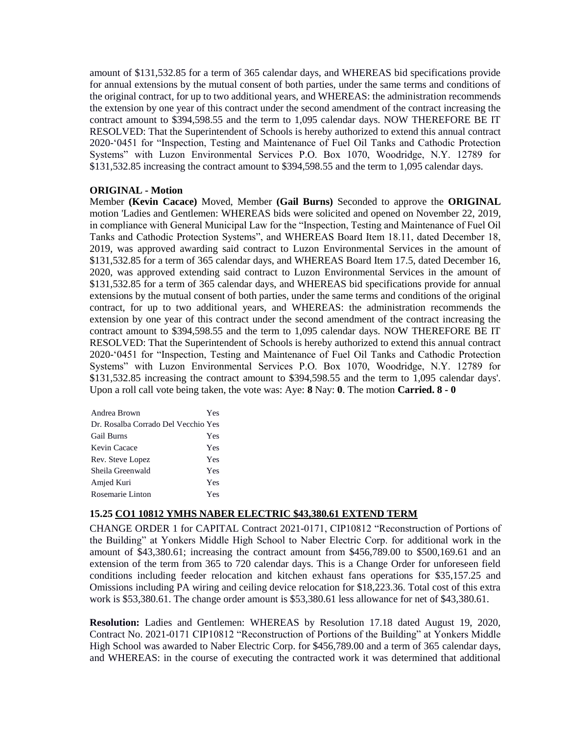amount of $131,532.85 for a term of 365 calendar days, and WHEREAS bid specifications provide for annual extensions by the mutual consent of both parties, under the same terms and conditions of the original contract, for up to two additional years, and WHEREAS: the administration recommends the extension by one year of this contract under the second amendment of the contract increasing the contract amount to $394,598.55 and the term to 1,095 calendar days. NOW THEREFORE BE IT RESOLVED: That the Superintendent of Schools is hereby authorized to extend this annual contract 2020-'0451 for "Inspection, Testing and Maintenance of Fuel Oil Tanks and Cathodic Protection Systems" with Luzon Environmental Services P.O. Box 1070, Woodridge, N.Y. 12789 for $131,532.85 increasing the contract amount to $394,598.55 and the term to 1,095 calendar days.

**ORIGINAL - Motion**

Member **(Kevin Cacace)** Moved, Member **(Gail Burns)** Seconded to approve the **ORIGINAL** motion 'Ladies and Gentlemen: WHEREAS bids were solicited and opened on November 22, 2019, in compliance with General Municipal Law for the "Inspection, Testing and Maintenance of Fuel Oil Tanks and Cathodic Protection Systems", and WHEREAS Board Item 18.11, dated December 18, 2019, was approved awarding said contract to Luzon Environmental Services in the amount of $131,532.85 for a term of 365 calendar days, and WHEREAS Board Item 17.5, dated December 16, 2020, was approved extending said contract to Luzon Environmental Services in the amount of $131,532.85 for a term of 365 calendar days, and WHEREAS bid specifications provide for annual extensions by the mutual consent of both parties, under the same terms and conditions of the original contract, for up to two additional years, and WHEREAS: the administration recommends the extension by one year of this contract under the second amendment of the contract increasing the contract amount to $394,598.55 and the term to 1,095 calendar days. NOW THEREFORE BE IT RESOLVED: That the Superintendent of Schools is hereby authorized to extend this annual contract 2020-'0451 for "Inspection, Testing and Maintenance of Fuel Oil Tanks and Cathodic Protection Systems" with Luzon Environmental Services P.O. Box 1070, Woodridge, N.Y. 12789 for $131,532.85 increasing the contract amount to $394,598.55 and the term to 1,095 calendar days'. Upon a roll call vote being taken, the vote was: Aye: **8** Nay: **0**. The motion **Carried. 8 - 0**

| | |
|---|---|
| Andrea Brown | Yes |
| Dr. Rosalba Corrado Del Vecchio | Yes |
| Gail Burns | Yes |
| Kevin Cacace | Yes |
| Rev. Steve Lopez | Yes |
| Sheila Greenwald | Yes |
| Amjed Kuri | Yes |
| Rosemarie Linton | Yes |

### 15.25 CO1 10812 YMHS NABER ELECTRIC $43,380.61 EXTEND TERM

CHANGE ORDER 1 for CAPITAL Contract 2021-0171, CIP10812 "Reconstruction of Portions of the Building" at Yonkers Middle High School to Naber Electric Corp. for additional work in the amount of $43,380.61; increasing the contract amount from $456,789.00 to $500,169.61 and an extension of the term from 365 to 720 calendar days. This is a Change Order for unforeseen field conditions including feeder relocation and kitchen exhaust fans operations for $35,157.25 and Omissions including PA wiring and ceiling device relocation for $18,223.36. Total cost of this extra work is $53,380.61. The change order amount is $53,380.61 less allowance for net of $43,380.61.

**Resolution:** Ladies and Gentlemen: WHEREAS by Resolution 17.18 dated August 19, 2020, Contract No. 2021-0171 CIP10812 "Reconstruction of Portions of the Building" at Yonkers Middle High School was awarded to Naber Electric Corp. for $456,789.00 and a term of 365 calendar days, and WHEREAS: in the course of executing the contracted work it was determined that additional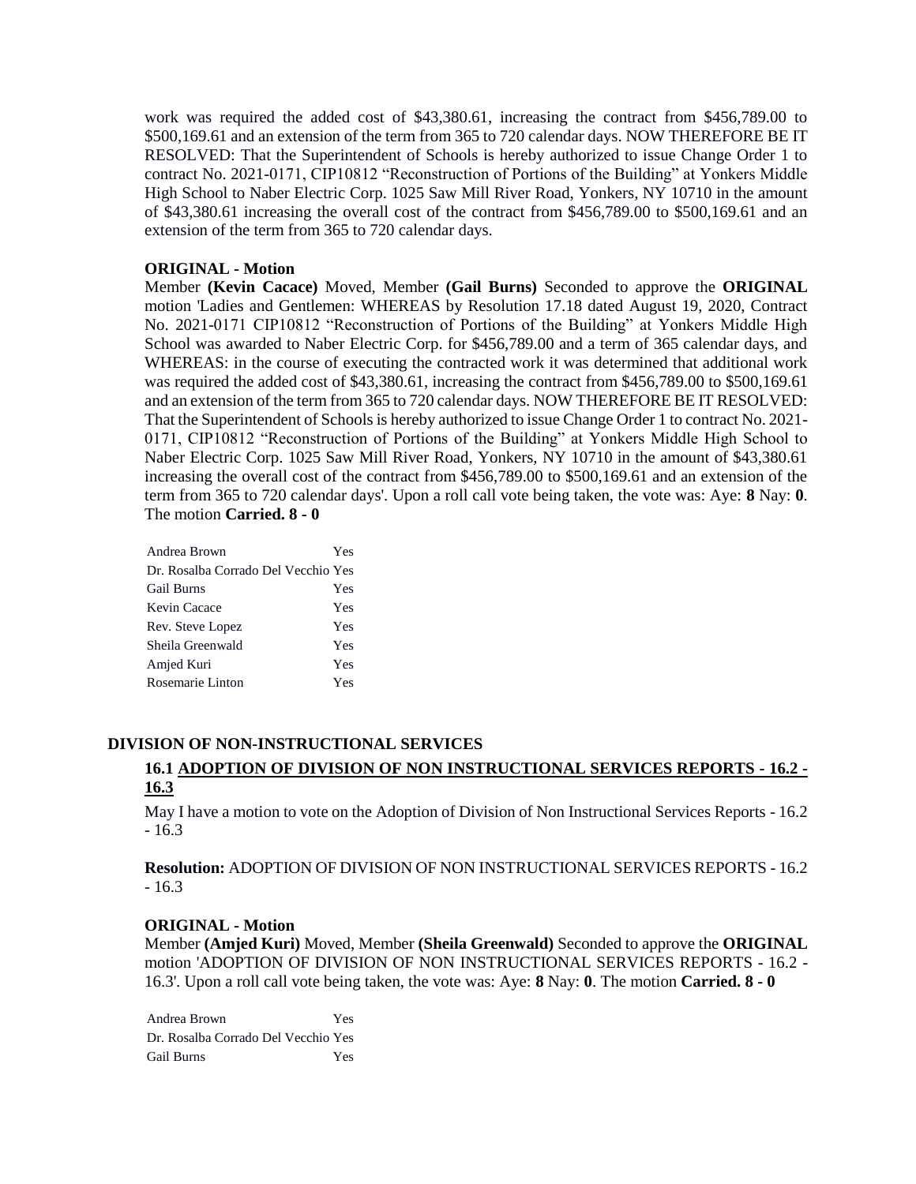work was required the added cost of $43,380.61, increasing the contract from $456,789.00 to $500,169.61 and an extension of the term from 365 to 720 calendar days. NOW THEREFORE BE IT RESOLVED: That the Superintendent of Schools is hereby authorized to issue Change Order 1 to contract No. 2021-0171, CIP10812 "Reconstruction of Portions of the Building" at Yonkers Middle High School to Naber Electric Corp. 1025 Saw Mill River Road, Yonkers, NY 10710 in the amount of $43,380.61 increasing the overall cost of the contract from $456,789.00 to $500,169.61 and an extension of the term from 365 to 720 calendar days.

**ORIGINAL - Motion**

Member **(Kevin Cacace)** Moved, Member **(Gail Burns)** Seconded to approve the **ORIGINAL** motion 'Ladies and Gentlemen: WHEREAS by Resolution 17.18 dated August 19, 2020, Contract No. 2021-0171 CIP10812 "Reconstruction of Portions of the Building" at Yonkers Middle High School was awarded to Naber Electric Corp. for $456,789.00 and a term of 365 calendar days, and WHEREAS: in the course of executing the contracted work it was determined that additional work was required the added cost of $43,380.61, increasing the contract from $456,789.00 to $500,169.61 and an extension of the term from 365 to 720 calendar days. NOW THEREFORE BE IT RESOLVED: That the Superintendent of Schools is hereby authorized to issue Change Order 1 to contract No. 2021-0171, CIP10812 "Reconstruction of Portions of the Building" at Yonkers Middle High School to Naber Electric Corp. 1025 Saw Mill River Road, Yonkers, NY 10710 in the amount of $43,380.61 increasing the overall cost of the contract from $456,789.00 to $500,169.61 and an extension of the term from 365 to 720 calendar days'. Upon a roll call vote being taken, the vote was: Aye: **8** Nay: **0**. The motion **Carried. 8 - 0**

| | |
|---|---|
| Andrea Brown | Yes |
| Dr. Rosalba Corrado Del Vecchio | Yes |
| Gail Burns | Yes |
| Kevin Cacace | Yes |
| Rev. Steve Lopez | Yes |
| Sheila Greenwald | Yes |
| Amjed Kuri | Yes |
| Rosemarie Linton | Yes |

## DIVISION OF NON-INSTRUCTIONAL SERVICES

### 16.1 ADOPTION OF DIVISION OF NON INSTRUCTIONAL SERVICES REPORTS - 16.2 - 16.3

May I have a motion to vote on the Adoption of Division of Non Instructional Services Reports - 16.2 - 16.3

**Resolution:** ADOPTION OF DIVISION OF NON INSTRUCTIONAL SERVICES REPORTS - 16.2 - 16.3

**ORIGINAL - Motion**

Member **(Amjed Kuri)** Moved, Member **(Sheila Greenwald)** Seconded to approve the **ORIGINAL** motion 'ADOPTION OF DIVISION OF NON INSTRUCTIONAL SERVICES REPORTS - 16.2 - 16.3'. Upon a roll call vote being taken, the vote was: Aye: **8** Nay: **0**. The motion **Carried. 8 - 0**

| | |
|---|---|
| Andrea Brown | Yes |
| Dr. Rosalba Corrado Del Vecchio | Yes |
| Gail Burns | Yes |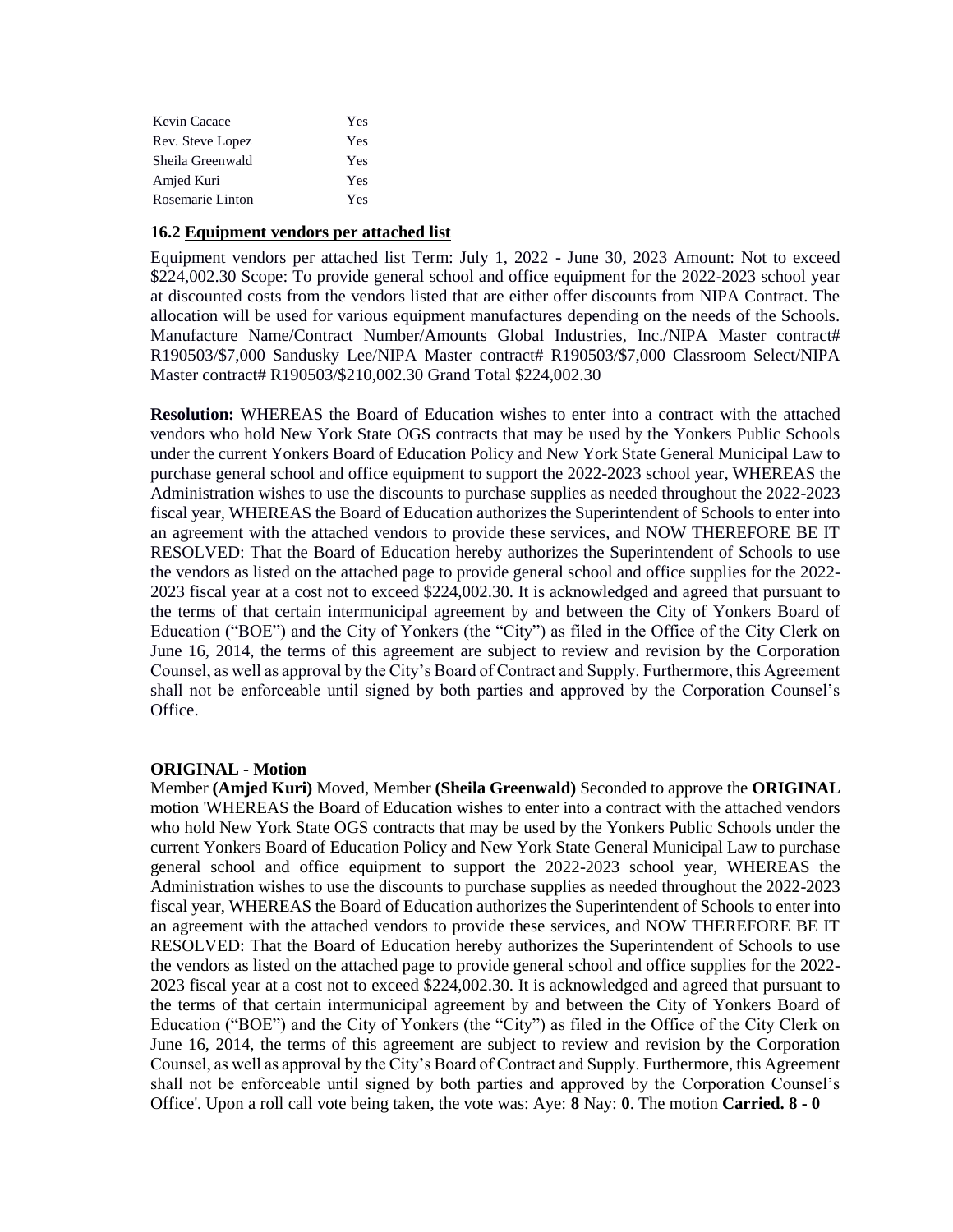| | |
|---|---|
| Kevin Cacace | Yes |
| Rev. Steve Lopez | Yes |
| Sheila Greenwald | Yes |
| Amjed Kuri | Yes |
| Rosemarie Linton | Yes |

### 16.2 Equipment vendors per attached list

Equipment vendors per attached list Term: July 1, 2022 - June 30, 2023 Amount: Not to exceed $224,002.30 Scope: To provide general school and office equipment for the 2022-2023 school year at discounted costs from the vendors listed that are either offer discounts from NIPA Contract. The allocation will be used for various equipment manufactures depending on the needs of the Schools. Manufacture Name/Contract Number/Amounts Global Industries, Inc./NIPA Master contract# R190503/$7,000 Sandusky Lee/NIPA Master contract# R190503/$7,000 Classroom Select/NIPA Master contract# R190503/$210,002.30 Grand Total $224,002.30

**Resolution:** WHEREAS the Board of Education wishes to enter into a contract with the attached vendors who hold New York State OGS contracts that may be used by the Yonkers Public Schools under the current Yonkers Board of Education Policy and New York State General Municipal Law to purchase general school and office equipment to support the 2022-2023 school year, WHEREAS the Administration wishes to use the discounts to purchase supplies as needed throughout the 2022-2023 fiscal year, WHEREAS the Board of Education authorizes the Superintendent of Schools to enter into an agreement with the attached vendors to provide these services, and NOW THEREFORE BE IT RESOLVED: That the Board of Education hereby authorizes the Superintendent of Schools to use the vendors as listed on the attached page to provide general school and office supplies for the 2022-2023 fiscal year at a cost not to exceed $224,002.30. It is acknowledged and agreed that pursuant to the terms of that certain intermunicipal agreement by and between the City of Yonkers Board of Education ("BOE") and the City of Yonkers (the "City") as filed in the Office of the City Clerk on June 16, 2014, the terms of this agreement are subject to review and revision by the Corporation Counsel, as well as approval by the City's Board of Contract and Supply. Furthermore, this Agreement shall not be enforceable until signed by both parties and approved by the Corporation Counsel's Office.

**ORIGINAL - Motion**

Member **(Amjed Kuri)** Moved, Member **(Sheila Greenwald)** Seconded to approve the **ORIGINAL** motion 'WHEREAS the Board of Education wishes to enter into a contract with the attached vendors who hold New York State OGS contracts that may be used by the Yonkers Public Schools under the current Yonkers Board of Education Policy and New York State General Municipal Law to purchase general school and office equipment to support the 2022-2023 school year, WHEREAS the Administration wishes to use the discounts to purchase supplies as needed throughout the 2022-2023 fiscal year, WHEREAS the Board of Education authorizes the Superintendent of Schools to enter into an agreement with the attached vendors to provide these services, and NOW THEREFORE BE IT RESOLVED: That the Board of Education hereby authorizes the Superintendent of Schools to use the vendors as listed on the attached page to provide general school and office supplies for the 2022-2023 fiscal year at a cost not to exceed $224,002.30. It is acknowledged and agreed that pursuant to the terms of that certain intermunicipal agreement by and between the City of Yonkers Board of Education ("BOE") and the City of Yonkers (the "City") as filed in the Office of the City Clerk on June 16, 2014, the terms of this agreement are subject to review and revision by the Corporation Counsel, as well as approval by the City's Board of Contract and Supply. Furthermore, this Agreement shall not be enforceable until signed by both parties and approved by the Corporation Counsel's Office'. Upon a roll call vote being taken, the vote was: Aye: **8** Nay: **0**. The motion **Carried. 8 - 0**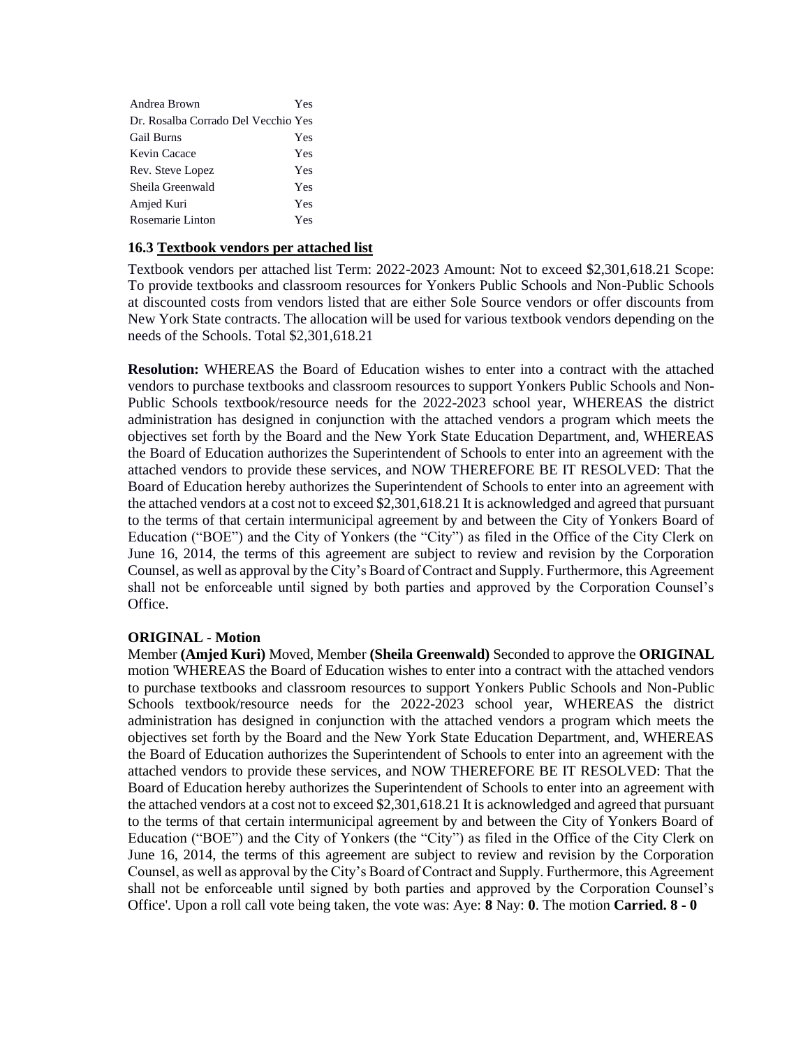| | |
|---|---|
| Andrea Brown | Yes |
| Dr. Rosalba Corrado Del Vecchio | Yes |
| Gail Burns | Yes |
| Kevin Cacace | Yes |
| Rev. Steve Lopez | Yes |
| Sheila Greenwald | Yes |
| Amjed Kuri | Yes |
| Rosemarie Linton | Yes |

**16.3 Textbook vendors per attached list**

Textbook vendors per attached list Term: 2022-2023 Amount: Not to exceed $2,301,618.21 Scope: To provide textbooks and classroom resources for Yonkers Public Schools and Non-Public Schools at discounted costs from vendors listed that are either Sole Source vendors or offer discounts from New York State contracts. The allocation will be used for various textbook vendors depending on the needs of the Schools. Total $2,301,618.21

**Resolution:** WHEREAS the Board of Education wishes to enter into a contract with the attached vendors to purchase textbooks and classroom resources to support Yonkers Public Schools and Non-Public Schools textbook/resource needs for the 2022-2023 school year, WHEREAS the district administration has designed in conjunction with the attached vendors a program which meets the objectives set forth by the Board and the New York State Education Department, and, WHEREAS the Board of Education authorizes the Superintendent of Schools to enter into an agreement with the attached vendors to provide these services, and NOW THEREFORE BE IT RESOLVED: That the Board of Education hereby authorizes the Superintendent of Schools to enter into an agreement with the attached vendors at a cost not to exceed $2,301,618.21 It is acknowledged and agreed that pursuant to the terms of that certain intermunicipal agreement by and between the City of Yonkers Board of Education ("BOE") and the City of Yonkers (the "City") as filed in the Office of the City Clerk on June 16, 2014, the terms of this agreement are subject to review and revision by the Corporation Counsel, as well as approval by the City's Board of Contract and Supply. Furthermore, this Agreement shall not be enforceable until signed by both parties and approved by the Corporation Counsel's Office.

**ORIGINAL - Motion**

Member **(Amjed Kuri)** Moved, Member **(Sheila Greenwald)** Seconded to approve the **ORIGINAL** motion 'WHEREAS the Board of Education wishes to enter into a contract with the attached vendors to purchase textbooks and classroom resources to support Yonkers Public Schools and Non-Public Schools textbook/resource needs for the 2022-2023 school year, WHEREAS the district administration has designed in conjunction with the attached vendors a program which meets the objectives set forth by the Board and the New York State Education Department, and, WHEREAS the Board of Education authorizes the Superintendent of Schools to enter into an agreement with the attached vendors to provide these services, and NOW THEREFORE BE IT RESOLVED: That the Board of Education hereby authorizes the Superintendent of Schools to enter into an agreement with the attached vendors at a cost not to exceed $2,301,618.21 It is acknowledged and agreed that pursuant to the terms of that certain intermunicipal agreement by and between the City of Yonkers Board of Education ("BOE") and the City of Yonkers (the "City") as filed in the Office of the City Clerk on June 16, 2014, the terms of this agreement are subject to review and revision by the Corporation Counsel, as well as approval by the City's Board of Contract and Supply. Furthermore, this Agreement shall not be enforceable until signed by both parties and approved by the Corporation Counsel's Office'. Upon a roll call vote being taken, the vote was: Aye: **8** Nay: **0**. The motion **Carried. 8 - 0**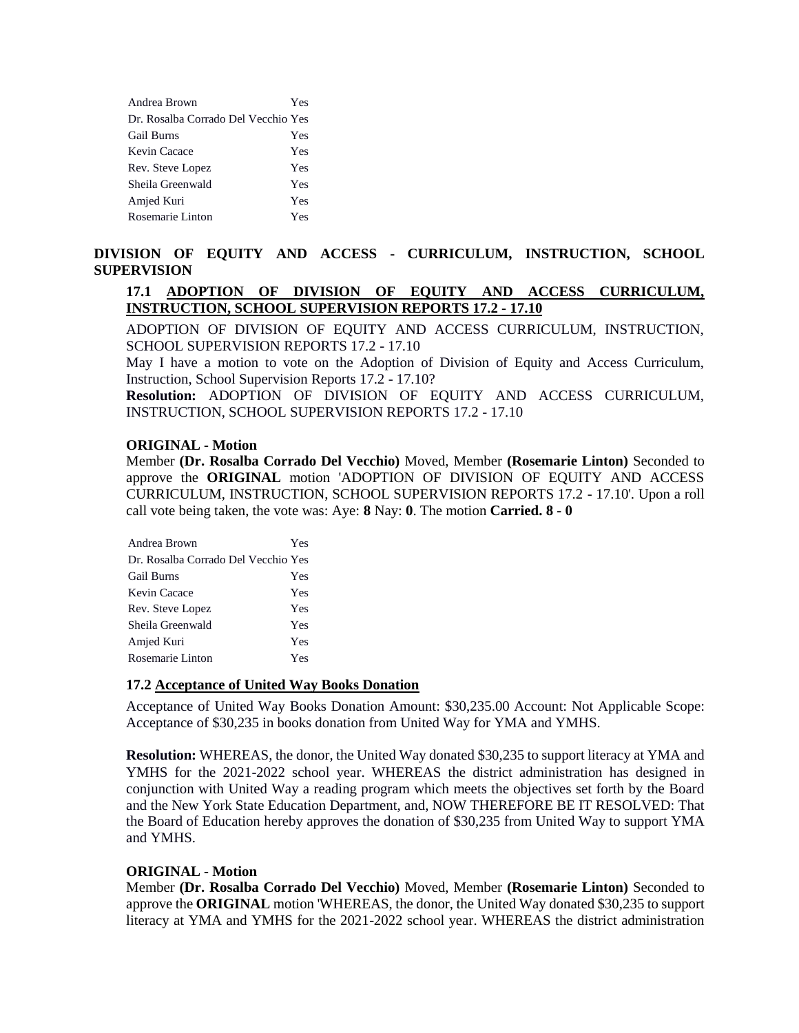| | |
|---|---|
| Andrea Brown | Yes |
| Dr. Rosalba Corrado Del Vecchio | Yes |
| Gail Burns | Yes |
| Kevin Cacace | Yes |
| Rev. Steve Lopez | Yes |
| Sheila Greenwald | Yes |
| Amjed Kuri | Yes |
| Rosemarie Linton | Yes |

## DIVISION OF EQUITY AND ACCESS - CURRICULUM, INSTRUCTION, SCHOOL SUPERVISION

### 17.1 ADOPTION OF DIVISION OF EQUITY AND ACCESS CURRICULUM, INSTRUCTION, SCHOOL SUPERVISION REPORTS 17.2 - 17.10

ADOPTION OF DIVISION OF EQUITY AND ACCESS CURRICULUM, INSTRUCTION, SCHOOL SUPERVISION REPORTS 17.2 - 17.10

May I have a motion to vote on the Adoption of Division of Equity and Access Curriculum, Instruction, School Supervision Reports 17.2 - 17.10?

**Resolution:** ADOPTION OF DIVISION OF EQUITY AND ACCESS CURRICULUM, INSTRUCTION, SCHOOL SUPERVISION REPORTS 17.2 - 17.10

**ORIGINAL - Motion**

Member **(Dr. Rosalba Corrado Del Vecchio)** Moved, Member **(Rosemarie Linton)** Seconded to approve the **ORIGINAL** motion 'ADOPTION OF DIVISION OF EQUITY AND ACCESS CURRICULUM, INSTRUCTION, SCHOOL SUPERVISION REPORTS 17.2 - 17.10'. Upon a roll call vote being taken, the vote was: Aye: **8** Nay: **0**. The motion **Carried. 8 - 0**

| | |
|---|---|
| Andrea Brown | Yes |
| Dr. Rosalba Corrado Del Vecchio | Yes |
| Gail Burns | Yes |
| Kevin Cacace | Yes |
| Rev. Steve Lopez | Yes |
| Sheila Greenwald | Yes |
| Amjed Kuri | Yes |
| Rosemarie Linton | Yes |

### 17.2 Acceptance of United Way Books Donation

Acceptance of United Way Books Donation Amount: $30,235.00 Account: Not Applicable Scope: Acceptance of $30,235 in books donation from United Way for YMA and YMHS.

**Resolution:** WHEREAS, the donor, the United Way donated $30,235 to support literacy at YMA and YMHS for the 2021-2022 school year. WHEREAS the district administration has designed in conjunction with United Way a reading program which meets the objectives set forth by the Board and the New York State Education Department, and, NOW THEREFORE BE IT RESOLVED: That the Board of Education hereby approves the donation of $30,235 from United Way to support YMA and YMHS.

**ORIGINAL - Motion**

Member **(Dr. Rosalba Corrado Del Vecchio)** Moved, Member **(Rosemarie Linton)** Seconded to approve the **ORIGINAL** motion 'WHEREAS, the donor, the United Way donated $30,235 to support literacy at YMA and YMHS for the 2021-2022 school year. WHEREAS the district administration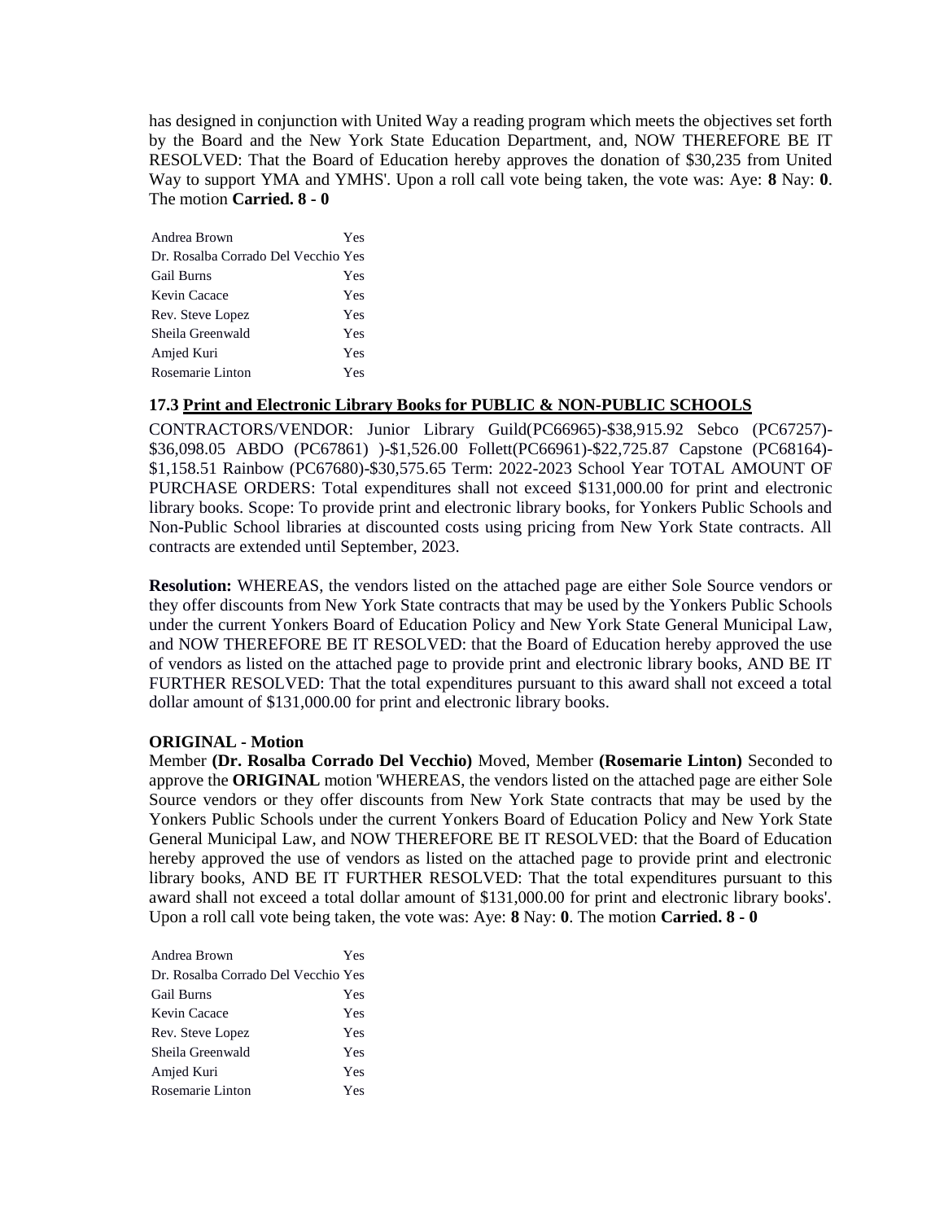has designed in conjunction with United Way a reading program which meets the objectives set forth by the Board and the New York State Education Department, and, NOW THEREFORE BE IT RESOLVED: That the Board of Education hereby approves the donation of $30,235 from United Way to support YMA and YMHS'. Upon a roll call vote being taken, the vote was: Aye: **8** Nay: **0**. The motion **Carried. 8 - 0**

| | |
|---|---|
| Andrea Brown | Yes |
| Dr. Rosalba Corrado Del Vecchio | Yes |
| Gail Burns | Yes |
| Kevin Cacace | Yes |
| Rev. Steve Lopez | Yes |
| Sheila Greenwald | Yes |
| Amjed Kuri | Yes |
| Rosemarie Linton | Yes |

### 17.3 Print and Electronic Library Books for PUBLIC & NON-PUBLIC SCHOOLS

CONTRACTORS/VENDOR: Junior Library Guild(PC66965)-$38,915.92 Sebco (PC67257)-$36,098.05 ABDO (PC67861) )-$1,526.00 Follett(PC66961)-$22,725.87 Capstone (PC68164)-$1,158.51 Rainbow (PC67680)-$30,575.65 Term: 2022-2023 School Year TOTAL AMOUNT OF PURCHASE ORDERS: Total expenditures shall not exceed $131,000.00 for print and electronic library books. Scope: To provide print and electronic library books, for Yonkers Public Schools and Non-Public School libraries at discounted costs using pricing from New York State contracts. All contracts are extended until September, 2023.

**Resolution:** WHEREAS, the vendors listed on the attached page are either Sole Source vendors or they offer discounts from New York State contracts that may be used by the Yonkers Public Schools under the current Yonkers Board of Education Policy and New York State General Municipal Law, and NOW THEREFORE BE IT RESOLVED: that the Board of Education hereby approved the use of vendors as listed on the attached page to provide print and electronic library books, AND BE IT FURTHER RESOLVED: That the total expenditures pursuant to this award shall not exceed a total dollar amount of $131,000.00 for print and electronic library books.

**ORIGINAL - Motion**

Member **(Dr. Rosalba Corrado Del Vecchio)** Moved, Member **(Rosemarie Linton)** Seconded to approve the **ORIGINAL** motion 'WHEREAS, the vendors listed on the attached page are either Sole Source vendors or they offer discounts from New York State contracts that may be used by the Yonkers Public Schools under the current Yonkers Board of Education Policy and New York State General Municipal Law, and NOW THEREFORE BE IT RESOLVED: that the Board of Education hereby approved the use of vendors as listed on the attached page to provide print and electronic library books, AND BE IT FURTHER RESOLVED: That the total expenditures pursuant to this award shall not exceed a total dollar amount of $131,000.00 for print and electronic library books'. Upon a roll call vote being taken, the vote was: Aye: **8** Nay: **0**. The motion **Carried. 8 - 0**

| | |
|---|---|
| Andrea Brown | Yes |
| Dr. Rosalba Corrado Del Vecchio | Yes |
| Gail Burns | Yes |
| Kevin Cacace | Yes |
| Rev. Steve Lopez | Yes |
| Sheila Greenwald | Yes |
| Amjed Kuri | Yes |
| Rosemarie Linton | Yes |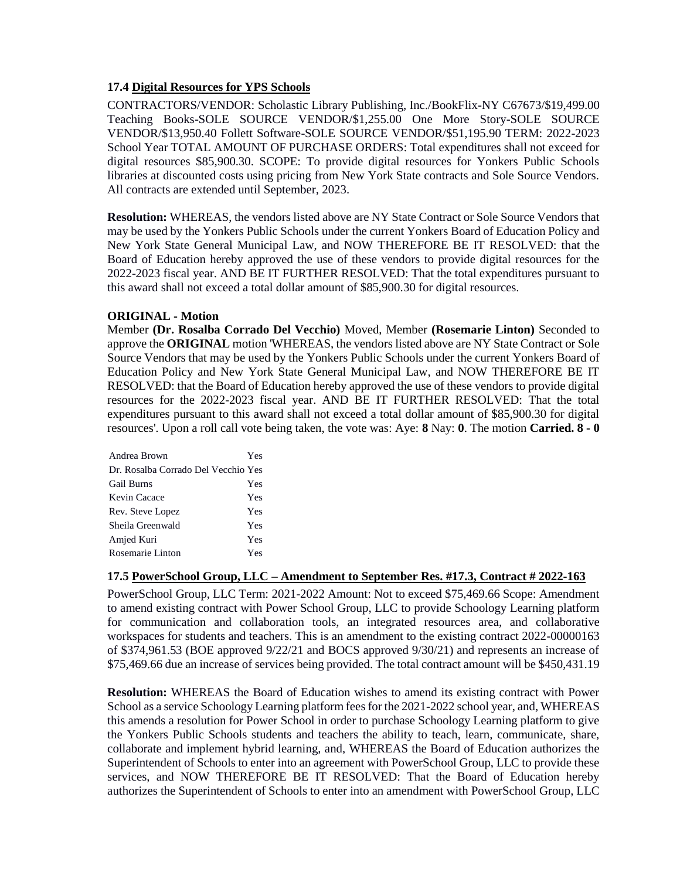### 17.4 Digital Resources for YPS Schools

CONTRACTORS/VENDOR: Scholastic Library Publishing, Inc./BookFlix-NY C67673/$19,499.00 Teaching Books-SOLE SOURCE VENDOR/$1,255.00 One More Story-SOLE SOURCE VENDOR/$13,950.40 Follett Software-SOLE SOURCE VENDOR/$51,195.90 TERM: 2022-2023 School Year TOTAL AMOUNT OF PURCHASE ORDERS: Total expenditures shall not exceed for digital resources $85,900.30. SCOPE: To provide digital resources for Yonkers Public Schools libraries at discounted costs using pricing from New York State contracts and Sole Source Vendors. All contracts are extended until September, 2023.

**Resolution:** WHEREAS, the vendors listed above are NY State Contract or Sole Source Vendors that may be used by the Yonkers Public Schools under the current Yonkers Board of Education Policy and New York State General Municipal Law, and NOW THEREFORE BE IT RESOLVED: that the Board of Education hereby approved the use of these vendors to provide digital resources for the 2022-2023 fiscal year. AND BE IT FURTHER RESOLVED: That the total expenditures pursuant to this award shall not exceed a total dollar amount of $85,900.30 for digital resources.

**ORIGINAL - Motion**

Member **(Dr. Rosalba Corrado Del Vecchio)** Moved, Member **(Rosemarie Linton)** Seconded to approve the **ORIGINAL** motion 'WHEREAS, the vendors listed above are NY State Contract or Sole Source Vendors that may be used by the Yonkers Public Schools under the current Yonkers Board of Education Policy and New York State General Municipal Law, and NOW THEREFORE BE IT RESOLVED: that the Board of Education hereby approved the use of these vendors to provide digital resources for the 2022-2023 fiscal year. AND BE IT FURTHER RESOLVED: That the total expenditures pursuant to this award shall not exceed a total dollar amount of $85,900.30 for digital resources'. Upon a roll call vote being taken, the vote was: Aye: **8** Nay: **0**. The motion **Carried. 8 - 0**

| | |
|---|---|
| Andrea Brown | Yes |
| Dr. Rosalba Corrado Del Vecchio | Yes |
| Gail Burns | Yes |
| Kevin Cacace | Yes |
| Rev. Steve Lopez | Yes |
| Sheila Greenwald | Yes |
| Amjed Kuri | Yes |
| Rosemarie Linton | Yes |

### 17.5 PowerSchool Group, LLC – Amendment to September Res. #17.3, Contract # 2022-163

PowerSchool Group, LLC Term: 2021-2022 Amount: Not to exceed $75,469.66 Scope: Amendment to amend existing contract with Power School Group, LLC to provide Schoology Learning platform for communication and collaboration tools, an integrated resources area, and collaborative workspaces for students and teachers. This is an amendment to the existing contract 2022-00000163 of $374,961.53 (BOE approved 9/22/21 and BOCS approved 9/30/21) and represents an increase of $75,469.66 due an increase of services being provided. The total contract amount will be $450,431.19

**Resolution:** WHEREAS the Board of Education wishes to amend its existing contract with Power School as a service Schoology Learning platform fees for the 2021-2022 school year, and, WHEREAS this amends a resolution for Power School in order to purchase Schoology Learning platform to give the Yonkers Public Schools students and teachers the ability to teach, learn, communicate, share, collaborate and implement hybrid learning, and, WHEREAS the Board of Education authorizes the Superintendent of Schools to enter into an agreement with PowerSchool Group, LLC to provide these services, and NOW THEREFORE BE IT RESOLVED: That the Board of Education hereby authorizes the Superintendent of Schools to enter into an amendment with PowerSchool Group, LLC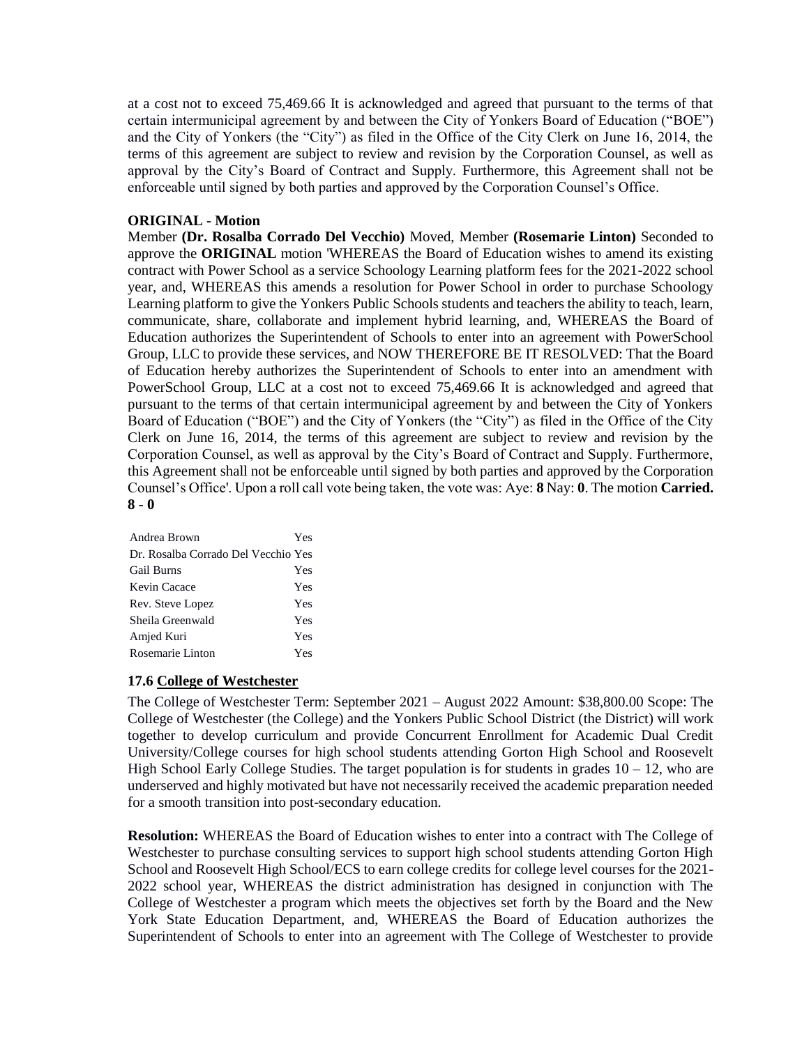at a cost not to exceed 75,469.66 It is acknowledged and agreed that pursuant to the terms of that certain intermunicipal agreement by and between the City of Yonkers Board of Education ("BOE") and the City of Yonkers (the "City") as filed in the Office of the City Clerk on June 16, 2014, the terms of this agreement are subject to review and revision by the Corporation Counsel, as well as approval by the City's Board of Contract and Supply. Furthermore, this Agreement shall not be enforceable until signed by both parties and approved by the Corporation Counsel's Office.

**ORIGINAL - Motion**

Member **(Dr. Rosalba Corrado Del Vecchio)** Moved, Member **(Rosemarie Linton)** Seconded to approve the **ORIGINAL** motion 'WHEREAS the Board of Education wishes to amend its existing contract with Power School as a service Schoology Learning platform fees for the 2021-2022 school year, and, WHEREAS this amends a resolution for Power School in order to purchase Schoology Learning platform to give the Yonkers Public Schools students and teachers the ability to teach, learn, communicate, share, collaborate and implement hybrid learning, and, WHEREAS the Board of Education authorizes the Superintendent of Schools to enter into an agreement with PowerSchool Group, LLC to provide these services, and NOW THEREFORE BE IT RESOLVED: That the Board of Education hereby authorizes the Superintendent of Schools to enter into an amendment with PowerSchool Group, LLC at a cost not to exceed 75,469.66 It is acknowledged and agreed that pursuant to the terms of that certain intermunicipal agreement by and between the City of Yonkers Board of Education ("BOE") and the City of Yonkers (the "City") as filed in the Office of the City Clerk on June 16, 2014, the terms of this agreement are subject to review and revision by the Corporation Counsel, as well as approval by the City's Board of Contract and Supply. Furthermore, this Agreement shall not be enforceable until signed by both parties and approved by the Corporation Counsel's Office'. Upon a roll call vote being taken, the vote was: Aye: **8** Nay: **0**. The motion **Carried. 8 - 0**

| | |
|---|---|
| Andrea Brown | Yes |
| Dr. Rosalba Corrado Del Vecchio | Yes |
| Gail Burns | Yes |
| Kevin Cacace | Yes |
| Rev. Steve Lopez | Yes |
| Sheila Greenwald | Yes |
| Amjed Kuri | Yes |
| Rosemarie Linton | Yes |

**17.6 College of Westchester**

The College of Westchester Term: September 2021 – August 2022 Amount: $38,800.00 Scope: The College of Westchester (the College) and the Yonkers Public School District (the District) will work together to develop curriculum and provide Concurrent Enrollment for Academic Dual Credit University/College courses for high school students attending Gorton High School and Roosevelt High School Early College Studies. The target population is for students in grades 10 – 12, who are underserved and highly motivated but have not necessarily received the academic preparation needed for a smooth transition into post-secondary education.

**Resolution:** WHEREAS the Board of Education wishes to enter into a contract with The College of Westchester to purchase consulting services to support high school students attending Gorton High School and Roosevelt High School/ECS to earn college credits for college level courses for the 2021-2022 school year, WHEREAS the district administration has designed in conjunction with The College of Westchester a program which meets the objectives set forth by the Board and the New York State Education Department, and, WHEREAS the Board of Education authorizes the Superintendent of Schools to enter into an agreement with The College of Westchester to provide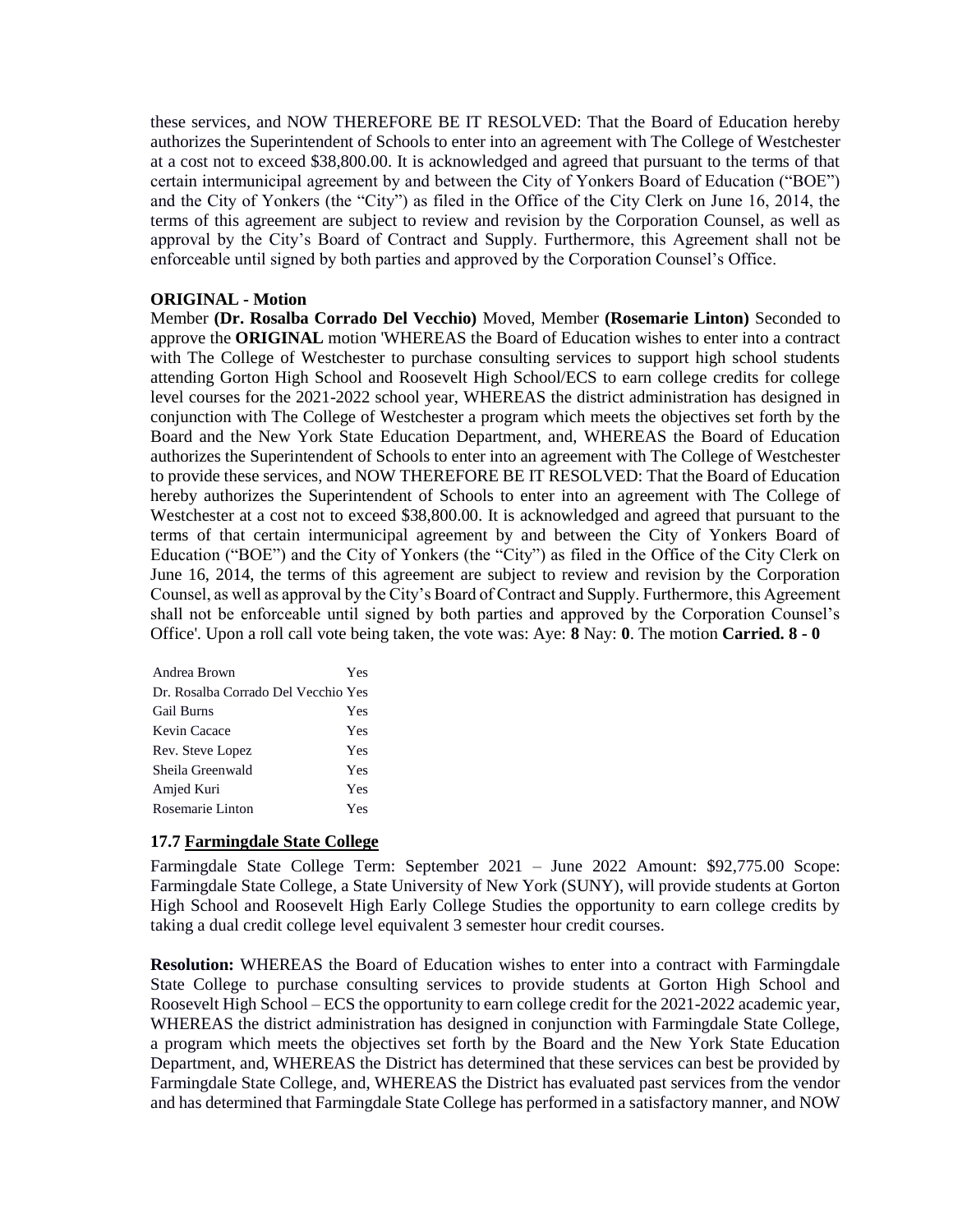these services, and NOW THEREFORE BE IT RESOLVED: That the Board of Education hereby authorizes the Superintendent of Schools to enter into an agreement with The College of Westchester at a cost not to exceed $38,800.00. It is acknowledged and agreed that pursuant to the terms of that certain intermunicipal agreement by and between the City of Yonkers Board of Education ("BOE") and the City of Yonkers (the "City") as filed in the Office of the City Clerk on June 16, 2014, the terms of this agreement are subject to review and revision by the Corporation Counsel, as well as approval by the City's Board of Contract and Supply. Furthermore, this Agreement shall not be enforceable until signed by both parties and approved by the Corporation Counsel's Office.

**ORIGINAL - Motion**

Member **(Dr. Rosalba Corrado Del Vecchio)** Moved, Member **(Rosemarie Linton)** Seconded to approve the **ORIGINAL** motion 'WHEREAS the Board of Education wishes to enter into a contract with The College of Westchester to purchase consulting services to support high school students attending Gorton High School and Roosevelt High School/ECS to earn college credits for college level courses for the 2021-2022 school year, WHEREAS the district administration has designed in conjunction with The College of Westchester a program which meets the objectives set forth by the Board and the New York State Education Department, and, WHEREAS the Board of Education authorizes the Superintendent of Schools to enter into an agreement with The College of Westchester to provide these services, and NOW THEREFORE BE IT RESOLVED: That the Board of Education hereby authorizes the Superintendent of Schools to enter into an agreement with The College of Westchester at a cost not to exceed $38,800.00. It is acknowledged and agreed that pursuant to the terms of that certain intermunicipal agreement by and between the City of Yonkers Board of Education ("BOE") and the City of Yonkers (the "City") as filed in the Office of the City Clerk on June 16, 2014, the terms of this agreement are subject to review and revision by the Corporation Counsel, as well as approval by the City's Board of Contract and Supply. Furthermore, this Agreement shall not be enforceable until signed by both parties and approved by the Corporation Counsel's Office'. Upon a roll call vote being taken, the vote was: Aye: **8** Nay: **0**. The motion **Carried. 8 - 0**

| | |
|---|---|
| Andrea Brown | Yes |
| Dr. Rosalba Corrado Del Vecchio | Yes |
| Gail Burns | Yes |
| Kevin Cacace | Yes |
| Rev. Steve Lopez | Yes |
| Sheila Greenwald | Yes |
| Amjed Kuri | Yes |
| Rosemarie Linton | Yes |

### 17.7 Farmingdale State College

Farmingdale State College Term: September 2021 – June 2022 Amount: $92,775.00 Scope: Farmingdale State College, a State University of New York (SUNY), will provide students at Gorton High School and Roosevelt High Early College Studies the opportunity to earn college credits by taking a dual credit college level equivalent 3 semester hour credit courses.

**Resolution:** WHEREAS the Board of Education wishes to enter into a contract with Farmingdale State College to purchase consulting services to provide students at Gorton High School and Roosevelt High School – ECS the opportunity to earn college credit for the 2021-2022 academic year, WHEREAS the district administration has designed in conjunction with Farmingdale State College, a program which meets the objectives set forth by the Board and the New York State Education Department, and, WHEREAS the District has determined that these services can best be provided by Farmingdale State College, and, WHEREAS the District has evaluated past services from the vendor and has determined that Farmingdale State College has performed in a satisfactory manner, and NOW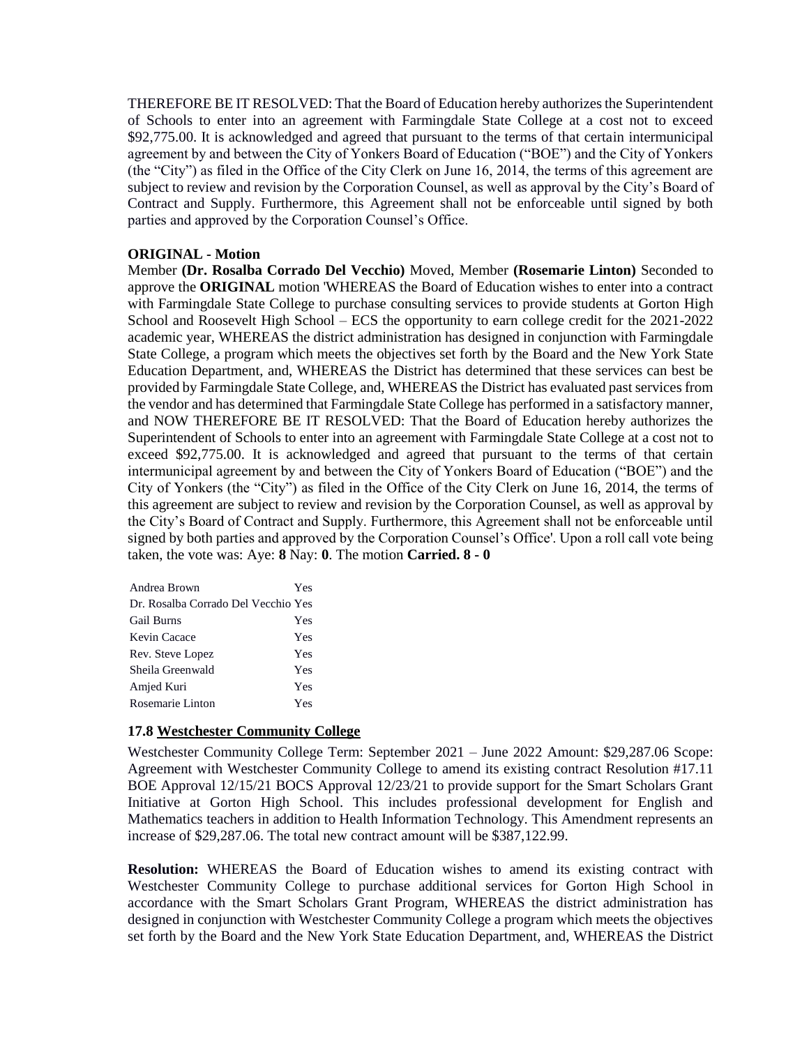THEREFORE BE IT RESOLVED: That the Board of Education hereby authorizes the Superintendent of Schools to enter into an agreement with Farmingdale State College at a cost not to exceed \$92,775.00. It is acknowledged and agreed that pursuant to the terms of that certain intermunicipal agreement by and between the City of Yonkers Board of Education ("BOE") and the City of Yonkers (the "City") as filed in the Office of the City Clerk on June 16, 2014, the terms of this agreement are subject to review and revision by the Corporation Counsel, as well as approval by the City's Board of Contract and Supply. Furthermore, this Agreement shall not be enforceable until signed by both parties and approved by the Corporation Counsel's Office.

**ORIGINAL - Motion**

Member **(Dr. Rosalba Corrado Del Vecchio)** Moved, Member **(Rosemarie Linton)** Seconded to approve the **ORIGINAL** motion 'WHEREAS the Board of Education wishes to enter into a contract with Farmingdale State College to purchase consulting services to provide students at Gorton High School and Roosevelt High School – ECS the opportunity to earn college credit for the 2021-2022 academic year, WHEREAS the district administration has designed in conjunction with Farmingdale State College, a program which meets the objectives set forth by the Board and the New York State Education Department, and, WHEREAS the District has determined that these services can best be provided by Farmingdale State College, and, WHEREAS the District has evaluated past services from the vendor and has determined that Farmingdale State College has performed in a satisfactory manner, and NOW THEREFORE BE IT RESOLVED: That the Board of Education hereby authorizes the Superintendent of Schools to enter into an agreement with Farmingdale State College at a cost not to exceed \$92,775.00. It is acknowledged and agreed that pursuant to the terms of that certain intermunicipal agreement by and between the City of Yonkers Board of Education ("BOE") and the City of Yonkers (the "City") as filed in the Office of the City Clerk on June 16, 2014, the terms of this agreement are subject to review and revision by the Corporation Counsel, as well as approval by the City's Board of Contract and Supply. Furthermore, this Agreement shall not be enforceable until signed by both parties and approved by the Corporation Counsel's Office'. Upon a roll call vote being taken, the vote was: Aye: **8** Nay: **0**. The motion **Carried. 8 - 0**

| | |
|---|---|
| Andrea Brown | Yes |
| Dr. Rosalba Corrado Del Vecchio | Yes |
| Gail Burns | Yes |
| Kevin Cacace | Yes |
| Rev. Steve Lopez | Yes |
| Sheila Greenwald | Yes |
| Amjed Kuri | Yes |
| Rosemarie Linton | Yes |

### 17.8 Westchester Community College

Westchester Community College Term: September 2021 – June 2022 Amount: \$29,287.06 Scope: Agreement with Westchester Community College to amend its existing contract Resolution #17.11 BOE Approval 12/15/21 BOCS Approval 12/23/21 to provide support for the Smart Scholars Grant Initiative at Gorton High School. This includes professional development for English and Mathematics teachers in addition to Health Information Technology. This Amendment represents an increase of \$29,287.06. The total new contract amount will be \$387,122.99.

**Resolution:** WHEREAS the Board of Education wishes to amend its existing contract with Westchester Community College to purchase additional services for Gorton High School in accordance with the Smart Scholars Grant Program, WHEREAS the district administration has designed in conjunction with Westchester Community College a program which meets the objectives set forth by the Board and the New York State Education Department, and, WHEREAS the District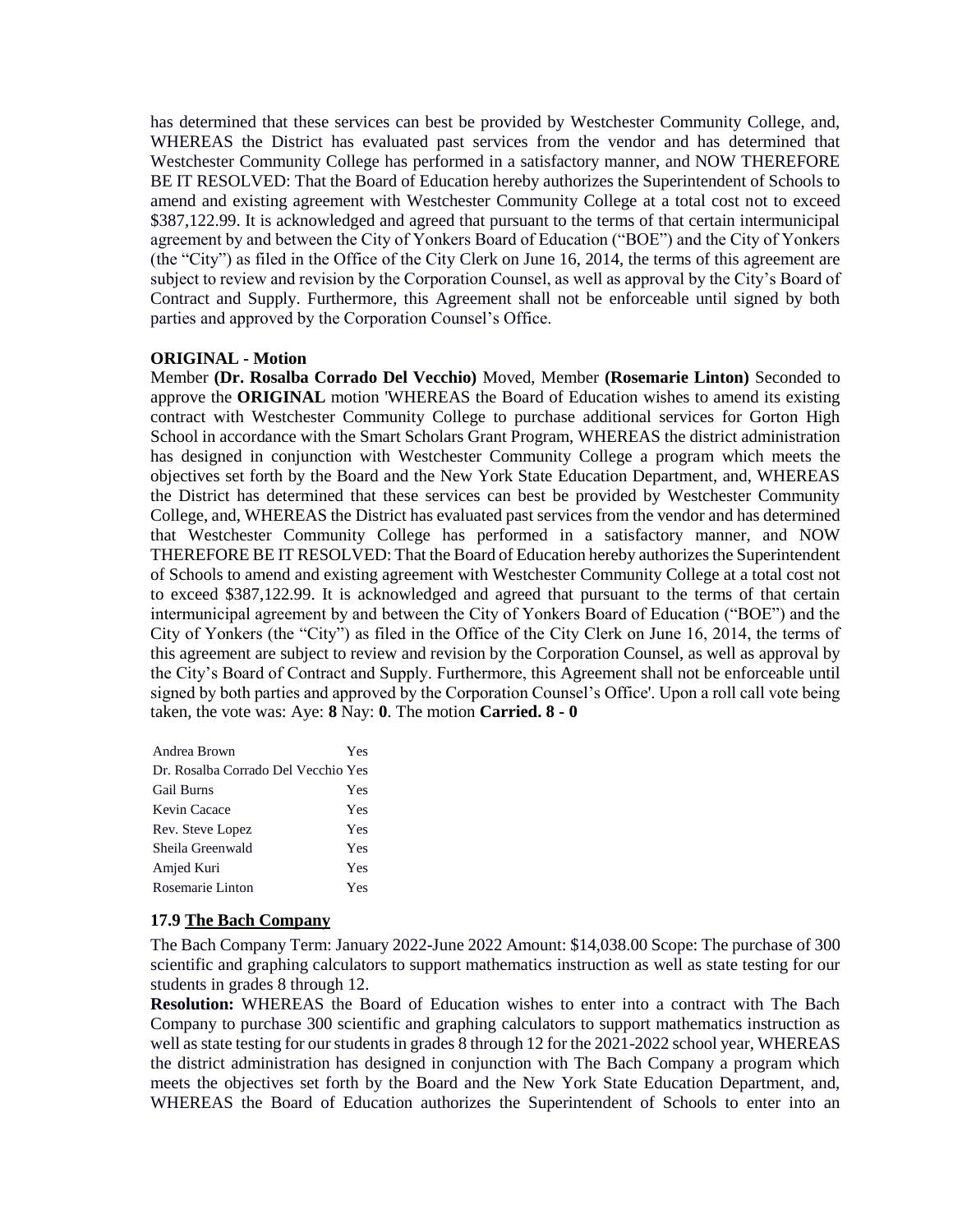has determined that these services can best be provided by Westchester Community College, and, WHEREAS the District has evaluated past services from the vendor and has determined that Westchester Community College has performed in a satisfactory manner, and NOW THEREFORE BE IT RESOLVED: That the Board of Education hereby authorizes the Superintendent of Schools to amend and existing agreement with Westchester Community College at a total cost not to exceed $387,122.99. It is acknowledged and agreed that pursuant to the terms of that certain intermunicipal agreement by and between the City of Yonkers Board of Education ("BOE") and the City of Yonkers (the "City") as filed in the Office of the City Clerk on June 16, 2014, the terms of this agreement are subject to review and revision by the Corporation Counsel, as well as approval by the City's Board of Contract and Supply. Furthermore, this Agreement shall not be enforceable until signed by both parties and approved by the Corporation Counsel's Office.

**ORIGINAL - Motion**

Member **(Dr. Rosalba Corrado Del Vecchio)** Moved, Member **(Rosemarie Linton)** Seconded to approve the **ORIGINAL** motion 'WHEREAS the Board of Education wishes to amend its existing contract with Westchester Community College to purchase additional services for Gorton High School in accordance with the Smart Scholars Grant Program, WHEREAS the district administration has designed in conjunction with Westchester Community College a program which meets the objectives set forth by the Board and the New York State Education Department, and, WHEREAS the District has determined that these services can best be provided by Westchester Community College, and, WHEREAS the District has evaluated past services from the vendor and has determined that Westchester Community College has performed in a satisfactory manner, and NOW THEREFORE BE IT RESOLVED: That the Board of Education hereby authorizes the Superintendent of Schools to amend and existing agreement with Westchester Community College at a total cost not to exceed $387,122.99. It is acknowledged and agreed that pursuant to the terms of that certain intermunicipal agreement by and between the City of Yonkers Board of Education ("BOE") and the City of Yonkers (the "City") as filed in the Office of the City Clerk on June 16, 2014, the terms of this agreement are subject to review and revision by the Corporation Counsel, as well as approval by the City's Board of Contract and Supply. Furthermore, this Agreement shall not be enforceable until signed by both parties and approved by the Corporation Counsel's Office'. Upon a roll call vote being taken, the vote was: Aye: **8** Nay: **0**. The motion **Carried. 8 - 0**

| | |
|---|---|
| Andrea Brown | Yes |
| Dr. Rosalba Corrado Del Vecchio | Yes |
| Gail Burns | Yes |
| Kevin Cacace | Yes |
| Rev. Steve Lopez | Yes |
| Sheila Greenwald | Yes |
| Amjed Kuri | Yes |
| Rosemarie Linton | Yes |

### 17.9 The Bach Company

The Bach Company Term: January 2022-June 2022 Amount: $14,038.00 Scope: The purchase of 300 scientific and graphing calculators to support mathematics instruction as well as state testing for our students in grades 8 through 12.

**Resolution:** WHEREAS the Board of Education wishes to enter into a contract with The Bach Company to purchase 300 scientific and graphing calculators to support mathematics instruction as well as state testing for our students in grades 8 through 12 for the 2021-2022 school year, WHEREAS the district administration has designed in conjunction with The Bach Company a program which meets the objectives set forth by the Board and the New York State Education Department, and, WHEREAS the Board of Education authorizes the Superintendent of Schools to enter into an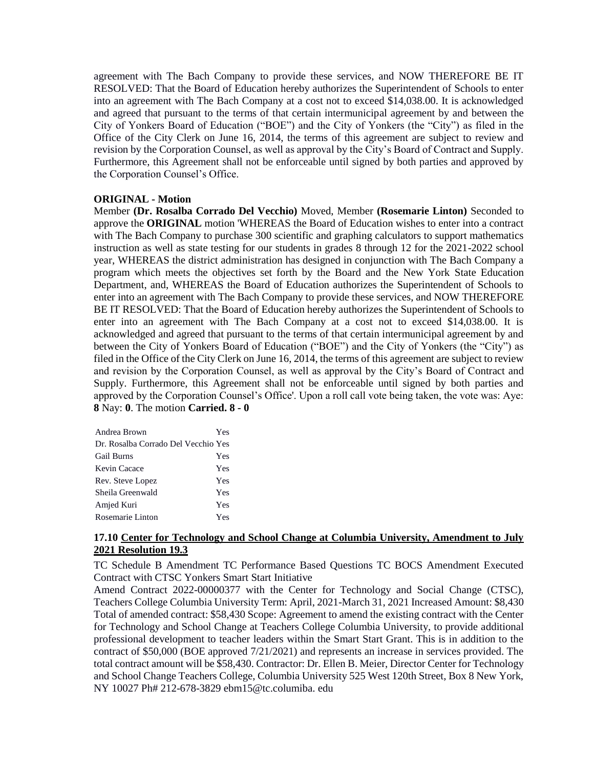agreement with The Bach Company to provide these services, and NOW THEREFORE BE IT RESOLVED: That the Board of Education hereby authorizes the Superintendent of Schools to enter into an agreement with The Bach Company at a cost not to exceed $14,038.00. It is acknowledged and agreed that pursuant to the terms of that certain intermunicipal agreement by and between the City of Yonkers Board of Education ("BOE") and the City of Yonkers (the "City") as filed in the Office of the City Clerk on June 16, 2014, the terms of this agreement are subject to review and revision by the Corporation Counsel, as well as approval by the City's Board of Contract and Supply. Furthermore, this Agreement shall not be enforceable until signed by both parties and approved by the Corporation Counsel's Office.

**ORIGINAL - Motion**

Member **(Dr. Rosalba Corrado Del Vecchio)** Moved, Member **(Rosemarie Linton)** Seconded to approve the **ORIGINAL** motion 'WHEREAS the Board of Education wishes to enter into a contract with The Bach Company to purchase 300 scientific and graphing calculators to support mathematics instruction as well as state testing for our students in grades 8 through 12 for the 2021-2022 school year, WHEREAS the district administration has designed in conjunction with The Bach Company a program which meets the objectives set forth by the Board and the New York State Education Department, and, WHEREAS the Board of Education authorizes the Superintendent of Schools to enter into an agreement with The Bach Company to provide these services, and NOW THEREFORE BE IT RESOLVED: That the Board of Education hereby authorizes the Superintendent of Schools to enter into an agreement with The Bach Company at a cost not to exceed $14,038.00. It is acknowledged and agreed that pursuant to the terms of that certain intermunicipal agreement by and between the City of Yonkers Board of Education ("BOE") and the City of Yonkers (the "City") as filed in the Office of the City Clerk on June 16, 2014, the terms of this agreement are subject to review and revision by the Corporation Counsel, as well as approval by the City's Board of Contract and Supply. Furthermore, this Agreement shall not be enforceable until signed by both parties and approved by the Corporation Counsel's Office'. Upon a roll call vote being taken, the vote was: Aye: **8** Nay: **0**. The motion **Carried. 8 - 0**

| | |
|---|---|
| Andrea Brown | Yes |
| Dr. Rosalba Corrado Del Vecchio | Yes |
| Gail Burns | Yes |
| Kevin Cacace | Yes |
| Rev. Steve Lopez | Yes |
| Sheila Greenwald | Yes |
| Amjed Kuri | Yes |
| Rosemarie Linton | Yes |

### 17.10 Center for Technology and School Change at Columbia University, Amendment to July 2021 Resolution 19.3

TC Schedule B Amendment TC Performance Based Questions TC BOCS Amendment Executed Contract with CTSC Yonkers Smart Start Initiative

Amend Contract 2022-00000377 with the Center for Technology and Social Change (CTSC), Teachers College Columbia University Term: April, 2021-March 31, 2021 Increased Amount: $8,430 Total of amended contract: $58,430 Scope: Agreement to amend the existing contract with the Center for Technology and School Change at Teachers College Columbia University, to provide additional professional development to teacher leaders within the Smart Start Grant. This is in addition to the contract of $50,000 (BOE approved 7/21/2021) and represents an increase in services provided. The total contract amount will be $58,430. Contractor: Dr. Ellen B. Meier, Director Center for Technology and School Change Teachers College, Columbia University 525 West 120th Street, Box 8 New York, NY 10027 Ph# 212-678-3829 ebm15@tc.columiba. edu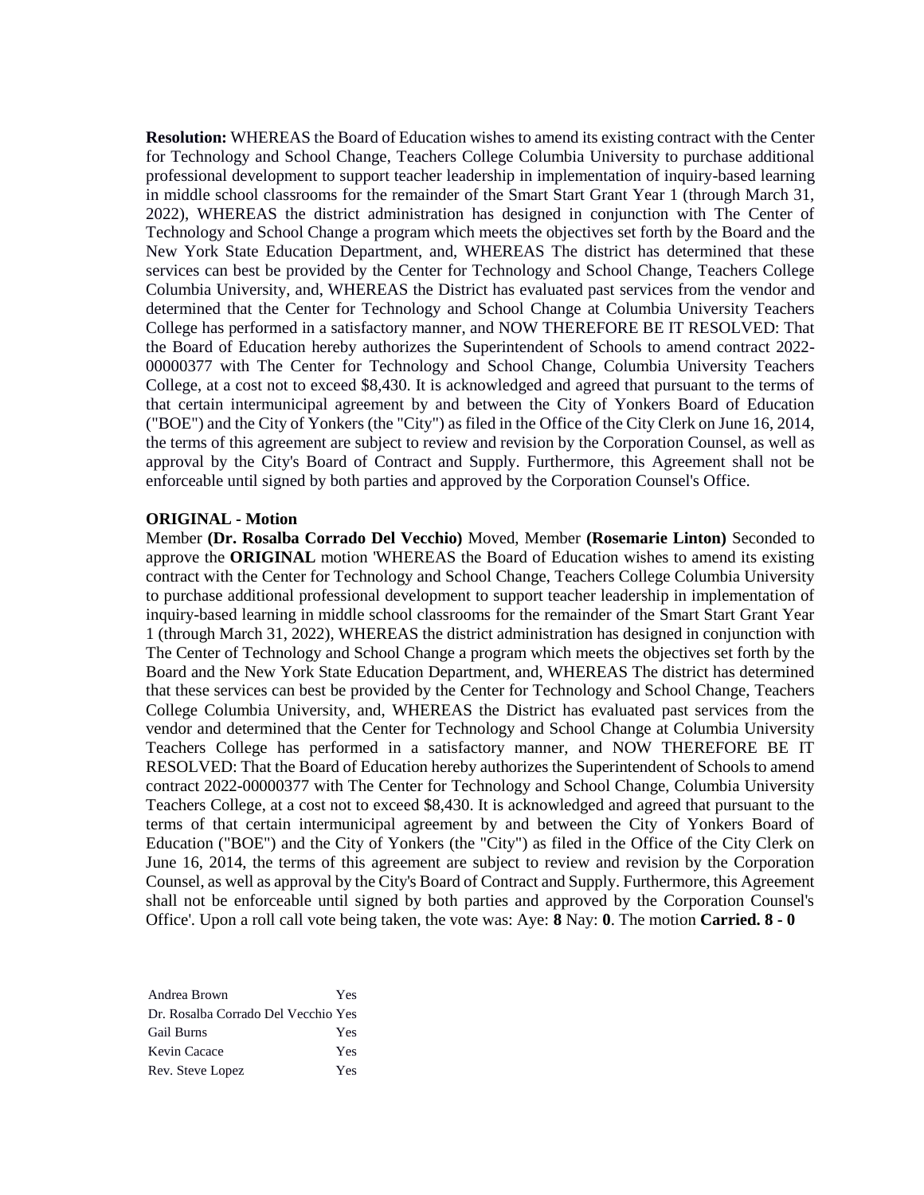**Resolution:** WHEREAS the Board of Education wishes to amend its existing contract with the Center for Technology and School Change, Teachers College Columbia University to purchase additional professional development to support teacher leadership in implementation of inquiry-based learning in middle school classrooms for the remainder of the Smart Start Grant Year 1 (through March 31, 2022), WHEREAS the district administration has designed in conjunction with The Center of Technology and School Change a program which meets the objectives set forth by the Board and the New York State Education Department, and, WHEREAS The district has determined that these services can best be provided by the Center for Technology and School Change, Teachers College Columbia University, and, WHEREAS the District has evaluated past services from the vendor and determined that the Center for Technology and School Change at Columbia University Teachers College has performed in a satisfactory manner, and NOW THEREFORE BE IT RESOLVED: That the Board of Education hereby authorizes the Superintendent of Schools to amend contract 2022-00000377 with The Center for Technology and School Change, Columbia University Teachers College, at a cost not to exceed $8,430. It is acknowledged and agreed that pursuant to the terms of that certain intermunicipal agreement by and between the City of Yonkers Board of Education ("BOE") and the City of Yonkers (the "City") as filed in the Office of the City Clerk on June 16, 2014, the terms of this agreement are subject to review and revision by the Corporation Counsel, as well as approval by the City's Board of Contract and Supply. Furthermore, this Agreement shall not be enforceable until signed by both parties and approved by the Corporation Counsel's Office.

**ORIGINAL - Motion**

Member **(Dr. Rosalba Corrado Del Vecchio)** Moved, Member **(Rosemarie Linton)** Seconded to approve the **ORIGINAL** motion 'WHEREAS the Board of Education wishes to amend its existing contract with the Center for Technology and School Change, Teachers College Columbia University to purchase additional professional development to support teacher leadership in implementation of inquiry-based learning in middle school classrooms for the remainder of the Smart Start Grant Year 1 (through March 31, 2022), WHEREAS the district administration has designed in conjunction with The Center of Technology and School Change a program which meets the objectives set forth by the Board and the New York State Education Department, and, WHEREAS The district has determined that these services can best be provided by the Center for Technology and School Change, Teachers College Columbia University, and, WHEREAS the District has evaluated past services from the vendor and determined that the Center for Technology and School Change at Columbia University Teachers College has performed in a satisfactory manner, and NOW THEREFORE BE IT RESOLVED: That the Board of Education hereby authorizes the Superintendent of Schools to amend contract 2022-00000377 with The Center for Technology and School Change, Columbia University Teachers College, at a cost not to exceed $8,430. It is acknowledged and agreed that pursuant to the terms of that certain intermunicipal agreement by and between the City of Yonkers Board of Education ("BOE") and the City of Yonkers (the "City") as filed in the Office of the City Clerk on June 16, 2014, the terms of this agreement are subject to review and revision by the Corporation Counsel, as well as approval by the City's Board of Contract and Supply. Furthermore, this Agreement shall not be enforceable until signed by both parties and approved by the Corporation Counsel's Office'. Upon a roll call vote being taken, the vote was: Aye: **8** Nay: **0**. The motion **Carried. 8 - 0**

| | |
|---|---|
| Andrea Brown | Yes |
| Dr. Rosalba Corrado Del Vecchio | Yes |
| Gail Burns | Yes |
| Kevin Cacace | Yes |
| Rev. Steve Lopez | Yes |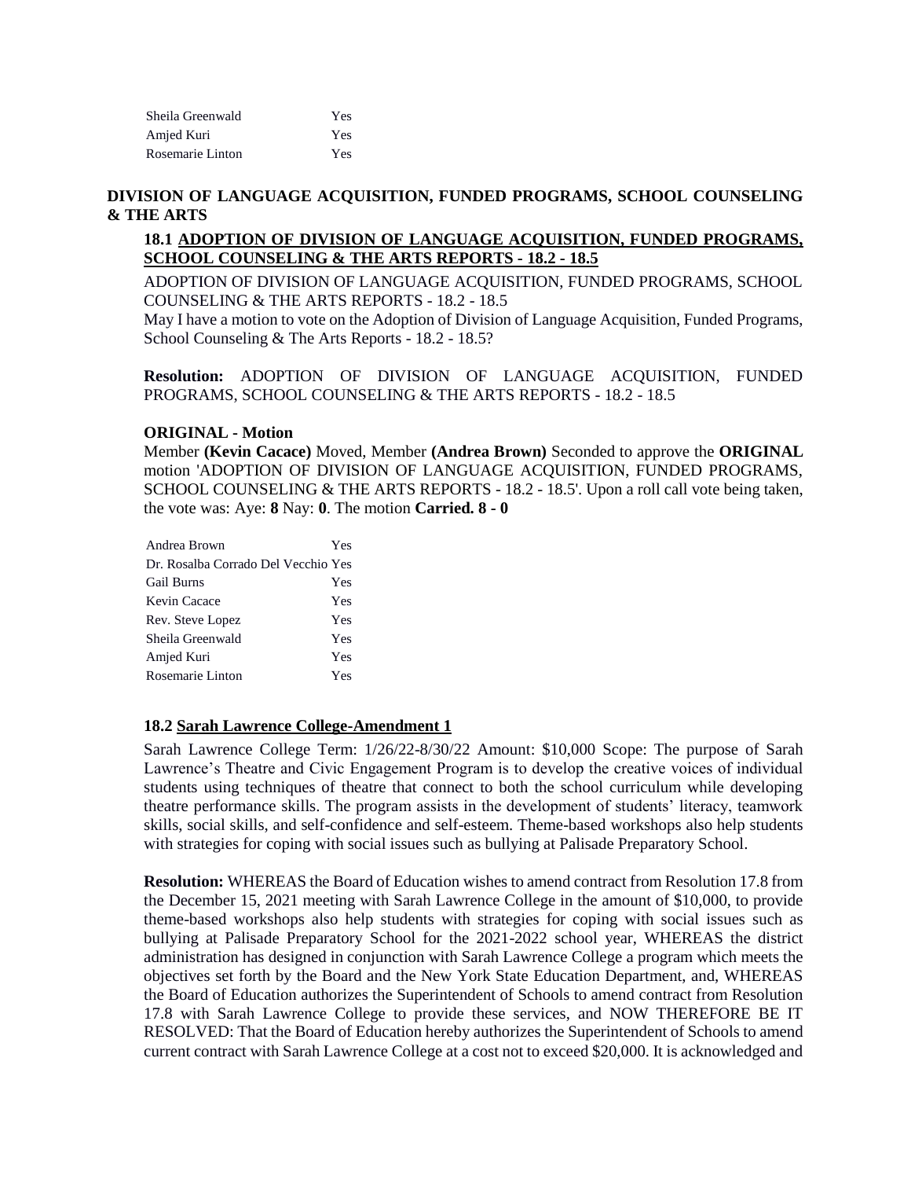| | |
|---|---|
| Sheila Greenwald | Yes |
| Amjed Kuri | Yes |
| Rosemarie Linton | Yes |

## DIVISION OF LANGUAGE ACQUISITION, FUNDED PROGRAMS, SCHOOL COUNSELING & THE ARTS

### 18.1 ADOPTION OF DIVISION OF LANGUAGE ACQUISITION, FUNDED PROGRAMS, SCHOOL COUNSELING & THE ARTS REPORTS - 18.2 - 18.5

ADOPTION OF DIVISION OF LANGUAGE ACQUISITION, FUNDED PROGRAMS, SCHOOL COUNSELING & THE ARTS REPORTS - 18.2 - 18.5

May I have a motion to vote on the Adoption of Division of Language Acquisition, Funded Programs, School Counseling & The Arts Reports - 18.2 - 18.5?

**Resolution:** ADOPTION OF DIVISION OF LANGUAGE ACQUISITION, FUNDED PROGRAMS, SCHOOL COUNSELING & THE ARTS REPORTS - 18.2 - 18.5

**ORIGINAL - Motion**

Member **(Kevin Cacace)** Moved, Member **(Andrea Brown)** Seconded to approve the **ORIGINAL** motion 'ADOPTION OF DIVISION OF LANGUAGE ACQUISITION, FUNDED PROGRAMS, SCHOOL COUNSELING & THE ARTS REPORTS - 18.2 - 18.5'. Upon a roll call vote being taken, the vote was: Aye: **8** Nay: **0**. The motion **Carried. 8 - 0**

| | |
|---|---|
| Andrea Brown | Yes |
| Dr. Rosalba Corrado Del Vecchio | Yes |
| Gail Burns | Yes |
| Kevin Cacace | Yes |
| Rev. Steve Lopez | Yes |
| Sheila Greenwald | Yes |
| Amjed Kuri | Yes |
| Rosemarie Linton | Yes |

### 18.2 Sarah Lawrence College-Amendment 1

Sarah Lawrence College Term: 1/26/22-8/30/22 Amount: $10,000 Scope: The purpose of Sarah Lawrence's Theatre and Civic Engagement Program is to develop the creative voices of individual students using techniques of theatre that connect to both the school curriculum while developing theatre performance skills. The program assists in the development of students' literacy, teamwork skills, social skills, and self-confidence and self-esteem. Theme-based workshops also help students with strategies for coping with social issues such as bullying at Palisade Preparatory School.

**Resolution:** WHEREAS the Board of Education wishes to amend contract from Resolution 17.8 from the December 15, 2021 meeting with Sarah Lawrence College in the amount of $10,000, to provide theme-based workshops also help students with strategies for coping with social issues such as bullying at Palisade Preparatory School for the 2021-2022 school year, WHEREAS the district administration has designed in conjunction with Sarah Lawrence College a program which meets the objectives set forth by the Board and the New York State Education Department, and, WHEREAS the Board of Education authorizes the Superintendent of Schools to amend contract from Resolution 17.8 with Sarah Lawrence College to provide these services, and NOW THEREFORE BE IT RESOLVED: That the Board of Education hereby authorizes the Superintendent of Schools to amend current contract with Sarah Lawrence College at a cost not to exceed $20,000. It is acknowledged and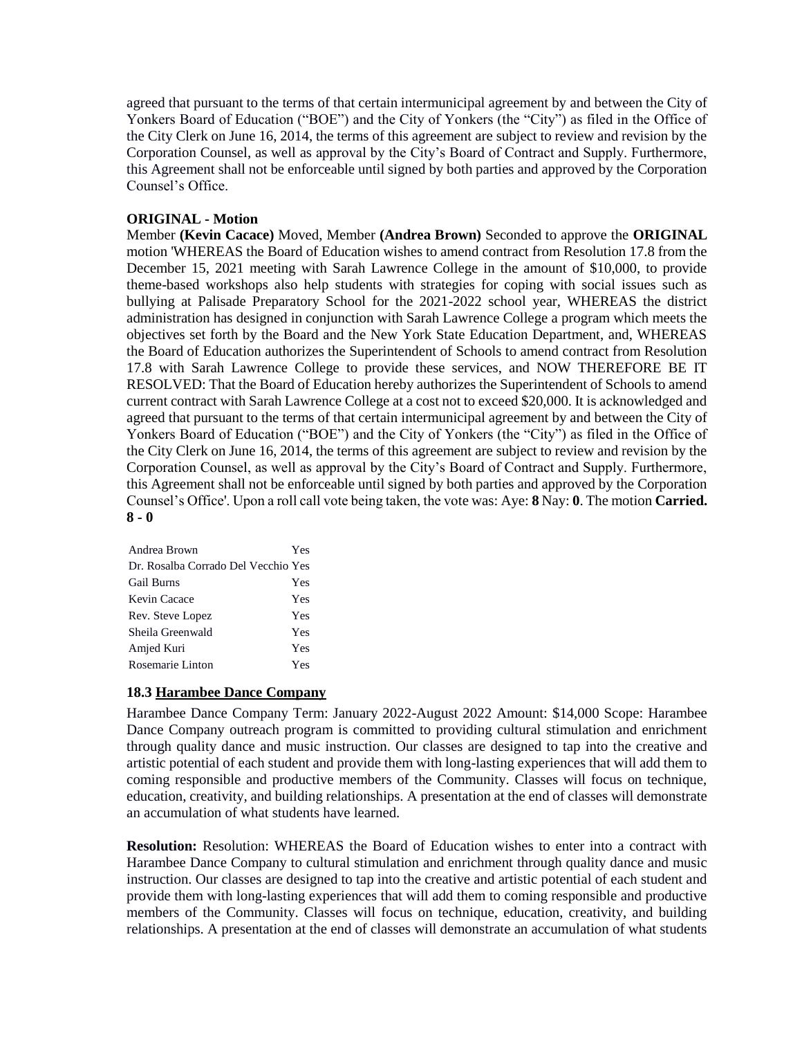agreed that pursuant to the terms of that certain intermunicipal agreement by and between the City of Yonkers Board of Education ("BOE") and the City of Yonkers (the "City") as filed in the Office of the City Clerk on June 16, 2014, the terms of this agreement are subject to review and revision by the Corporation Counsel, as well as approval by the City's Board of Contract and Supply. Furthermore, this Agreement shall not be enforceable until signed by both parties and approved by the Corporation Counsel's Office.

**ORIGINAL - Motion**

Member **(Kevin Cacace)** Moved, Member **(Andrea Brown)** Seconded to approve the **ORIGINAL** motion 'WHEREAS the Board of Education wishes to amend contract from Resolution 17.8 from the December 15, 2021 meeting with Sarah Lawrence College in the amount of $10,000, to provide theme-based workshops also help students with strategies for coping with social issues such as bullying at Palisade Preparatory School for the 2021-2022 school year, WHEREAS the district administration has designed in conjunction with Sarah Lawrence College a program which meets the objectives set forth by the Board and the New York State Education Department, and, WHEREAS the Board of Education authorizes the Superintendent of Schools to amend contract from Resolution 17.8 with Sarah Lawrence College to provide these services, and NOW THEREFORE BE IT RESOLVED: That the Board of Education hereby authorizes the Superintendent of Schools to amend current contract with Sarah Lawrence College at a cost not to exceed $20,000. It is acknowledged and agreed that pursuant to the terms of that certain intermunicipal agreement by and between the City of Yonkers Board of Education ("BOE") and the City of Yonkers (the "City") as filed in the Office of the City Clerk on June 16, 2014, the terms of this agreement are subject to review and revision by the Corporation Counsel, as well as approval by the City's Board of Contract and Supply. Furthermore, this Agreement shall not be enforceable until signed by both parties and approved by the Corporation Counsel's Office'. Upon a roll call vote being taken, the vote was: Aye: **8** Nay: **0**. The motion **Carried. 8 - 0**

| | |
|---|---|
| Andrea Brown | Yes |
| Dr. Rosalba Corrado Del Vecchio | Yes |
| Gail Burns | Yes |
| Kevin Cacace | Yes |
| Rev. Steve Lopez | Yes |
| Sheila Greenwald | Yes |
| Amjed Kuri | Yes |
| Rosemarie Linton | Yes |

### 18.3 Harambee Dance Company

Harambee Dance Company Term: January 2022-August 2022 Amount: $14,000 Scope: Harambee Dance Company outreach program is committed to providing cultural stimulation and enrichment through quality dance and music instruction. Our classes are designed to tap into the creative and artistic potential of each student and provide them with long-lasting experiences that will add them to coming responsible and productive members of the Community. Classes will focus on technique, education, creativity, and building relationships. A presentation at the end of classes will demonstrate an accumulation of what students have learned.

**Resolution:** Resolution: WHEREAS the Board of Education wishes to enter into a contract with Harambee Dance Company to cultural stimulation and enrichment through quality dance and music instruction. Our classes are designed to tap into the creative and artistic potential of each student and provide them with long-lasting experiences that will add them to coming responsible and productive members of the Community. Classes will focus on technique, education, creativity, and building relationships. A presentation at the end of classes will demonstrate an accumulation of what students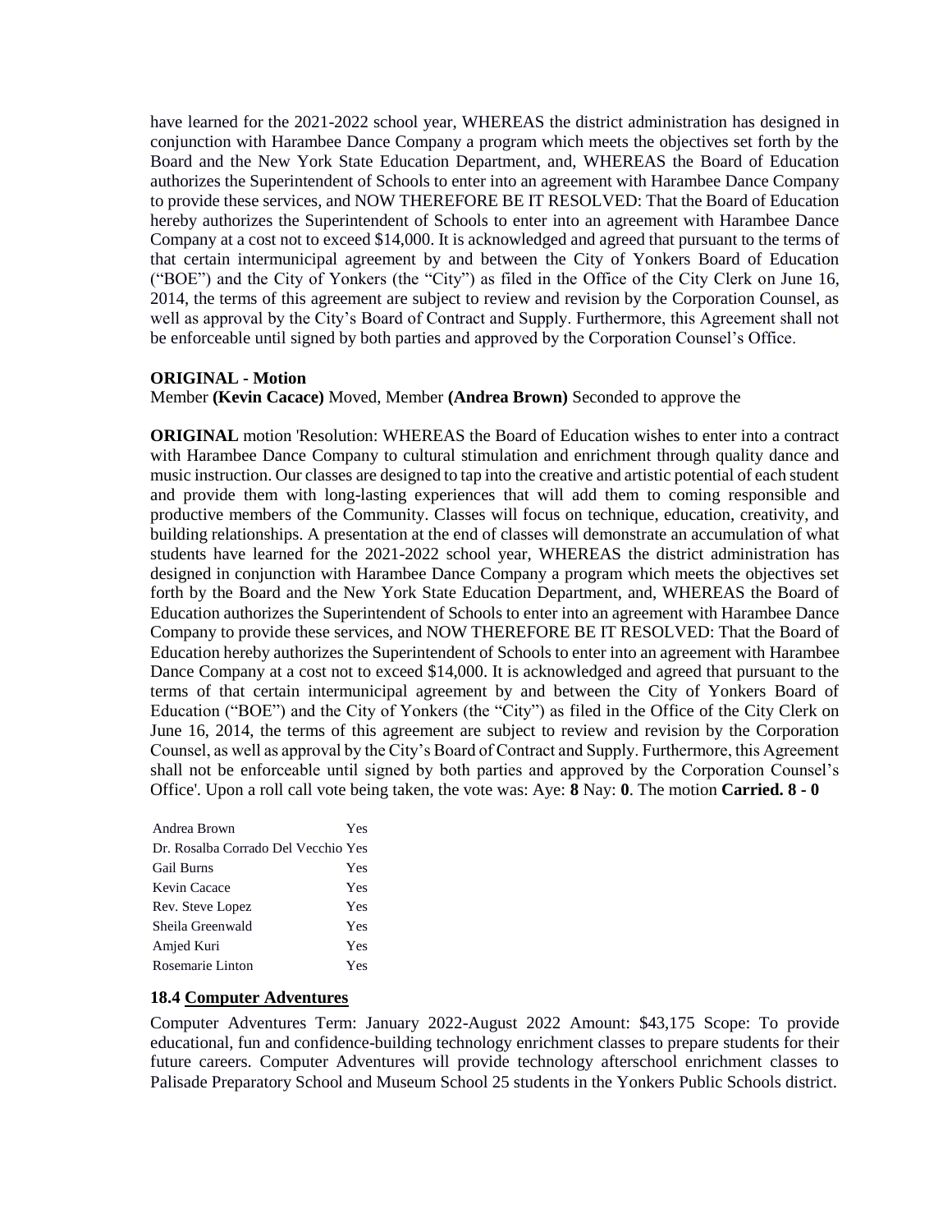have learned for the 2021-2022 school year, WHEREAS the district administration has designed in conjunction with Harambee Dance Company a program which meets the objectives set forth by the Board and the New York State Education Department, and, WHEREAS the Board of Education authorizes the Superintendent of Schools to enter into an agreement with Harambee Dance Company to provide these services, and NOW THEREFORE BE IT RESOLVED: That the Board of Education hereby authorizes the Superintendent of Schools to enter into an agreement with Harambee Dance Company at a cost not to exceed $14,000. It is acknowledged and agreed that pursuant to the terms of that certain intermunicipal agreement by and between the City of Yonkers Board of Education ("BOE") and the City of Yonkers (the "City") as filed in the Office of the City Clerk on June 16, 2014, the terms of this agreement are subject to review and revision by the Corporation Counsel, as well as approval by the City's Board of Contract and Supply. Furthermore, this Agreement shall not be enforceable until signed by both parties and approved by the Corporation Counsel's Office.

**ORIGINAL - Motion**

Member **(Kevin Cacace)** Moved, Member **(Andrea Brown)** Seconded to approve the

**ORIGINAL** motion 'Resolution: WHEREAS the Board of Education wishes to enter into a contract with Harambee Dance Company to cultural stimulation and enrichment through quality dance and music instruction. Our classes are designed to tap into the creative and artistic potential of each student and provide them with long-lasting experiences that will add them to coming responsible and productive members of the Community. Classes will focus on technique, education, creativity, and building relationships. A presentation at the end of classes will demonstrate an accumulation of what students have learned for the 2021-2022 school year, WHEREAS the district administration has designed in conjunction with Harambee Dance Company a program which meets the objectives set forth by the Board and the New York State Education Department, and, WHEREAS the Board of Education authorizes the Superintendent of Schools to enter into an agreement with Harambee Dance Company to provide these services, and NOW THEREFORE BE IT RESOLVED: That the Board of Education hereby authorizes the Superintendent of Schools to enter into an agreement with Harambee Dance Company at a cost not to exceed $14,000. It is acknowledged and agreed that pursuant to the terms of that certain intermunicipal agreement by and between the City of Yonkers Board of Education ("BOE") and the City of Yonkers (the "City") as filed in the Office of the City Clerk on June 16, 2014, the terms of this agreement are subject to review and revision by the Corporation Counsel, as well as approval by the City's Board of Contract and Supply. Furthermore, this Agreement shall not be enforceable until signed by both parties and approved by the Corporation Counsel's Office'. Upon a roll call vote being taken, the vote was: Aye: **8** Nay: **0**. The motion **Carried. 8 - 0**

| | |
|---|---|
| Andrea Brown | Yes |
| Dr. Rosalba Corrado Del Vecchio | Yes |
| Gail Burns | Yes |
| Kevin Cacace | Yes |
| Rev. Steve Lopez | Yes |
| Sheila Greenwald | Yes |
| Amjed Kuri | Yes |
| Rosemarie Linton | Yes |

### 18.4 Computer Adventures

Computer Adventures Term: January 2022-August 2022 Amount: $43,175 Scope: To provide educational, fun and confidence-building technology enrichment classes to prepare students for their future careers. Computer Adventures will provide technology afterschool enrichment classes to Palisade Preparatory School and Museum School 25 students in the Yonkers Public Schools district.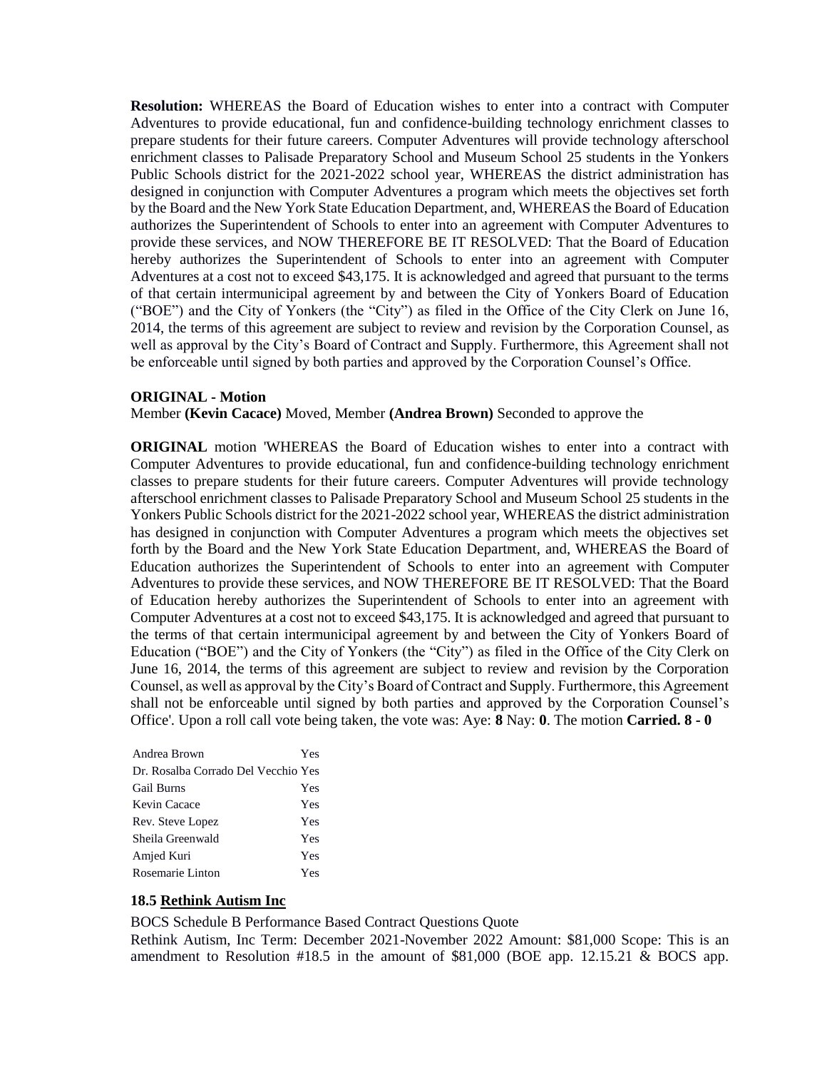**Resolution:** WHEREAS the Board of Education wishes to enter into a contract with Computer Adventures to provide educational, fun and confidence-building technology enrichment classes to prepare students for their future careers. Computer Adventures will provide technology afterschool enrichment classes to Palisade Preparatory School and Museum School 25 students in the Yonkers Public Schools district for the 2021-2022 school year, WHEREAS the district administration has designed in conjunction with Computer Adventures a program which meets the objectives set forth by the Board and the New York State Education Department, and, WHEREAS the Board of Education authorizes the Superintendent of Schools to enter into an agreement with Computer Adventures to provide these services, and NOW THEREFORE BE IT RESOLVED: That the Board of Education hereby authorizes the Superintendent of Schools to enter into an agreement with Computer Adventures at a cost not to exceed $43,175. It is acknowledged and agreed that pursuant to the terms of that certain intermunicipal agreement by and between the City of Yonkers Board of Education ("BOE") and the City of Yonkers (the "City") as filed in the Office of the City Clerk on June 16, 2014, the terms of this agreement are subject to review and revision by the Corporation Counsel, as well as approval by the City's Board of Contract and Supply. Furthermore, this Agreement shall not be enforceable until signed by both parties and approved by the Corporation Counsel's Office.

**ORIGINAL - Motion**

Member **(Kevin Cacace)** Moved, Member **(Andrea Brown)** Seconded to approve the

**ORIGINAL** motion 'WHEREAS the Board of Education wishes to enter into a contract with Computer Adventures to provide educational, fun and confidence-building technology enrichment classes to prepare students for their future careers. Computer Adventures will provide technology afterschool enrichment classes to Palisade Preparatory School and Museum School 25 students in the Yonkers Public Schools district for the 2021-2022 school year, WHEREAS the district administration has designed in conjunction with Computer Adventures a program which meets the objectives set forth by the Board and the New York State Education Department, and, WHEREAS the Board of Education authorizes the Superintendent of Schools to enter into an agreement with Computer Adventures to provide these services, and NOW THEREFORE BE IT RESOLVED: That the Board of Education hereby authorizes the Superintendent of Schools to enter into an agreement with Computer Adventures at a cost not to exceed $43,175. It is acknowledged and agreed that pursuant to the terms of that certain intermunicipal agreement by and between the City of Yonkers Board of Education ("BOE") and the City of Yonkers (the "City") as filed in the Office of the City Clerk on June 16, 2014, the terms of this agreement are subject to review and revision by the Corporation Counsel, as well as approval by the City's Board of Contract and Supply. Furthermore, this Agreement shall not be enforceable until signed by both parties and approved by the Corporation Counsel's Office'. Upon a roll call vote being taken, the vote was: Aye: **8** Nay: **0**. The motion **Carried. 8 - 0**

| | |
|---|---|
| Andrea Brown | Yes |
| Dr. Rosalba Corrado Del Vecchio | Yes |
| Gail Burns | Yes |
| Kevin Cacace | Yes |
| Rev. Steve Lopez | Yes |
| Sheila Greenwald | Yes |
| Amjed Kuri | Yes |
| Rosemarie Linton | Yes |

### 18.5 Rethink Autism Inc

BOCS Schedule B Performance Based Contract Questions Quote

Rethink Autism, Inc Term: December 2021-November 2022 Amount: $81,000 Scope: This is an amendment to Resolution #18.5 in the amount of $81,000 (BOE app. 12.15.21 & BOCS app.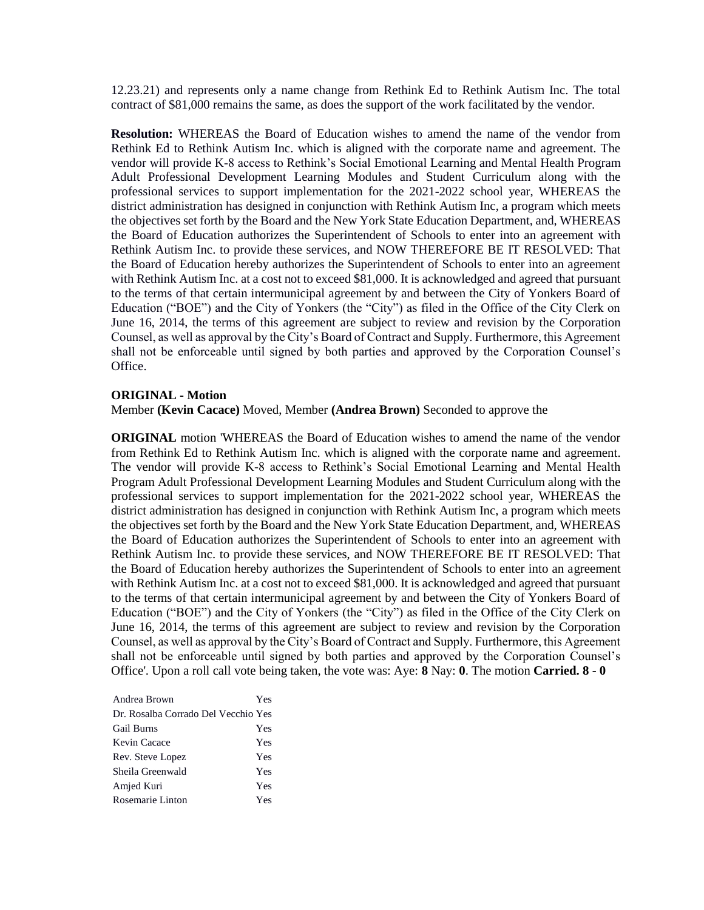12.23.21) and represents only a name change from Rethink Ed to Rethink Autism Inc. The total contract of $81,000 remains the same, as does the support of the work facilitated by the vendor.

**Resolution:** WHEREAS the Board of Education wishes to amend the name of the vendor from Rethink Ed to Rethink Autism Inc. which is aligned with the corporate name and agreement. The vendor will provide K-8 access to Rethink's Social Emotional Learning and Mental Health Program Adult Professional Development Learning Modules and Student Curriculum along with the professional services to support implementation for the 2021-2022 school year, WHEREAS the district administration has designed in conjunction with Rethink Autism Inc, a program which meets the objectives set forth by the Board and the New York State Education Department, and, WHEREAS the Board of Education authorizes the Superintendent of Schools to enter into an agreement with Rethink Autism Inc. to provide these services, and NOW THEREFORE BE IT RESOLVED: That the Board of Education hereby authorizes the Superintendent of Schools to enter into an agreement with Rethink Autism Inc. at a cost not to exceed $81,000. It is acknowledged and agreed that pursuant to the terms of that certain intermunicipal agreement by and between the City of Yonkers Board of Education ("BOE") and the City of Yonkers (the "City") as filed in the Office of the City Clerk on June 16, 2014, the terms of this agreement are subject to review and revision by the Corporation Counsel, as well as approval by the City's Board of Contract and Supply. Furthermore, this Agreement shall not be enforceable until signed by both parties and approved by the Corporation Counsel's Office.

**ORIGINAL - Motion**

Member **(Kevin Cacace)** Moved, Member **(Andrea Brown)** Seconded to approve the

**ORIGINAL** motion 'WHEREAS the Board of Education wishes to amend the name of the vendor from Rethink Ed to Rethink Autism Inc. which is aligned with the corporate name and agreement. The vendor will provide K-8 access to Rethink's Social Emotional Learning and Mental Health Program Adult Professional Development Learning Modules and Student Curriculum along with the professional services to support implementation for the 2021-2022 school year, WHEREAS the district administration has designed in conjunction with Rethink Autism Inc, a program which meets the objectives set forth by the Board and the New York State Education Department, and, WHEREAS the Board of Education authorizes the Superintendent of Schools to enter into an agreement with Rethink Autism Inc. to provide these services, and NOW THEREFORE BE IT RESOLVED: That the Board of Education hereby authorizes the Superintendent of Schools to enter into an agreement with Rethink Autism Inc. at a cost not to exceed $81,000. It is acknowledged and agreed that pursuant to the terms of that certain intermunicipal agreement by and between the City of Yonkers Board of Education ("BOE") and the City of Yonkers (the "City") as filed in the Office of the City Clerk on June 16, 2014, the terms of this agreement are subject to review and revision by the Corporation Counsel, as well as approval by the City's Board of Contract and Supply. Furthermore, this Agreement shall not be enforceable until signed by both parties and approved by the Corporation Counsel's Office'. Upon a roll call vote being taken, the vote was: Aye: **8** Nay: **0**. The motion **Carried. 8 - 0**

| | |
|---|---|
| Andrea Brown | Yes |
| Dr. Rosalba Corrado Del Vecchio | Yes |
| Gail Burns | Yes |
| Kevin Cacace | Yes |
| Rev. Steve Lopez | Yes |
| Sheila Greenwald | Yes |
| Amjed Kuri | Yes |
| Rosemarie Linton | Yes |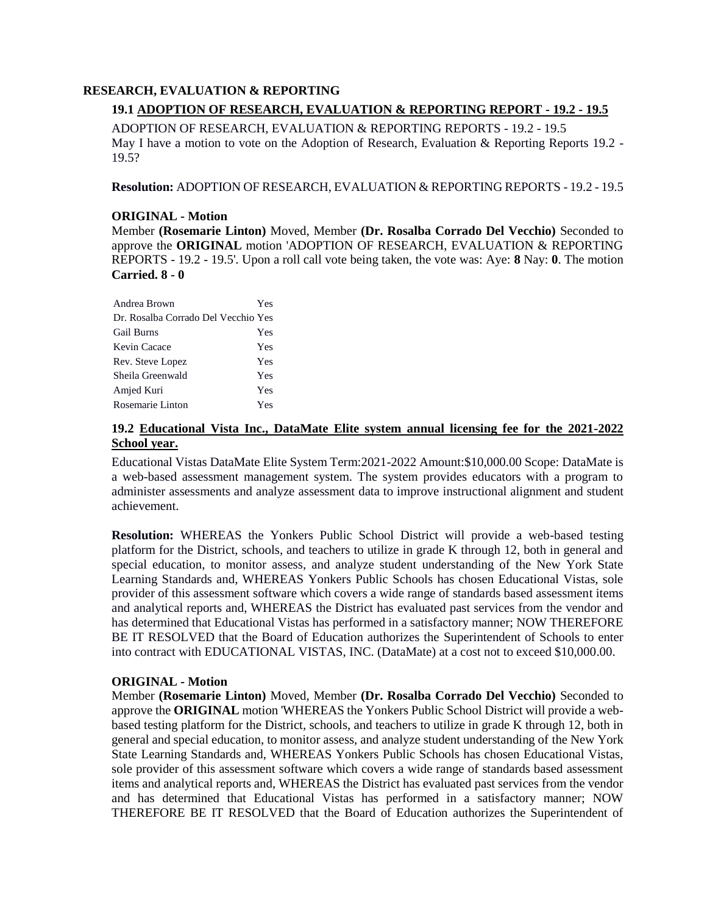## RESEARCH, EVALUATION & REPORTING

### 19.1 ADOPTION OF RESEARCH, EVALUATION & REPORTING REPORT - 19.2 - 19.5

ADOPTION OF RESEARCH, EVALUATION & REPORTING REPORTS - 19.2 - 19.5
May I have a motion to vote on the Adoption of Research, Evaluation & Reporting Reports 19.2 - 19.5?

**Resolution:** ADOPTION OF RESEARCH, EVALUATION & REPORTING REPORTS - 19.2 - 19.5

**ORIGINAL - Motion**
Member **(Rosemarie Linton)** Moved, Member **(Dr. Rosalba Corrado Del Vecchio)** Seconded to approve the **ORIGINAL** motion 'ADOPTION OF RESEARCH, EVALUATION & REPORTING REPORTS - 19.2 - 19.5'. Upon a roll call vote being taken, the vote was: Aye: **8** Nay: **0**. The motion **Carried. 8 - 0**

| | |
|---|---|
| Andrea Brown | Yes |
| Dr. Rosalba Corrado Del Vecchio | Yes |
| Gail Burns | Yes |
| Kevin Cacace | Yes |
| Rev. Steve Lopez | Yes |
| Sheila Greenwald | Yes |
| Amjed Kuri | Yes |
| Rosemarie Linton | Yes |

### 19.2 Educational Vista Inc., DataMate Elite system annual licensing fee for the 2021-2022 School year.

Educational Vistas DataMate Elite System Term:2021-2022 Amount:$10,000.00 Scope: DataMate is a web-based assessment management system. The system provides educators with a program to administer assessments and analyze assessment data to improve instructional alignment and student achievement.

**Resolution:** WHEREAS the Yonkers Public School District will provide a web-based testing platform for the District, schools, and teachers to utilize in grade K through 12, both in general and special education, to monitor assess, and analyze student understanding of the New York State Learning Standards and, WHEREAS Yonkers Public Schools has chosen Educational Vistas, sole provider of this assessment software which covers a wide range of standards based assessment items and analytical reports and, WHEREAS the District has evaluated past services from the vendor and has determined that Educational Vistas has performed in a satisfactory manner; NOW THEREFORE BE IT RESOLVED that the Board of Education authorizes the Superintendent of Schools to enter into contract with EDUCATIONAL VISTAS, INC. (DataMate) at a cost not to exceed $10,000.00.

**ORIGINAL - Motion**
Member **(Rosemarie Linton)** Moved, Member **(Dr. Rosalba Corrado Del Vecchio)** Seconded to approve the **ORIGINAL** motion 'WHEREAS the Yonkers Public School District will provide a web-based testing platform for the District, schools, and teachers to utilize in grade K through 12, both in general and special education, to monitor assess, and analyze student understanding of the New York State Learning Standards and, WHEREAS Yonkers Public Schools has chosen Educational Vistas, sole provider of this assessment software which covers a wide range of standards based assessment items and analytical reports and, WHEREAS the District has evaluated past services from the vendor and has determined that Educational Vistas has performed in a satisfactory manner; NOW THEREFORE BE IT RESOLVED that the Board of Education authorizes the Superintendent of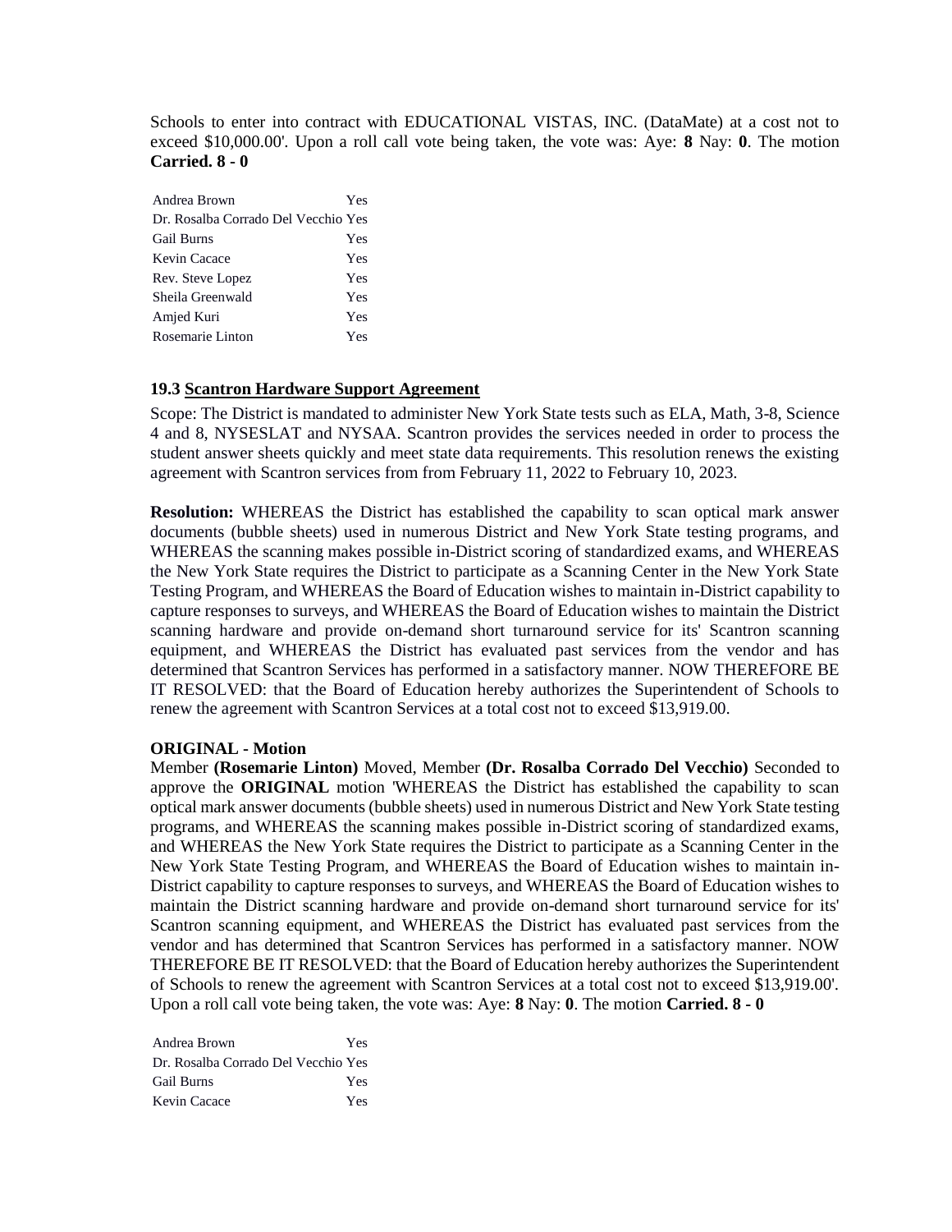Schools to enter into contract with EDUCATIONAL VISTAS, INC. (DataMate) at a cost not to exceed $10,000.00'. Upon a roll call vote being taken, the vote was: Aye: **8** Nay: **0**. The motion **Carried. 8 - 0**

| | |
|---|---|
| Andrea Brown | Yes |
| Dr. Rosalba Corrado Del Vecchio | Yes |
| Gail Burns | Yes |
| Kevin Cacace | Yes |
| Rev. Steve Lopez | Yes |
| Sheila Greenwald | Yes |
| Amjed Kuri | Yes |
| Rosemarie Linton | Yes |

### 19.3 Scantron Hardware Support Agreement

Scope: The District is mandated to administer New York State tests such as ELA, Math, 3-8, Science 4 and 8, NYSESLAT and NYSAA. Scantron provides the services needed in order to process the student answer sheets quickly and meet state data requirements. This resolution renews the existing agreement with Scantron services from from February 11, 2022 to February 10, 2023.

**Resolution:** WHEREAS the District has established the capability to scan optical mark answer documents (bubble sheets) used in numerous District and New York State testing programs, and WHEREAS the scanning makes possible in-District scoring of standardized exams, and WHEREAS the New York State requires the District to participate as a Scanning Center in the New York State Testing Program, and WHEREAS the Board of Education wishes to maintain in-District capability to capture responses to surveys, and WHEREAS the Board of Education wishes to maintain the District scanning hardware and provide on-demand short turnaround service for its' Scantron scanning equipment, and WHEREAS the District has evaluated past services from the vendor and has determined that Scantron Services has performed in a satisfactory manner. NOW THEREFORE BE IT RESOLVED: that the Board of Education hereby authorizes the Superintendent of Schools to renew the agreement with Scantron Services at a total cost not to exceed $13,919.00.

**ORIGINAL - Motion**

Member **(Rosemarie Linton)** Moved, Member **(Dr. Rosalba Corrado Del Vecchio)** Seconded to approve the **ORIGINAL** motion 'WHEREAS the District has established the capability to scan optical mark answer documents (bubble sheets) used in numerous District and New York State testing programs, and WHEREAS the scanning makes possible in-District scoring of standardized exams, and WHEREAS the New York State requires the District to participate as a Scanning Center in the New York State Testing Program, and WHEREAS the Board of Education wishes to maintain in-District capability to capture responses to surveys, and WHEREAS the Board of Education wishes to maintain the District scanning hardware and provide on-demand short turnaround service for its' Scantron scanning equipment, and WHEREAS the District has evaluated past services from the vendor and has determined that Scantron Services has performed in a satisfactory manner. NOW THEREFORE BE IT RESOLVED: that the Board of Education hereby authorizes the Superintendent of Schools to renew the agreement with Scantron Services at a total cost not to exceed $13,919.00'. Upon a roll call vote being taken, the vote was: Aye: **8** Nay: **0**. The motion **Carried. 8 - 0**

| | |
|---|---|
| Andrea Brown | Yes |
| Dr. Rosalba Corrado Del Vecchio | Yes |
| Gail Burns | Yes |
| Kevin Cacace | Yes |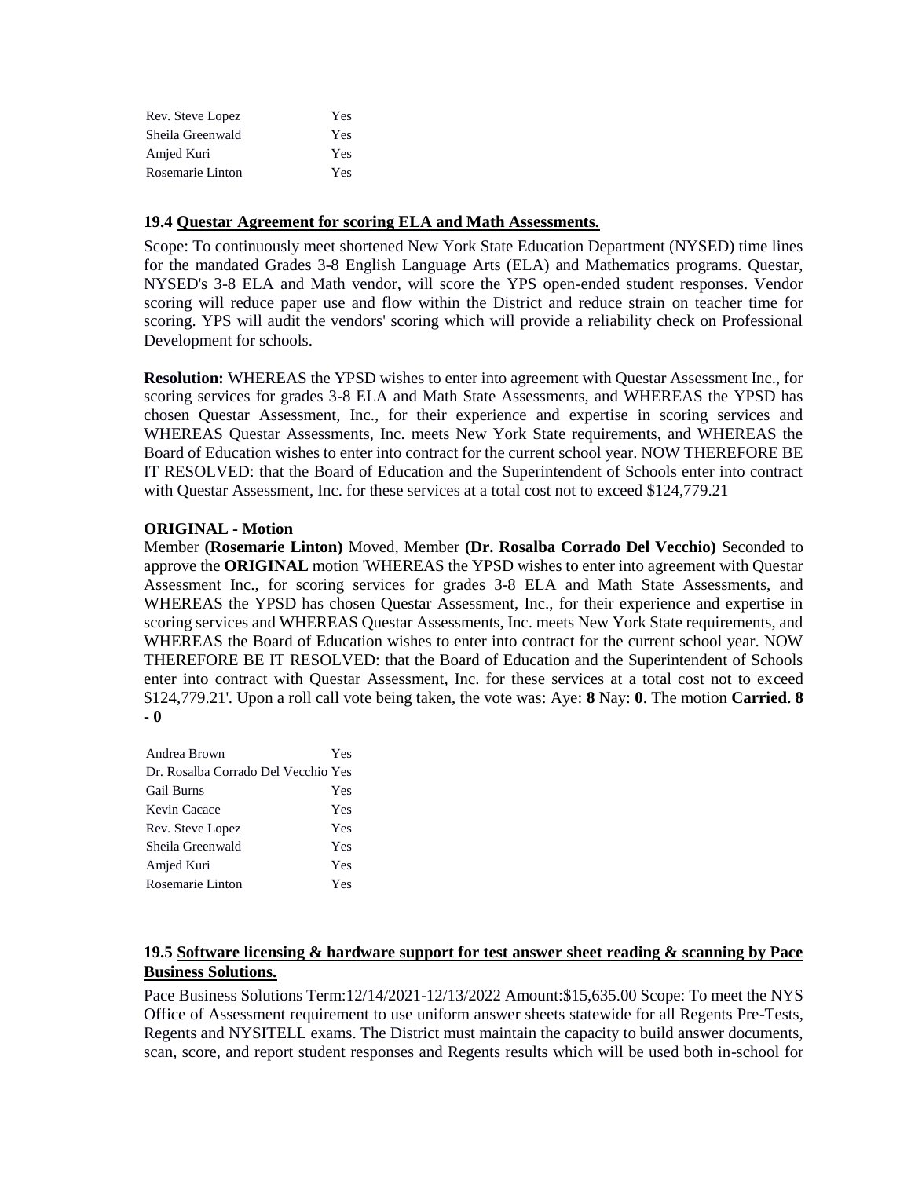| | |
|---|---|
| Rev. Steve Lopez | Yes |
| Sheila Greenwald | Yes |
| Amjed Kuri | Yes |
| Rosemarie Linton | Yes |

**19.4 <u>Questar Agreement for scoring ELA and Math Assessments.</u>**

Scope: To continuously meet shortened New York State Education Department (NYSED) time lines for the mandated Grades 3-8 English Language Arts (ELA) and Mathematics programs. Questar, NYSED's 3-8 ELA and Math vendor, will score the YPS open-ended student responses. Vendor scoring will reduce paper use and flow within the District and reduce strain on teacher time for scoring. YPS will audit the vendors' scoring which will provide a reliability check on Professional Development for schools.

**Resolution:** WHEREAS the YPSD wishes to enter into agreement with Questar Assessment Inc., for scoring services for grades 3-8 ELA and Math State Assessments, and WHEREAS the YPSD has chosen Questar Assessment, Inc., for their experience and expertise in scoring services and WHEREAS Questar Assessments, Inc. meets New York State requirements, and WHEREAS the Board of Education wishes to enter into contract for the current school year. NOW THEREFORE BE IT RESOLVED: that the Board of Education and the Superintendent of Schools enter into contract with Questar Assessment, Inc. for these services at a total cost not to exceed $124,779.21

**ORIGINAL - Motion**

Member **(Rosemarie Linton)** Moved, Member **(Dr. Rosalba Corrado Del Vecchio)** Seconded to approve the **ORIGINAL** motion 'WHEREAS the YPSD wishes to enter into agreement with Questar Assessment Inc., for scoring services for grades 3-8 ELA and Math State Assessments, and WHEREAS the YPSD has chosen Questar Assessment, Inc., for their experience and expertise in scoring services and WHEREAS Questar Assessments, Inc. meets New York State requirements, and WHEREAS the Board of Education wishes to enter into contract for the current school year. NOW THEREFORE BE IT RESOLVED: that the Board of Education and the Superintendent of Schools enter into contract with Questar Assessment, Inc. for these services at a total cost not to exceed $124,779.21'. Upon a roll call vote being taken, the vote was: Aye: **8** Nay: **0**. The motion **Carried. 8 - 0**

| | |
|---|---|
| Andrea Brown | Yes |
| Dr. Rosalba Corrado Del Vecchio | Yes |
| Gail Burns | Yes |
| Kevin Cacace | Yes |
| Rev. Steve Lopez | Yes |
| Sheila Greenwald | Yes |
| Amjed Kuri | Yes |
| Rosemarie Linton | Yes |

**19.5 <u>Software licensing & hardware support for test answer sheet reading & scanning by Pace Business Solutions.</u>**

Pace Business Solutions Term:12/14/2021-12/13/2022 Amount:$15,635.00 Scope: To meet the NYS Office of Assessment requirement to use uniform answer sheets statewide for all Regents Pre-Tests, Regents and NYSITELL exams. The District must maintain the capacity to build answer documents, scan, score, and report student responses and Regents results which will be used both in-school for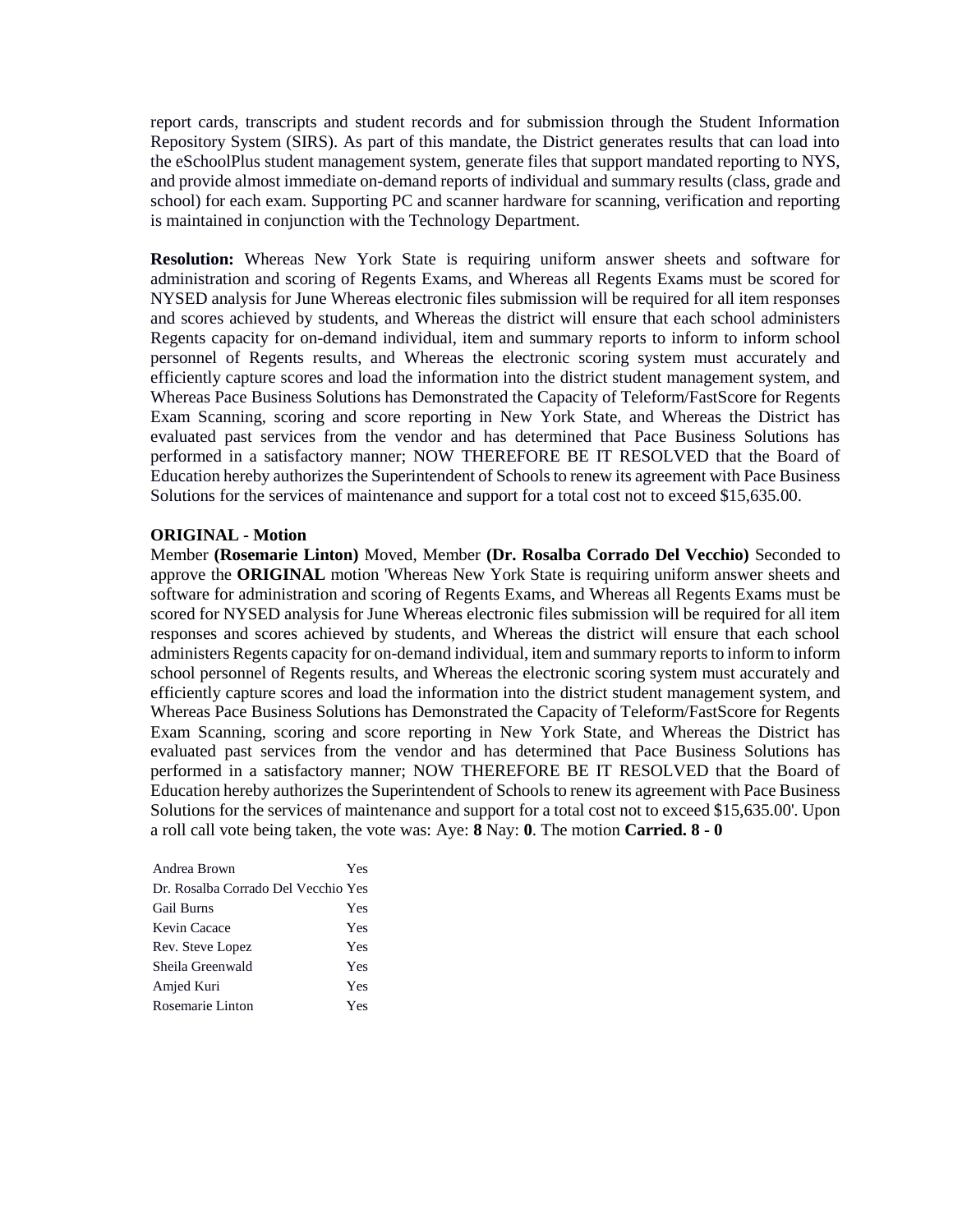report cards, transcripts and student records and for submission through the Student Information Repository System (SIRS). As part of this mandate, the District generates results that can load into the eSchoolPlus student management system, generate files that support mandated reporting to NYS, and provide almost immediate on-demand reports of individual and summary results (class, grade and school) for each exam. Supporting PC and scanner hardware for scanning, verification and reporting is maintained in conjunction with the Technology Department.

**Resolution:** Whereas New York State is requiring uniform answer sheets and software for administration and scoring of Regents Exams, and Whereas all Regents Exams must be scored for NYSED analysis for June Whereas electronic files submission will be required for all item responses and scores achieved by students, and Whereas the district will ensure that each school administers Regents capacity for on-demand individual, item and summary reports to inform to inform school personnel of Regents results, and Whereas the electronic scoring system must accurately and efficiently capture scores and load the information into the district student management system, and Whereas Pace Business Solutions has Demonstrated the Capacity of Teleform/FastScore for Regents Exam Scanning, scoring and score reporting in New York State, and Whereas the District has evaluated past services from the vendor and has determined that Pace Business Solutions has performed in a satisfactory manner; NOW THEREFORE BE IT RESOLVED that the Board of Education hereby authorizes the Superintendent of Schools to renew its agreement with Pace Business Solutions for the services of maintenance and support for a total cost not to exceed $15,635.00.

**ORIGINAL - Motion**

Member **(Rosemarie Linton)** Moved, Member **(Dr. Rosalba Corrado Del Vecchio)** Seconded to approve the **ORIGINAL** motion 'Whereas New York State is requiring uniform answer sheets and software for administration and scoring of Regents Exams, and Whereas all Regents Exams must be scored for NYSED analysis for June Whereas electronic files submission will be required for all item responses and scores achieved by students, and Whereas the district will ensure that each school administers Regents capacity for on-demand individual, item and summary reports to inform to inform school personnel of Regents results, and Whereas the electronic scoring system must accurately and efficiently capture scores and load the information into the district student management system, and Whereas Pace Business Solutions has Demonstrated the Capacity of Teleform/FastScore for Regents Exam Scanning, scoring and score reporting in New York State, and Whereas the District has evaluated past services from the vendor and has determined that Pace Business Solutions has performed in a satisfactory manner; NOW THEREFORE BE IT RESOLVED that the Board of Education hereby authorizes the Superintendent of Schools to renew its agreement with Pace Business Solutions for the services of maintenance and support for a total cost not to exceed $15,635.00'. Upon a roll call vote being taken, the vote was: Aye: **8** Nay: **0**. The motion **Carried. 8 - 0**

| | |
|---|---|
| Andrea Brown | Yes |
| Dr. Rosalba Corrado Del Vecchio | Yes |
| Gail Burns | Yes |
| Kevin Cacace | Yes |
| Rev. Steve Lopez | Yes |
| Sheila Greenwald | Yes |
| Amjed Kuri | Yes |
| Rosemarie Linton | Yes |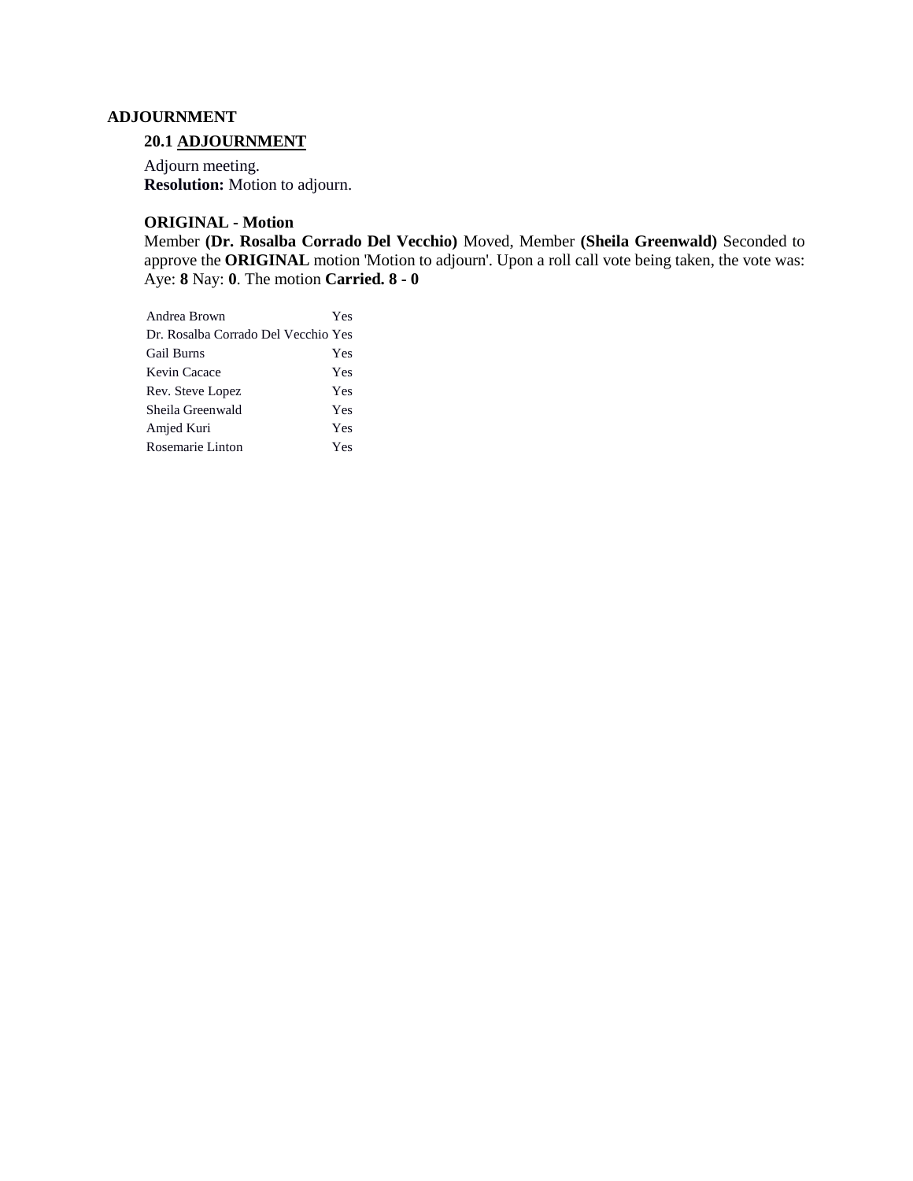## ADJOURNMENT

### 20.1 ADJOURNMENT

Adjourn meeting.
**Resolution:** Motion to adjourn.

**ORIGINAL - Motion**
Member **(Dr. Rosalba Corrado Del Vecchio)** Moved, Member **(Sheila Greenwald)** Seconded to approve the **ORIGINAL** motion 'Motion to adjourn'. Upon a roll call vote being taken, the vote was: Aye: **8** Nay: **0**. The motion **Carried. 8 - 0**

| | |
|---|---|
| Andrea Brown | Yes |
| Dr. Rosalba Corrado Del Vecchio | Yes |
| Gail Burns | Yes |
| Kevin Cacace | Yes |
| Rev. Steve Lopez | Yes |
| Sheila Greenwald | Yes |
| Amjed Kuri | Yes |
| Rosemarie Linton | Yes |